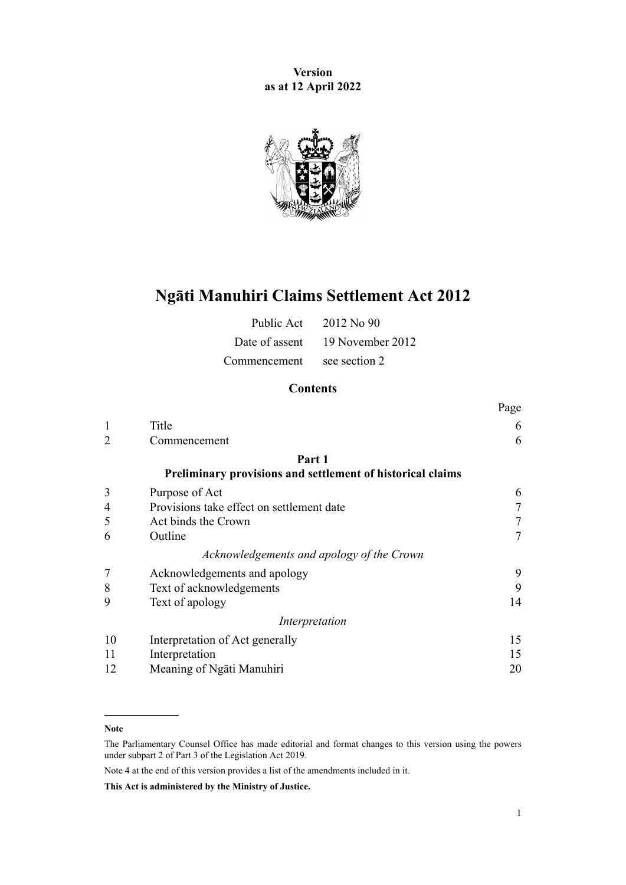**Version**
**as at 12 April 2022**

# Ngāti Manuhiri Claims Settlement Act 2012

| | |
|---|---|
| Public Act | 2012 No 90 |
| Date of assent | 19 November 2012 |
| Commencement | see section 2 |

## Contents

| | | Page |
|---|---|---|
| 1 | Title | 6 |
| 2 | Commencement | 6 |
| | **Part 1** **Preliminary provisions and settlement of historical claims** | |
| 3 | Purpose of Act | 6 |
| 4 | Provisions take effect on settlement date | 7 |
| 5 | Act binds the Crown | 7 |
| 6 | Outline | 7 |
| | *Acknowledgements and apology of the Crown* | |
| 7 | Acknowledgements and apology | 9 |
| 8 | Text of acknowledgements | 9 |
| 9 | Text of apology | 14 |
| | *Interpretation* | |
| 10 | Interpretation of Act generally | 15 |
| 11 | Interpretation | 15 |
| 12 | Meaning of Ngāti Manuhiri | 20 |

**Note**

The Parliamentary Counsel Office has made editorial and format changes to this version using the powers under subpart 2 of Part 3 of the Legislation Act 2019.

Note 4 at the end of this version provides a list of the amendments included in it.

**This Act is administered by the Ministry of Justice.**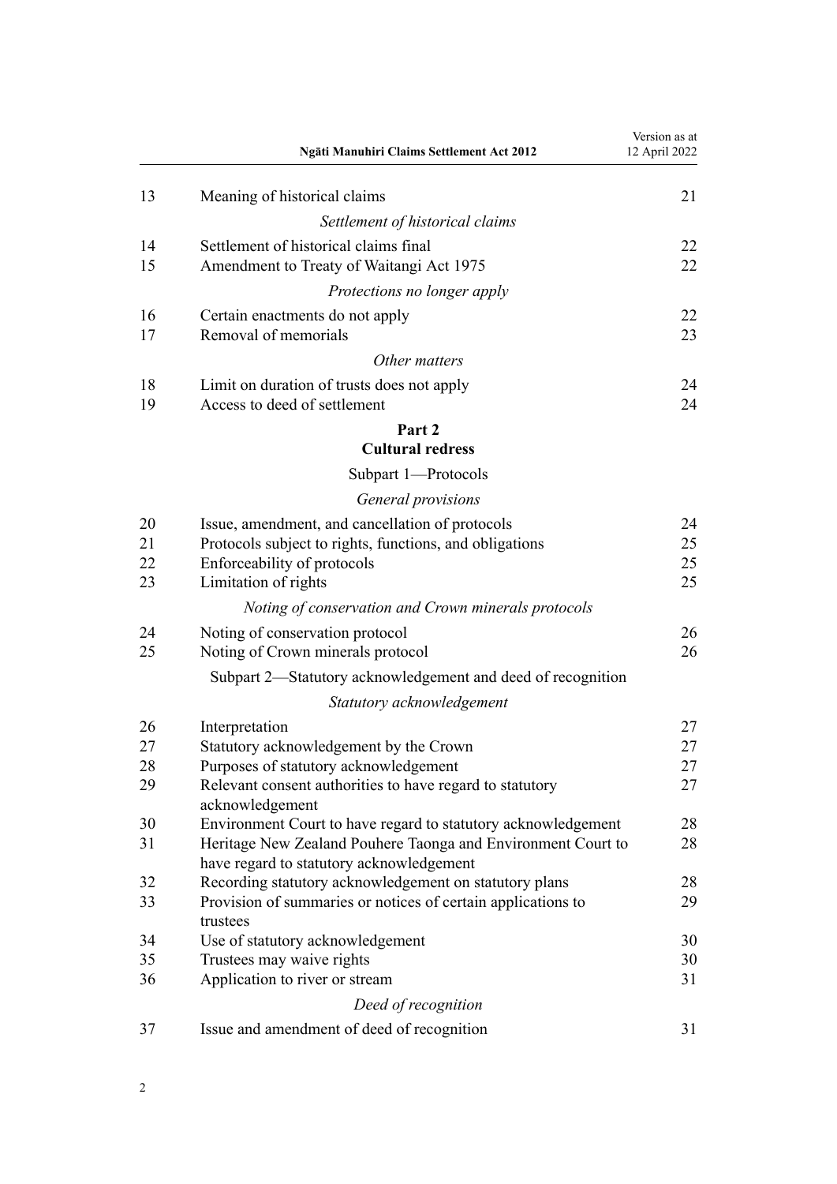| | | |
|---|---|---|
| 13 | Meaning of historical claims | 21 |
| | *Settlement of historical claims* | |
| 14 | Settlement of historical claims final | 22 |
| 15 | Amendment to Treaty of Waitangi Act 1975 | 22 |
| | *Protections no longer apply* | |
| 16 | Certain enactments do not apply | 22 |
| 17 | Removal of memorials | 23 |
| | *Other matters* | |
| 18 | Limit on duration of trusts does not apply | 24 |
| 19 | Access to deed of settlement | 24 |
| | **Part 2** **Cultural redress** | |
| | Subpart 1—Protocols | |
| | *General provisions* | |
| 20 | Issue, amendment, and cancellation of protocols | 24 |
| 21 | Protocols subject to rights, functions, and obligations | 25 |
| 22 | Enforceability of protocols | 25 |
| 23 | Limitation of rights | 25 |
| | *Noting of conservation and Crown minerals protocols* | |
| 24 | Noting of conservation protocol | 26 |
| 25 | Noting of Crown minerals protocol | 26 |
| | Subpart 2—Statutory acknowledgement and deed of recognition | |
| | *Statutory acknowledgement* | |
| 26 | Interpretation | 27 |
| 27 | Statutory acknowledgement by the Crown | 27 |
| 28 | Purposes of statutory acknowledgement | 27 |
| 29 | Relevant consent authorities to have regard to statutory acknowledgement | 27 |
| 30 | Environment Court to have regard to statutory acknowledgement | 28 |
| 31 | Heritage New Zealand Pouhere Taonga and Environment Court to have regard to statutory acknowledgement | 28 |
| 32 | Recording statutory acknowledgement on statutory plans | 28 |
| 33 | Provision of summaries or notices of certain applications to trustees | 29 |
| 34 | Use of statutory acknowledgement | 30 |
| 35 | Trustees may waive rights | 30 |
| 36 | Application to river or stream | 31 |
| | *Deed of recognition* | |
| 37 | Issue and amendment of deed of recognition | 31 |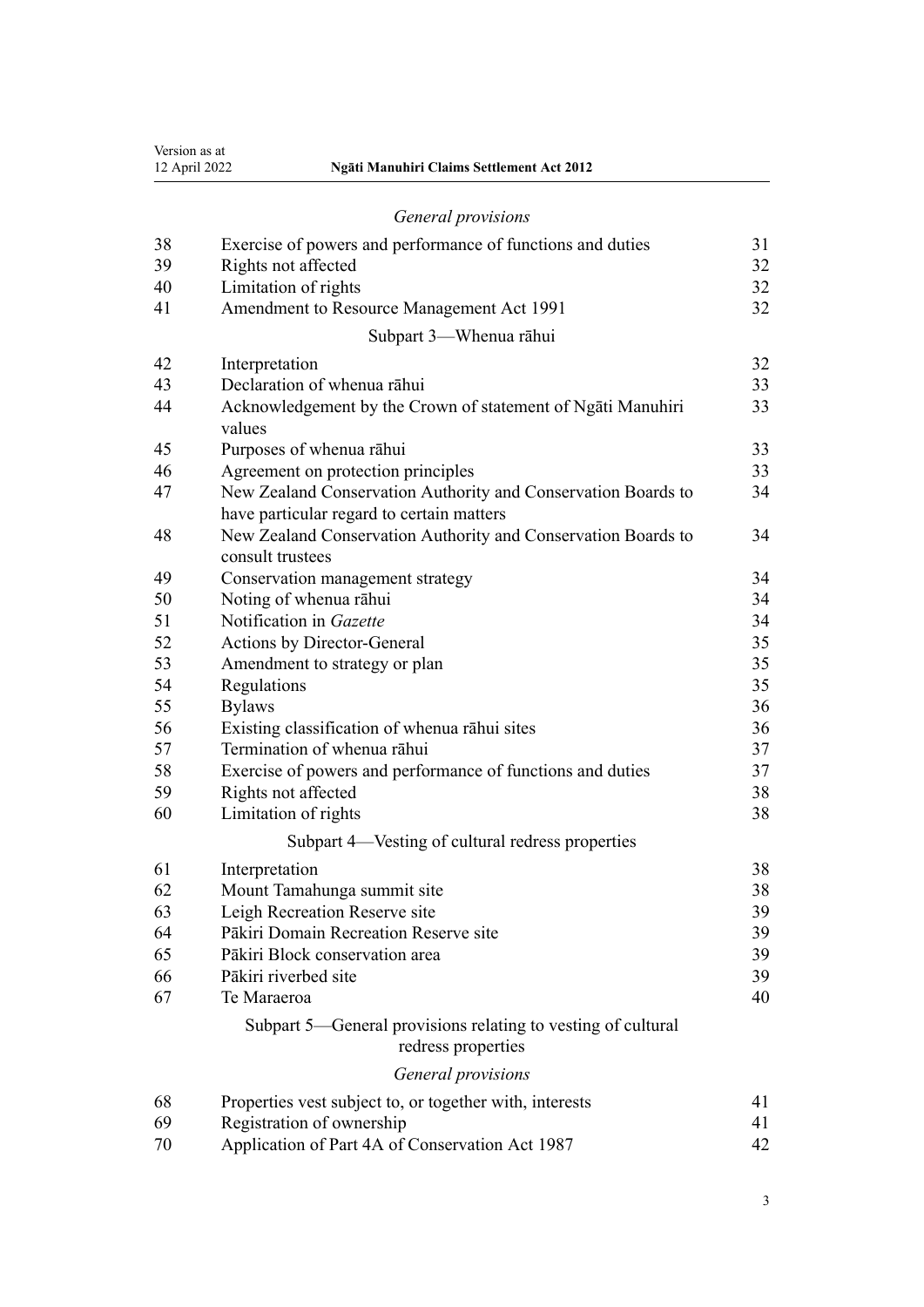*General provisions*

| | | |
|---|---|---|
| 38 | Exercise of powers and performance of functions and duties | 31 |
| 39 | Rights not affected | 32 |
| 40 | Limitation of rights | 32 |
| 41 | Amendment to Resource Management Act 1991 | 32 |

Subpart 3—Whenua rāhui

| | | |
|---|---|---|
| 42 | Interpretation | 32 |
| 43 | Declaration of whenua rāhui | 33 |
| 44 | Acknowledgement by the Crown of statement of Ngāti Manuhiri values | 33 |
| 45 | Purposes of whenua rāhui | 33 |
| 46 | Agreement on protection principles | 33 |
| 47 | New Zealand Conservation Authority and Conservation Boards to have particular regard to certain matters | 34 |
| 48 | New Zealand Conservation Authority and Conservation Boards to consult trustees | 34 |
| 49 | Conservation management strategy | 34 |
| 50 | Noting of whenua rāhui | 34 |
| 51 | Notification in *Gazette* | 34 |
| 52 | Actions by Director-General | 35 |
| 53 | Amendment to strategy or plan | 35 |
| 54 | Regulations | 35 |
| 55 | Bylaws | 36 |
| 56 | Existing classification of whenua rāhui sites | 36 |
| 57 | Termination of whenua rāhui | 37 |
| 58 | Exercise of powers and performance of functions and duties | 37 |
| 59 | Rights not affected | 38 |
| 60 | Limitation of rights | 38 |

Subpart 4—Vesting of cultural redress properties

| | | |
|---|---|---|
| 61 | Interpretation | 38 |
| 62 | Mount Tamahunga summit site | 38 |
| 63 | Leigh Recreation Reserve site | 39 |
| 64 | Pākiri Domain Recreation Reserve site | 39 |
| 65 | Pākiri Block conservation area | 39 |
| 66 | Pākiri riverbed site | 39 |
| 67 | Te Maraeroa | 40 |

Subpart 5—General provisions relating to vesting of cultural redress properties

*General provisions*

| | | |
|---|---|---|
| 68 | Properties vest subject to, or together with, interests | 41 |
| 69 | Registration of ownership | 41 |
| 70 | Application of Part 4A of Conservation Act 1987 | 42 |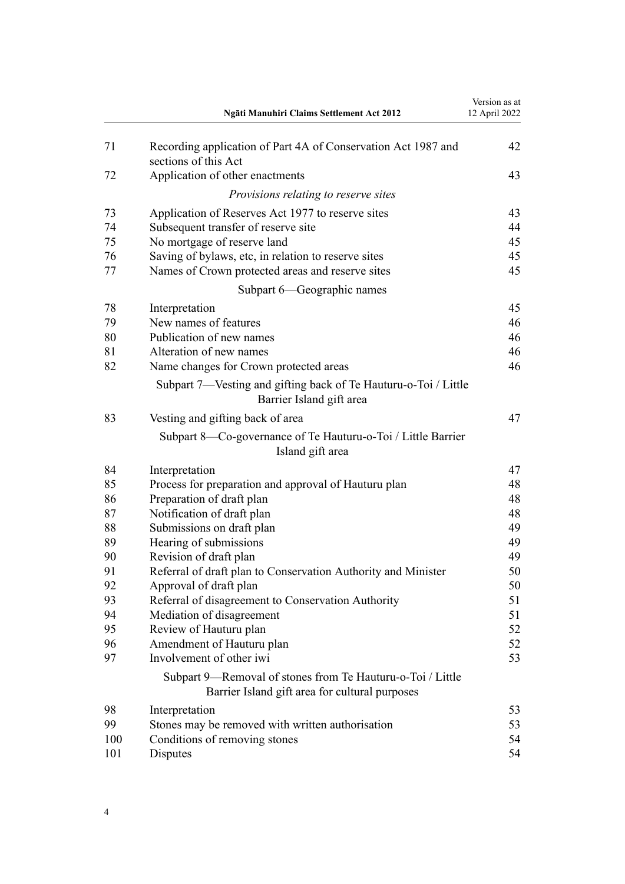| | | |
|---|---|---|
| 71 | Recording application of Part 4A of Conservation Act 1987 and sections of this Act | 42 |
| 72 | Application of other enactments | 43 |
| | *Provisions relating to reserve sites* | |
| 73 | Application of Reserves Act 1977 to reserve sites | 43 |
| 74 | Subsequent transfer of reserve site | 44 |
| 75 | No mortgage of reserve land | 45 |
| 76 | Saving of bylaws, etc, in relation to reserve sites | 45 |
| 77 | Names of Crown protected areas and reserve sites | 45 |
| | Subpart 6—Geographic names | |
| 78 | Interpretation | 45 |
| 79 | New names of features | 46 |
| 80 | Publication of new names | 46 |
| 81 | Alteration of new names | 46 |
| 82 | Name changes for Crown protected areas | 46 |
| | Subpart 7—Vesting and gifting back of Te Hauturu-o-Toi / Little Barrier Island gift area | |
| 83 | Vesting and gifting back of area | 47 |
| | Subpart 8—Co-governance of Te Hauturu-o-Toi / Little Barrier Island gift area | |
| 84 | Interpretation | 47 |
| 85 | Process for preparation and approval of Hauturu plan | 48 |
| 86 | Preparation of draft plan | 48 |
| 87 | Notification of draft plan | 48 |
| 88 | Submissions on draft plan | 49 |
| 89 | Hearing of submissions | 49 |
| 90 | Revision of draft plan | 49 |
| 91 | Referral of draft plan to Conservation Authority and Minister | 50 |
| 92 | Approval of draft plan | 50 |
| 93 | Referral of disagreement to Conservation Authority | 51 |
| 94 | Mediation of disagreement | 51 |
| 95 | Review of Hauturu plan | 52 |
| 96 | Amendment of Hauturu plan | 52 |
| 97 | Involvement of other iwi | 53 |
| | Subpart 9—Removal of stones from Te Hauturu-o-Toi / Little Barrier Island gift area for cultural purposes | |
| 98 | Interpretation | 53 |
| 99 | Stones may be removed with written authorisation | 53 |
| 100 | Conditions of removing stones | 54 |
| 101 | Disputes | 54 |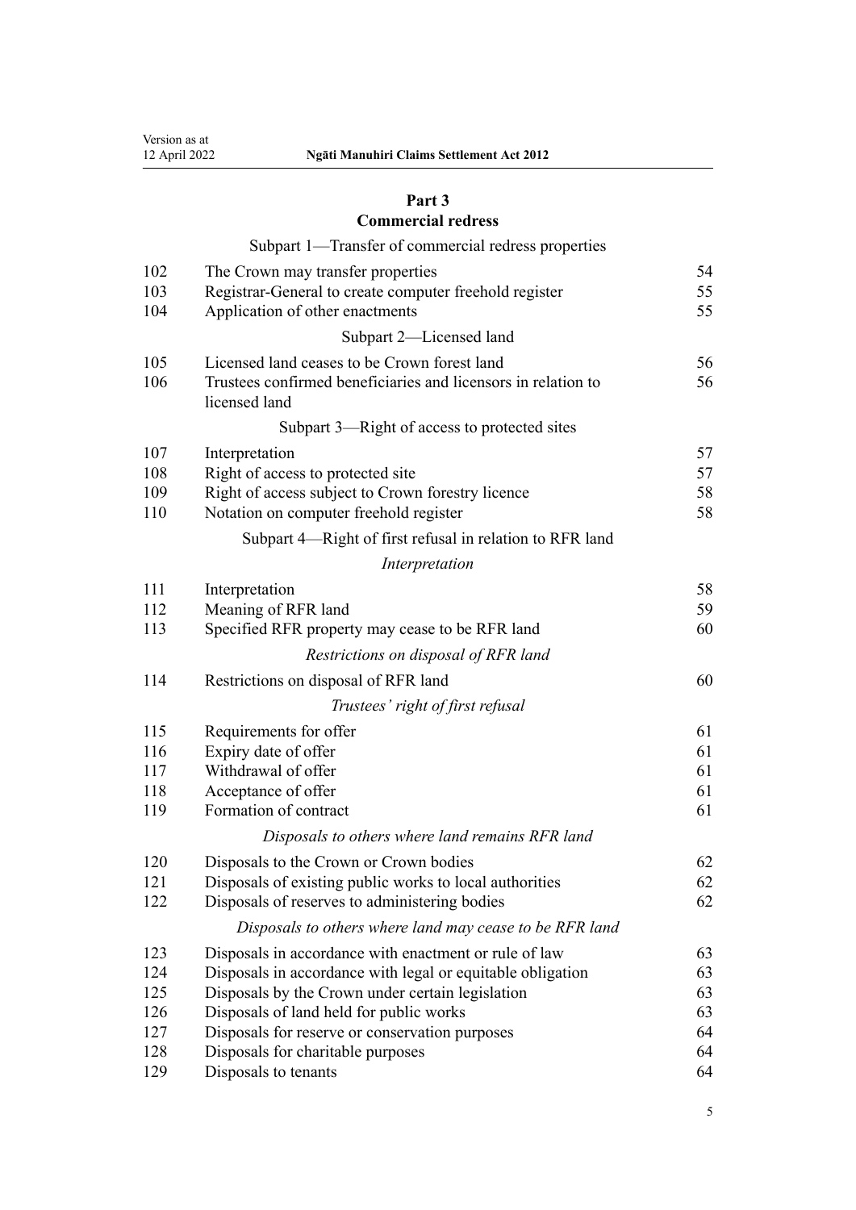## Part 3
## Commercial redress

Subpart 1—Transfer of commercial redress properties

| | | |
|---|---|---|
| 102 | The Crown may transfer properties | 54 |
| 103 | Registrar-General to create computer freehold register | 55 |
| 104 | Application of other enactments | 55 |

Subpart 2—Licensed land

| | | |
|---|---|---|
| 105 | Licensed land ceases to be Crown forest land | 56 |
| 106 | Trustees confirmed beneficiaries and licensors in relation to licensed land | 56 |

Subpart 3—Right of access to protected sites

| | | |
|---|---|---|
| 107 | Interpretation | 57 |
| 108 | Right of access to protected site | 57 |
| 109 | Right of access subject to Crown forestry licence | 58 |
| 110 | Notation on computer freehold register | 58 |

Subpart 4—Right of first refusal in relation to RFR land

*Interpretation*

| | | |
|---|---|---|
| 111 | Interpretation | 58 |
| 112 | Meaning of RFR land | 59 |
| 113 | Specified RFR property may cease to be RFR land | 60 |

*Restrictions on disposal of RFR land*

| | | |
|---|---|---|
| 114 | Restrictions on disposal of RFR land | 60 |

*Trustees' right of first refusal*

| | | |
|---|---|---|
| 115 | Requirements for offer | 61 |
| 116 | Expiry date of offer | 61 |
| 117 | Withdrawal of offer | 61 |
| 118 | Acceptance of offer | 61 |
| 119 | Formation of contract | 61 |

*Disposals to others where land remains RFR land*

| | | |
|---|---|---|
| 120 | Disposals to the Crown or Crown bodies | 62 |
| 121 | Disposals of existing public works to local authorities | 62 |
| 122 | Disposals of reserves to administering bodies | 62 |

*Disposals to others where land may cease to be RFR land*

| | | |
|---|---|---|
| 123 | Disposals in accordance with enactment or rule of law | 63 |
| 124 | Disposals in accordance with legal or equitable obligation | 63 |
| 125 | Disposals by the Crown under certain legislation | 63 |
| 126 | Disposals of land held for public works | 63 |
| 127 | Disposals for reserve or conservation purposes | 64 |
| 128 | Disposals for charitable purposes | 64 |
| 129 | Disposals to tenants | 64 |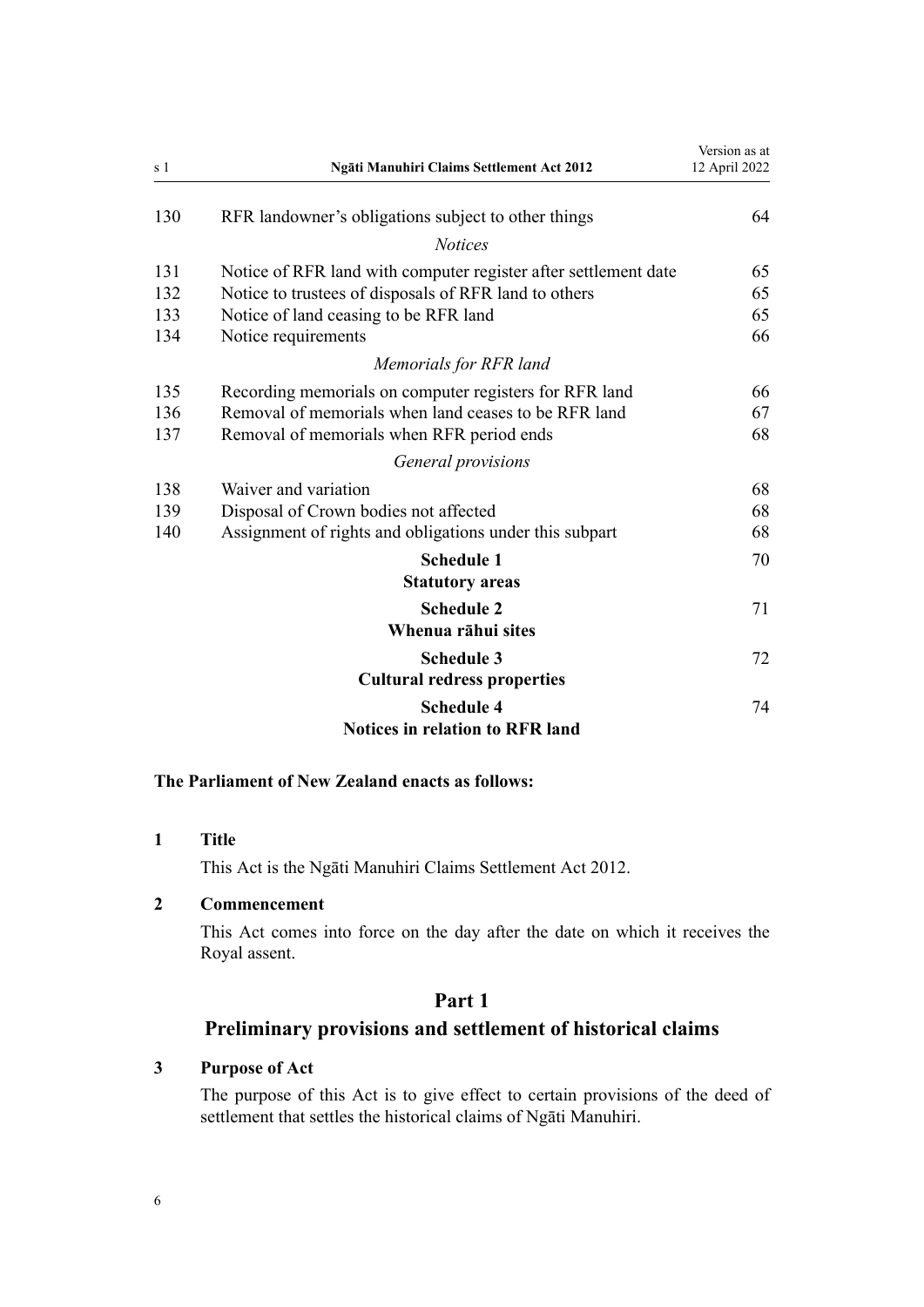| | | |
|---|---|---|
| 130 | RFR landowner's obligations subject to other things | 64 |
| | *Notices* | |
| 131 | Notice of RFR land with computer register after settlement date | 65 |
| 132 | Notice to trustees of disposals of RFR land to others | 65 |
| 133 | Notice of land ceasing to be RFR land | 65 |
| 134 | Notice requirements | 66 |
| | *Memorials for RFR land* | |
| 135 | Recording memorials on computer registers for RFR land | 66 |
| 136 | Removal of memorials when land ceases to be RFR land | 67 |
| 137 | Removal of memorials when RFR period ends | 68 |
| | *General provisions* | |
| 138 | Waiver and variation | 68 |
| 139 | Disposal of Crown bodies not affected | 68 |
| 140 | Assignment of rights and obligations under this subpart | 68 |
| | **Schedule 1** **Statutory areas** | 70 |
| | **Schedule 2** **Whenua rāhui sites** | 71 |
| | **Schedule 3** **Cultural redress properties** | 72 |
| | **Schedule 4** **Notices in relation to RFR land** | 74 |

**The Parliament of New Zealand enacts as follows:**

### 1 Title

This Act is the Ngāti Manuhiri Claims Settlement Act 2012.

### 2 Commencement

This Act comes into force on the day after the date on which it receives the Royal assent.

## Part 1
## Preliminary provisions and settlement of historical claims

### 3 Purpose of Act

The purpose of this Act is to give effect to certain provisions of the deed of settlement that settles the historical claims of Ngāti Manuhiri.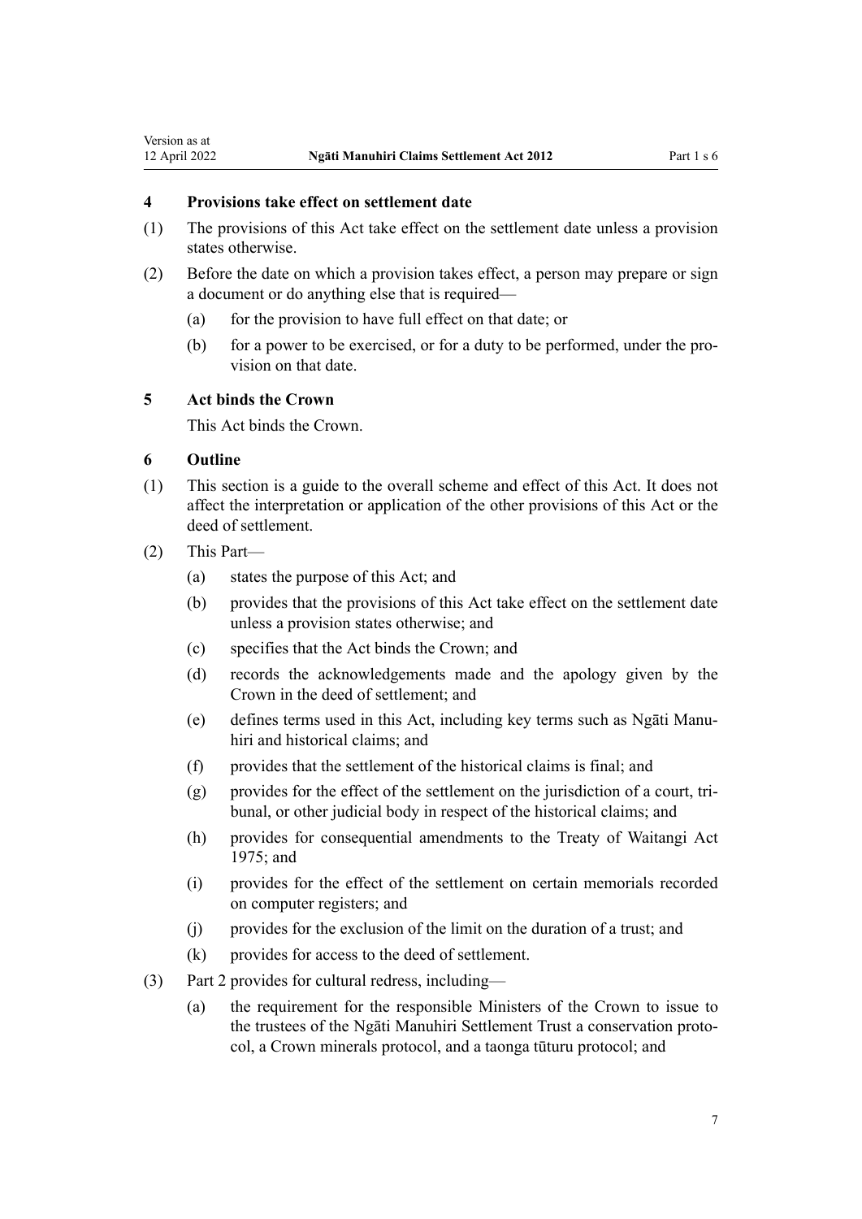### 4 Provisions take effect on settlement date

(1) The provisions of this Act take effect on the settlement date unless a provision states otherwise.

(2) Before the date on which a provision takes effect, a person may prepare or sign a document or do anything else that is required—

- (a) for the provision to have full effect on that date; or
- (b) for a power to be exercised, or for a duty to be performed, under the provision on that date.

### 5 Act binds the Crown

This Act binds the Crown.

### 6 Outline

(1) This section is a guide to the overall scheme and effect of this Act. It does not affect the interpretation or application of the other provisions of this Act or the deed of settlement.

(2) This Part—

- (a) states the purpose of this Act; and
- (b) provides that the provisions of this Act take effect on the settlement date unless a provision states otherwise; and
- (c) specifies that the Act binds the Crown; and
- (d) records the acknowledgements made and the apology given by the Crown in the deed of settlement; and
- (e) defines terms used in this Act, including key terms such as Ngāti Manuhiri and historical claims; and
- (f) provides that the settlement of the historical claims is final; and
- (g) provides for the effect of the settlement on the jurisdiction of a court, tribunal, or other judicial body in respect of the historical claims; and
- (h) provides for consequential amendments to the Treaty of Waitangi Act 1975; and
- (i) provides for the effect of the settlement on certain memorials recorded on computer registers; and
- (j) provides for the exclusion of the limit on the duration of a trust; and
- (k) provides for access to the deed of settlement.

(3) Part 2 provides for cultural redress, including—

- (a) the requirement for the responsible Ministers of the Crown to issue to the trustees of the Ngāti Manuhiri Settlement Trust a conservation protocol, a Crown minerals protocol, and a taonga tūturu protocol; and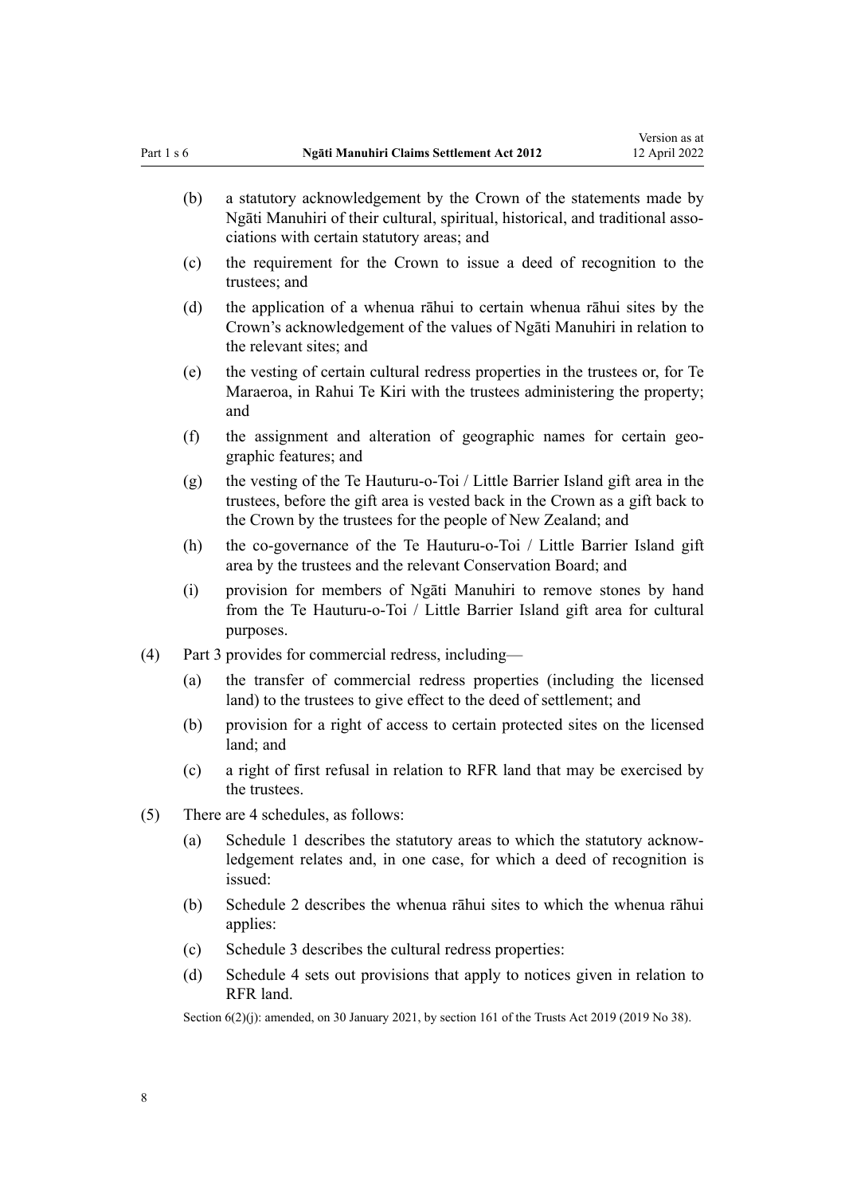(b) a statutory acknowledgement by the Crown of the statements made by Ngāti Manuhiri of their cultural, spiritual, historical, and traditional associations with certain statutory areas; and

(c) the requirement for the Crown to issue a deed of recognition to the trustees; and

(d) the application of a whenua rāhui to certain whenua rāhui sites by the Crown's acknowledgement of the values of Ngāti Manuhiri in relation to the relevant sites; and

(e) the vesting of certain cultural redress properties in the trustees or, for Te Maraeroa, in Rahui Te Kiri with the trustees administering the property; and

(f) the assignment and alteration of geographic names for certain geographic features; and

(g) the vesting of the Te Hauturu-o-Toi / Little Barrier Island gift area in the trustees, before the gift area is vested back in the Crown as a gift back to the Crown by the trustees for the people of New Zealand; and

(h) the co-governance of the Te Hauturu-o-Toi / Little Barrier Island gift area by the trustees and the relevant Conservation Board; and

(i) provision for members of Ngāti Manuhiri to remove stones by hand from the Te Hauturu-o-Toi / Little Barrier Island gift area for cultural purposes.

(4) Part 3 provides for commercial redress, including—

(a) the transfer of commercial redress properties (including the licensed land) to the trustees to give effect to the deed of settlement; and

(b) provision for a right of access to certain protected sites on the licensed land; and

(c) a right of first refusal in relation to RFR land that may be exercised by the trustees.

(5) There are 4 schedules, as follows:

(a) Schedule 1 describes the statutory areas to which the statutory acknowledgement relates and, in one case, for which a deed of recognition is issued:

(b) Schedule 2 describes the whenua rāhui sites to which the whenua rāhui applies:

(c) Schedule 3 describes the cultural redress properties:

(d) Schedule 4 sets out provisions that apply to notices given in relation to RFR land.

Section 6(2)(j): amended, on 30 January 2021, by section 161 of the Trusts Act 2019 (2019 No 38).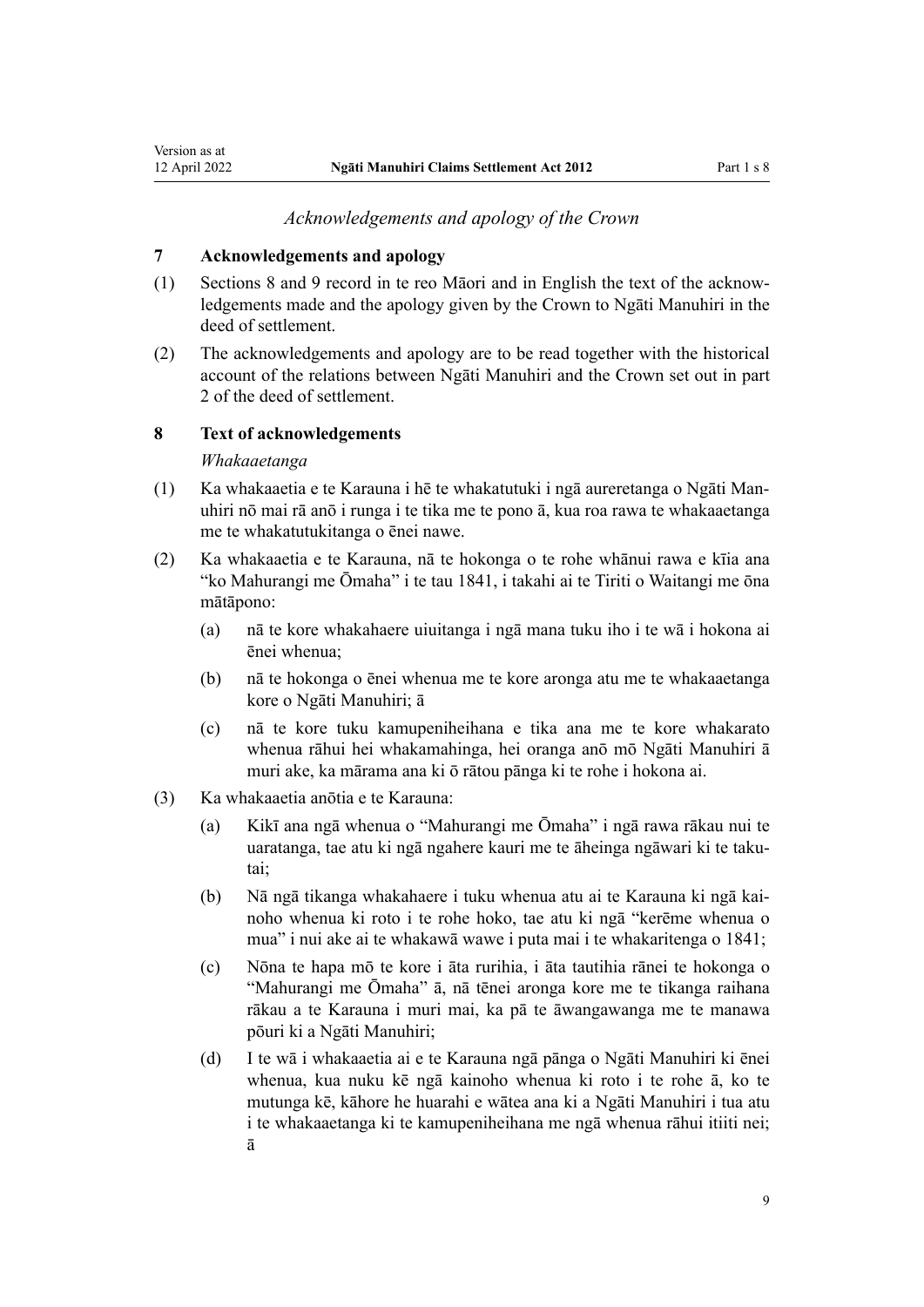*Acknowledgements and apology of the Crown*

## 7 Acknowledgements and apology

(1) Sections 8 and 9 record in te reo Māori and in English the text of the acknowledgements made and the apology given by the Crown to Ngāti Manuhiri in the deed of settlement.

(2) The acknowledgements and apology are to be read together with the historical account of the relations between Ngāti Manuhiri and the Crown set out in part 2 of the deed of settlement.

## 8 Text of acknowledgements

*Whakaaetanga*

(1) Ka whakaaetia e te Karauna i hē te whakatutuki i ngā aureretanga o Ngāti Manuhiri nō mai rā anō i runga i te tika me te pono ā, kua roa rawa te whakaaetanga me te whakatutukitanga o ēnei nawe.

(2) Ka whakaaetia e te Karauna, nā te hokonga o te rohe whānui rawa e kīia ana "ko Mahurangi me Ōmaha" i te tau 1841, i takahi ai te Tiriti o Waitangi me ōna mātāpono:

- (a) nā te kore whakahaere uiuitanga i ngā mana tuku iho i te wā i hokona ai ēnei whenua;
- (b) nā te hokonga o ēnei whenua me te kore aronga atu me te whakaaetanga kore o Ngāti Manuhiri; ā
- (c) nā te kore tuku kamupeniheihana e tika ana me te kore whakarato whenua rāhui hei whakamahinga, hei oranga anō mō Ngāti Manuhiri ā muri ake, ka mārama ana ki ō rātou pānga ki te rohe i hokona ai.

(3) Ka whakaaetia anōtia e te Karauna:

- (a) Kikī ana ngā whenua o "Mahurangi me Ōmaha" i ngā rawa rākau nui te uaratanga, tae atu ki ngā ngahere kauri me te āheinga ngāwari ki te takutai;
- (b) Nā ngā tikanga whakahaere i tuku whenua atu ai te Karauna ki ngā kainoho whenua ki roto i te rohe hoko, tae atu ki ngā "kerēme whenua o mua" i nui ake ai te whakawā wawe i puta mai i te whakaritenga o 1841;
- (c) Nōna te hapa mō te kore i āta rurihia, i āta tautihia rānei te hokonga o "Mahurangi me Ōmaha" ā, nā tēnei aronga kore me te tikanga raihana rākau a te Karauna i muri mai, ka pā te āwangawanga me te manawa pōuri ki a Ngāti Manuhiri;
- (d) I te wā i whakaaetia ai e te Karauna ngā pānga o Ngāti Manuhiri ki ēnei whenua, kua nuku kē ngā kainoho whenua ki roto i te rohe ā, ko te mutunga kē, kāhore he huarahi e wātea ana ki a Ngāti Manuhiri i tua atu i te whakaaetanga ki te kamupeniheihana me ngā whenua rāhui itiiti nei; ā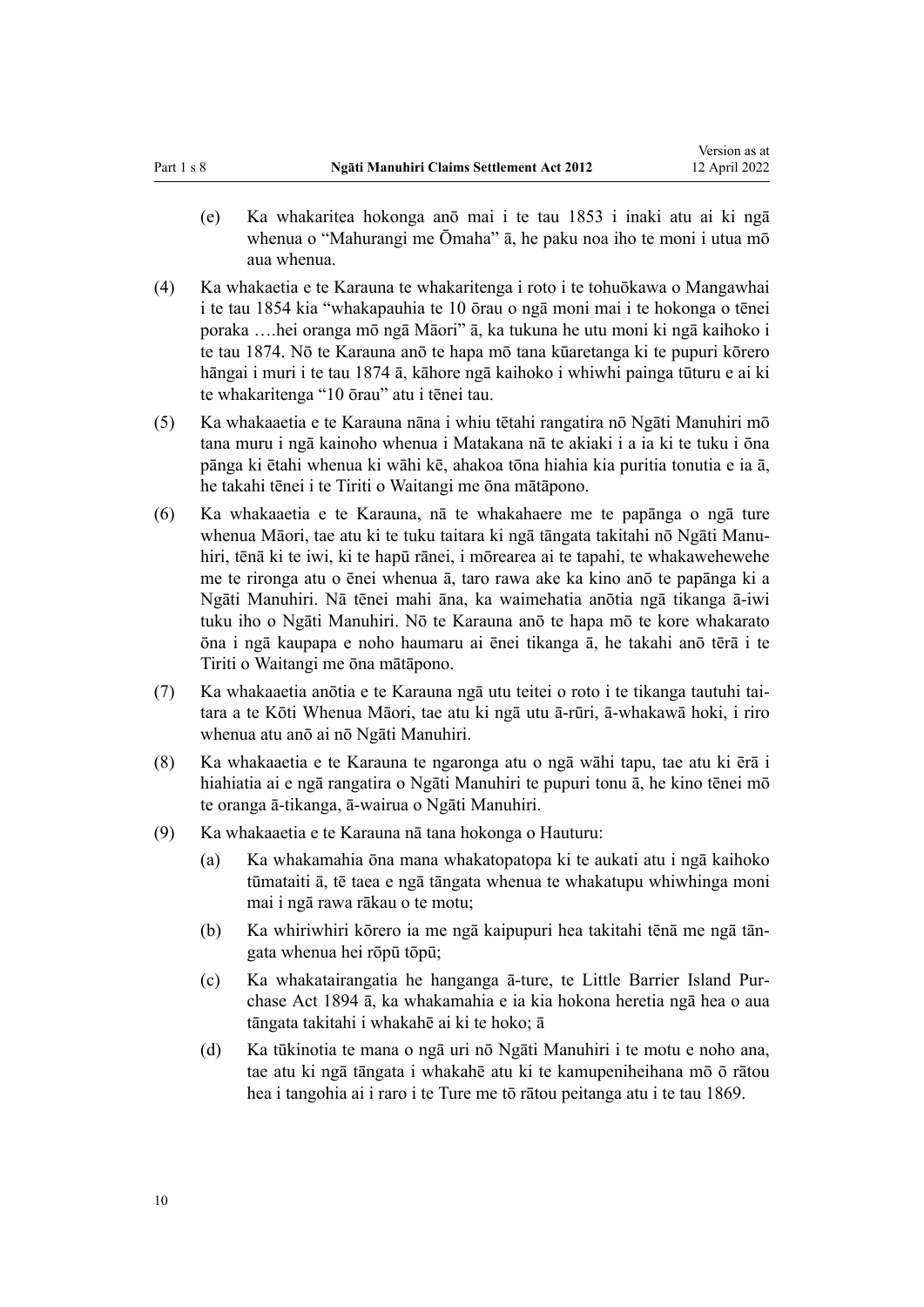(e) Ka whakaritea hokonga anō mai i te tau 1853 i inaki atu ai ki ngā whenua o "Mahurangi me Ōmaha" ā, he paku noa iho te moni i utua mō aua whenua.

(4) Ka whakaetia e te Karauna te whakaritenga i roto i te tohuōkawa o Mangawhai i te tau 1854 kia "whakapauhia te 10 ōrau o ngā moni mai i te hokonga o tēnei poraka ….hei oranga mō ngā Māori" ā, ka tukuna he utu moni ki ngā kaihoko i te tau 1874. Nō te Karauna anō te hapa mō tana kūaretanga ki te pupuri kōrero hāngai i muri i te tau 1874 ā, kāhore ngā kaihoko i whiwhi painga tūturu e ai ki te whakaritenga "10 ōrau" atu i tēnei tau.

(5) Ka whakaaetia e te Karauna nāna i whiu tētahi rangatira nō Ngāti Manuhiri mō tana muru i ngā kainoho whenua i Matakana nā te akiaki i a ia ki te tuku i ōna pānga ki ētahi whenua ki wāhi kē, ahakoa tōna hiahia kia puritia tonutia e ia ā, he takahi tēnei i te Tiriti o Waitangi me ōna mātāpono.

(6) Ka whakaaetia e te Karauna, nā te whakahaere me te papānga o ngā ture whenua Māori, tae atu ki te tuku taitara ki ngā tāngata takitahi nō Ngāti Manuhiri, tēnā ki te iwi, ki te hapū rānei, i mōrearea ai te tapahi, te whakawehewehe me te rironga atu o ēnei whenua ā, taro rawa ake ka kino anō te papānga ki a Ngāti Manuhiri. Nā tēnei mahi āna, ka waimehatia anōtia ngā tikanga ā-iwi tuku iho o Ngāti Manuhiri. Nō te Karauna anō te hapa mō te kore whakarato ōna i ngā kaupapa e noho haumaru ai ēnei tikanga ā, he takahi anō tērā i te Tiriti o Waitangi me ōna mātāpono.

(7) Ka whakaaetia anōtia e te Karauna ngā utu teitei o roto i te tikanga tautuhi taitara a te Kōti Whenua Māori, tae atu ki ngā utu ā-rūri, ā-whakawā hoki, i riro whenua atu anō ai nō Ngāti Manuhiri.

(8) Ka whakaaetia e te Karauna te ngaronga atu o ngā wāhi tapu, tae atu ki ērā i hiahiatia ai e ngā rangatira o Ngāti Manuhiri te pupuri tonu ā, he kino tēnei mō te oranga ā-tikanga, ā-wairua o Ngāti Manuhiri.

(9) Ka whakaaetia e te Karauna nā tana hokonga o Hauturu:

(a) Ka whakamahia ōna mana whakatopatopa ki te aukati atu i ngā kaihoko tūmataiti ā, tē taea e ngā tāngata whenua te whakatupu whiwhinga moni mai i ngā rawa rākau o te motu;

(b) Ka whiriwhiri kōrero ia me ngā kaipupuri hea takitahi tēnā me ngā tāngata whenua hei rōpū tōpū;

(c) Ka whakatairangatia he hanganga ā-ture, te Little Barrier Island Purchase Act 1894 ā, ka whakamahia e ia kia hokona heretia ngā hea o aua tāngata takitahi i whakahē ai ki te hoko; ā

(d) Ka tūkinotia te mana o ngā uri nō Ngāti Manuhiri i te motu e noho ana, tae atu ki ngā tāngata i whakahē atu ki te kamupeniheihana mō ō rātou hea i tangohia ai i raro i te Ture me tō rātou peitanga atu i te tau 1869.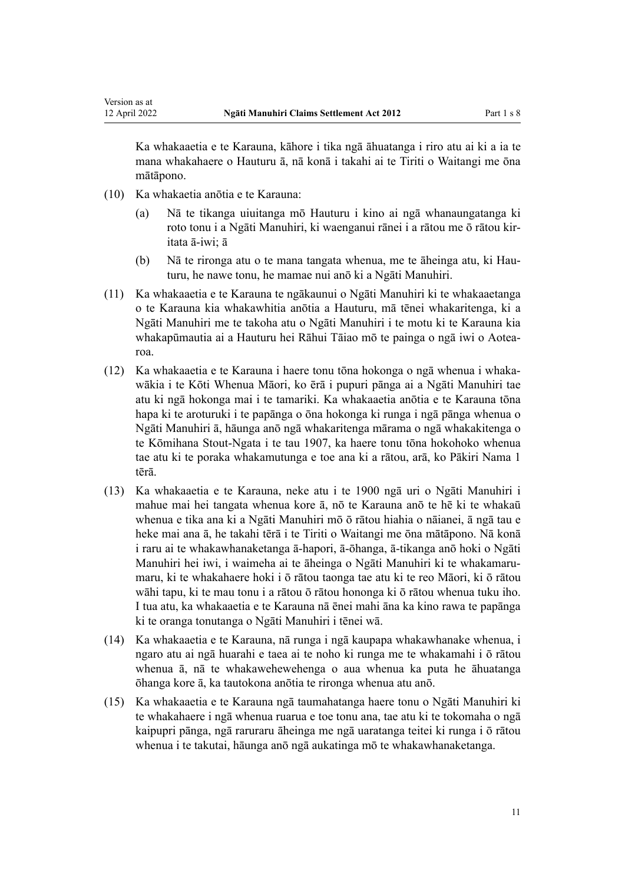Ka whakaaetia e te Karauna, kāhore i tika ngā āhuatanga i riro atu ai ki a ia te mana whakahaere o Hauturu ā, nā konā i takahi ai te Tiriti o Waitangi me ōna mātāpono.

(10) Ka whakaaetia anōtia e te Karauna:

(a) Nā te tikanga uiuitanga mō Hauturu i kino ai ngā whanaungatanga ki roto tonu i a Ngāti Manuhiri, ki waenganui rānei i a rātou me ō rātou kiritata ā-iwi; ā

(b) Nā te rironga atu o te mana tangata whenua, me te āheinga atu, ki Hauturu, he nawe tonu, he mamae nui anō ki a Ngāti Manuhiri.

(11) Ka whakaaetia e te Karauna te ngākaunui o Ngāti Manuhiri ki te whakaaetanga o te Karauna kia whakawhitia anōtia a Hauturu, mā tēnei whakaritenga, ki a Ngāti Manuhiri me te takoha atu o Ngāti Manuhiri i te motu ki te Karauna kia whakapūmautia ai a Hauturu hei Rāhui Tāiao mō te painga o ngā iwi o Aotearoa.

(12) Ka whakaaetia e te Karauna i haere tonu tōna hokonga o ngā whenua i whakawākia i te Kōti Whenua Māori, ko ērā i pupuri pānga ai a Ngāti Manuhiri tae atu ki ngā hokonga mai i te tamariki. Ka whakaaetia anōtia e te Karauna tōna hapa ki te aroturuki i te papānga o ōna hokonga ki runga i ngā pānga whenua o Ngāti Manuhiri ā, hāunga anō ngā whakaritenga mārama o ngā whakakitenga o te Kōmihana Stout-Ngata i te tau 1907, ka haere tonu tōna hokohoko whenua tae atu ki te poraka whakamutunga e toe ana ki a rātou, arā, ko Pākiri Nama 1 tērā.

(13) Ka whakaaetia e te Karauna, neke atu i te 1900 ngā uri o Ngāti Manuhiri i mahue mai hei tangata whenua kore ā, nō te Karauna anō te hē ki te whakaū whenua e tika ana ki a Ngāti Manuhiri mō ō rātou hiahia o nāianei, ā ngā tau e heke mai ana ā, he takahi tērā i te Tiriti o Waitangi me ōna mātāpono. Nā konā i raru ai te whakawhanaketanga ā-hapori, ā-ōhanga, ā-tikanga anō hoki o Ngāti Manuhiri hei iwi, i waimeha ai te āheinga o Ngāti Manuhiri ki te whakamarumaru, ki te whakahaere hoki i ō rātou taonga tae atu ki te reo Māori, ki ō rātou wāhi tapu, ki te mau tonu i a rātou ō rātou hononga ki ō rātou whenua tuku iho. I tua atu, ka whakaaetia e te Karauna nā ēnei mahi āna ka kino rawa te papānga ki te oranga tonutanga o Ngāti Manuhiri i tēnei wā.

(14) Ka whakaaetia e te Karauna, nā runga i ngā kaupapa whakawhanake whenua, i ngaro atu ai ngā huarahi e taea ai te noho ki runga me te whakamahi i ō rātou whenua ā, nā te whakawehewehenga o aua whenua ka puta he āhuatanga ōhanga kore ā, ka tautokona anōtia te rironga whenua atu anō.

(15) Ka whakaaetia e te Karauna ngā taumahatanga haere tonu o Ngāti Manuhiri ki te whakahaere i ngā whenua ruarua e toe tonu ana, tae atu ki te tokomaha o ngā kaipupri pānga, ngā raruraru āheinga me ngā uaratanga teitei ki runga i ō rātou whenua i te takutai, hāunga anō ngā aukatinga mō te whakawhanaketanga.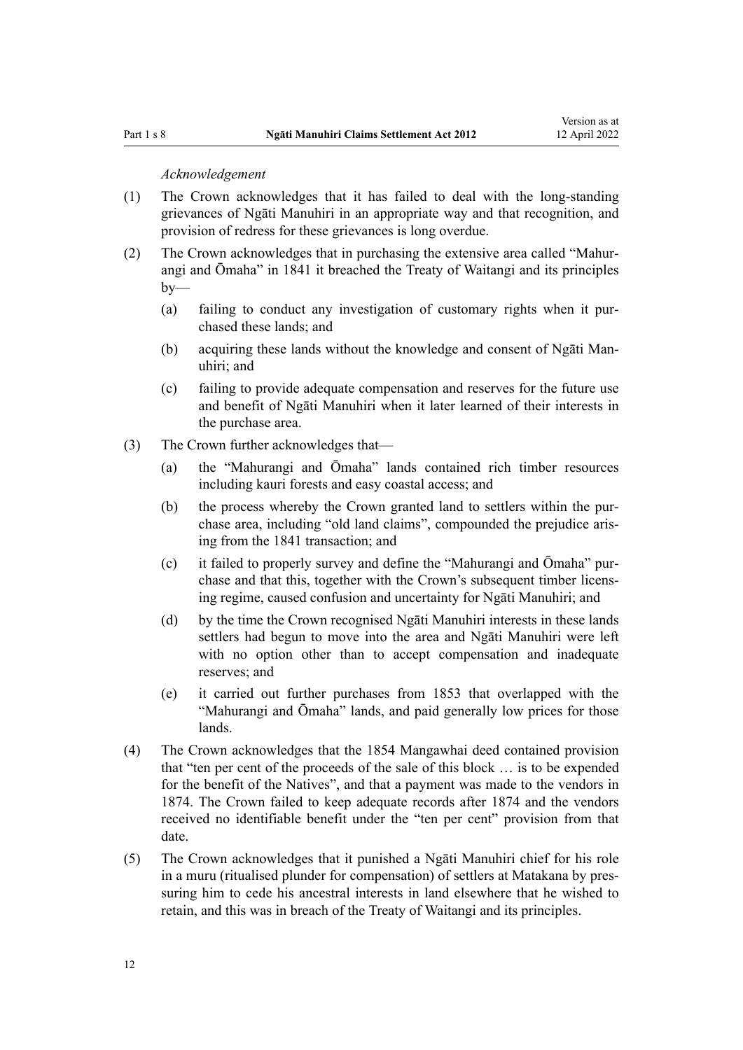*Acknowledgement*

(1) The Crown acknowledges that it has failed to deal with the long-standing grievances of Ngāti Manuhiri in an appropriate way and that recognition, and provision of redress for these grievances is long overdue.

(2) The Crown acknowledges that in purchasing the extensive area called "Mahurangi and Ōmaha" in 1841 it breached the Treaty of Waitangi and its principles by—

(a) failing to conduct any investigation of customary rights when it purchased these lands; and

(b) acquiring these lands without the knowledge and consent of Ngāti Manuhiri; and

(c) failing to provide adequate compensation and reserves for the future use and benefit of Ngāti Manuhiri when it later learned of their interests in the purchase area.

(3) The Crown further acknowledges that—

(a) the "Mahurangi and Ōmaha" lands contained rich timber resources including kauri forests and easy coastal access; and

(b) the process whereby the Crown granted land to settlers within the purchase area, including "old land claims", compounded the prejudice arising from the 1841 transaction; and

(c) it failed to properly survey and define the "Mahurangi and Ōmaha" purchase and that this, together with the Crown's subsequent timber licensing regime, caused confusion and uncertainty for Ngāti Manuhiri; and

(d) by the time the Crown recognised Ngāti Manuhiri interests in these lands settlers had begun to move into the area and Ngāti Manuhiri were left with no option other than to accept compensation and inadequate reserves; and

(e) it carried out further purchases from 1853 that overlapped with the "Mahurangi and Ōmaha" lands, and paid generally low prices for those lands.

(4) The Crown acknowledges that the 1854 Mangawhai deed contained provision that "ten per cent of the proceeds of the sale of this block … is to be expended for the benefit of the Natives", and that a payment was made to the vendors in 1874. The Crown failed to keep adequate records after 1874 and the vendors received no identifiable benefit under the "ten per cent" provision from that date.

(5) The Crown acknowledges that it punished a Ngāti Manuhiri chief for his role in a muru (ritualised plunder for compensation) of settlers at Matakana by pressuring him to cede his ancestral interests in land elsewhere that he wished to retain, and this was in breach of the Treaty of Waitangi and its principles.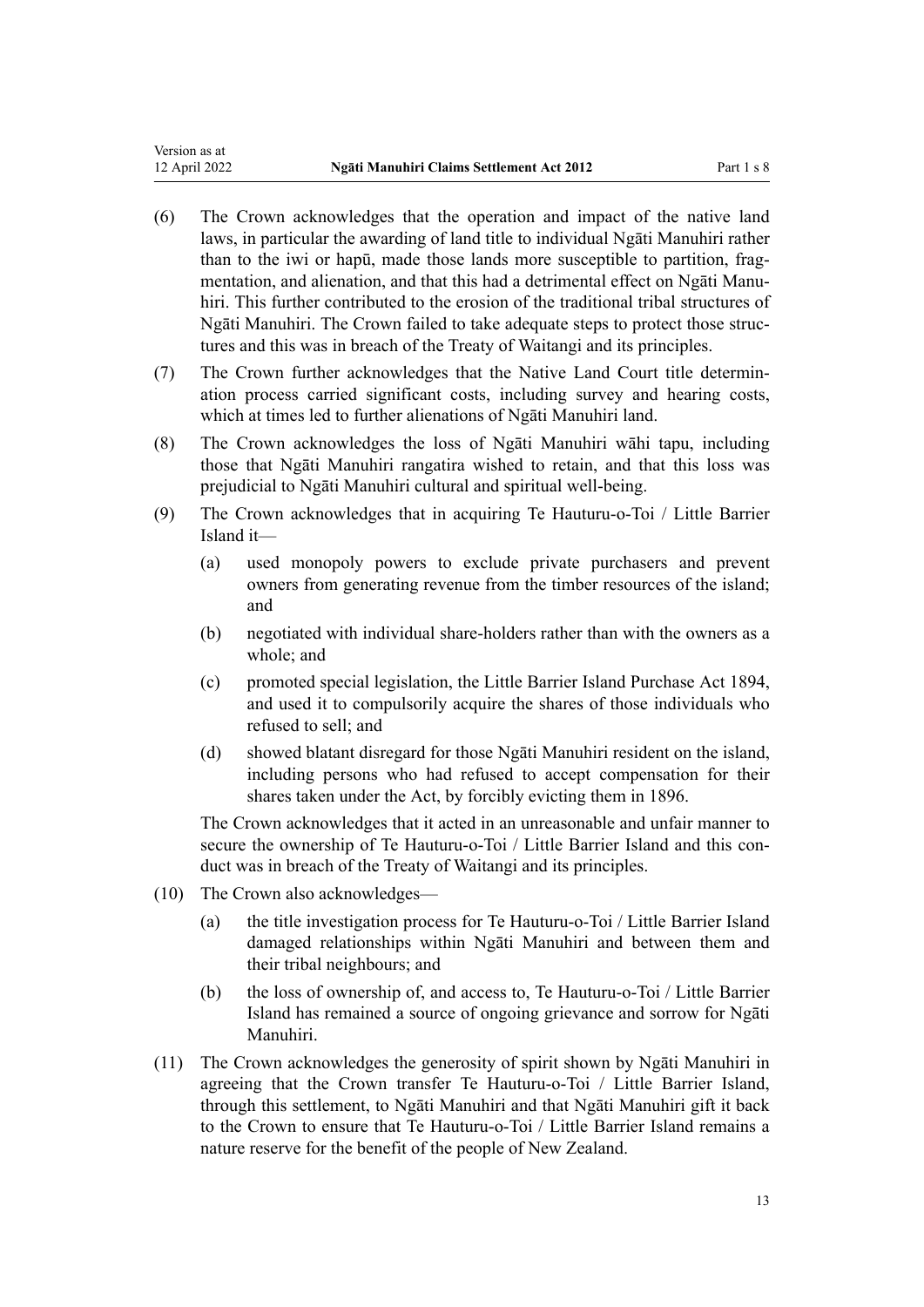(6) The Crown acknowledges that the operation and impact of the native land laws, in particular the awarding of land title to individual Ngāti Manuhiri rather than to the iwi or hapū, made those lands more susceptible to partition, fragmentation, and alienation, and that this had a detrimental effect on Ngāti Manuhiri. This further contributed to the erosion of the traditional tribal structures of Ngāti Manuhiri. The Crown failed to take adequate steps to protect those structures and this was in breach of the Treaty of Waitangi and its principles.

(7) The Crown further acknowledges that the Native Land Court title determination process carried significant costs, including survey and hearing costs, which at times led to further alienations of Ngāti Manuhiri land.

(8) The Crown acknowledges the loss of Ngāti Manuhiri wāhi tapu, including those that Ngāti Manuhiri rangatira wished to retain, and that this loss was prejudicial to Ngāti Manuhiri cultural and spiritual well-being.

(9) The Crown acknowledges that in acquiring Te Hauturu-o-Toi / Little Barrier Island it—

   (a) used monopoly powers to exclude private purchasers and prevent owners from generating revenue from the timber resources of the island; and

   (b) negotiated with individual share-holders rather than with the owners as a whole; and

   (c) promoted special legislation, the Little Barrier Island Purchase Act 1894, and used it to compulsorily acquire the shares of those individuals who refused to sell; and

   (d) showed blatant disregard for those Ngāti Manuhiri resident on the island, including persons who had refused to accept compensation for their shares taken under the Act, by forcibly evicting them in 1896.

   The Crown acknowledges that it acted in an unreasonable and unfair manner to secure the ownership of Te Hauturu-o-Toi / Little Barrier Island and this conduct was in breach of the Treaty of Waitangi and its principles.

(10) The Crown also acknowledges—

   (a) the title investigation process for Te Hauturu-o-Toi / Little Barrier Island damaged relationships within Ngāti Manuhiri and between them and their tribal neighbours; and

   (b) the loss of ownership of, and access to, Te Hauturu-o-Toi / Little Barrier Island has remained a source of ongoing grievance and sorrow for Ngāti Manuhiri.

(11) The Crown acknowledges the generosity of spirit shown by Ngāti Manuhiri in agreeing that the Crown transfer Te Hauturu-o-Toi / Little Barrier Island, through this settlement, to Ngāti Manuhiri and that Ngāti Manuhiri gift it back to the Crown to ensure that Te Hauturu-o-Toi / Little Barrier Island remains a nature reserve for the benefit of the people of New Zealand.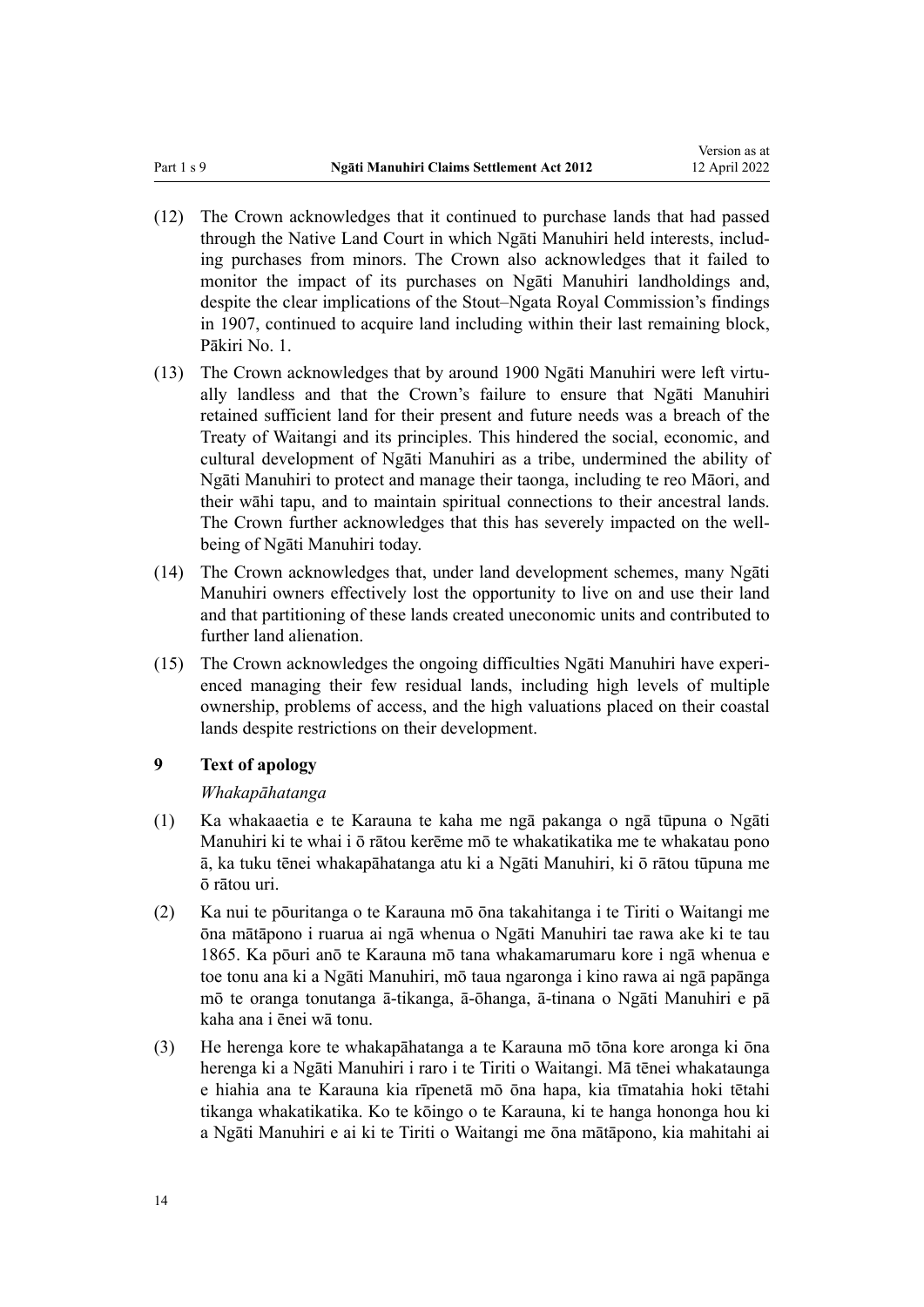(12) The Crown acknowledges that it continued to purchase lands that had passed through the Native Land Court in which Ngāti Manuhiri held interests, including purchases from minors. The Crown also acknowledges that it failed to monitor the impact of its purchases on Ngāti Manuhiri landholdings and, despite the clear implications of the Stout–Ngata Royal Commission's findings in 1907, continued to acquire land including within their last remaining block, Pākiri No. 1.

(13) The Crown acknowledges that by around 1900 Ngāti Manuhiri were left virtually landless and that the Crown's failure to ensure that Ngāti Manuhiri retained sufficient land for their present and future needs was a breach of the Treaty of Waitangi and its principles. This hindered the social, economic, and cultural development of Ngāti Manuhiri as a tribe, undermined the ability of Ngāti Manuhiri to protect and manage their taonga, including te reo Māori, and their wāhi tapu, and to maintain spiritual connections to their ancestral lands. The Crown further acknowledges that this has severely impacted on the well-being of Ngāti Manuhiri today.

(14) The Crown acknowledges that, under land development schemes, many Ngāti Manuhiri owners effectively lost the opportunity to live on and use their land and that partitioning of these lands created uneconomic units and contributed to further land alienation.

(15) The Crown acknowledges the ongoing difficulties Ngāti Manuhiri have experienced managing their few residual lands, including high levels of multiple ownership, problems of access, and the high valuations placed on their coastal lands despite restrictions on their development.

### 9 Text of apology

*Whakapāhatanga*

(1) Ka whakaaetia e te Karauna te kaha me ngā pakanga o ngā tūpuna o Ngāti Manuhiri ki te whai i ō rātou kerēme mō te whakatikatika me te whakatau pono ā, ka tuku tēnei whakapāhatanga atu ki a Ngāti Manuhiri, ki ō rātou tūpuna me ō rātou uri.

(2) Ka nui te pōuritanga o te Karauna mō ōna takahitanga i te Tiriti o Waitangi me ōna mātāpono i ruarua ai ngā whenua o Ngāti Manuhiri tae rawa ake ki te tau 1865. Ka pōuri anō te Karauna mō tana whakamarumaru kore i ngā whenua e toe tonu ana ki a Ngāti Manuhiri, mō taua ngaronga i kino rawa ai ngā papānga mō te oranga tonutanga ā-tikanga, ā-ōhanga, ā-tinana o Ngāti Manuhiri e pā kaha ana i ēnei wā tonu.

(3) He herenga kore te whakapāhatanga a te Karauna mō tōna kore aronga ki ōna herenga ki a Ngāti Manuhiri i raro i te Tiriti o Waitangi. Mā tēnei whakataunga e hiahia ana te Karauna kia rīpenetā mō ōna hapa, kia tīmatahia hoki tētahi tikanga whakatikatika. Ko te kōingo o te Karauna, ki te hanga hononga hou ki a Ngāti Manuhiri e ai ki te Tiriti o Waitangi me ōna mātāpono, kia mahitahi ai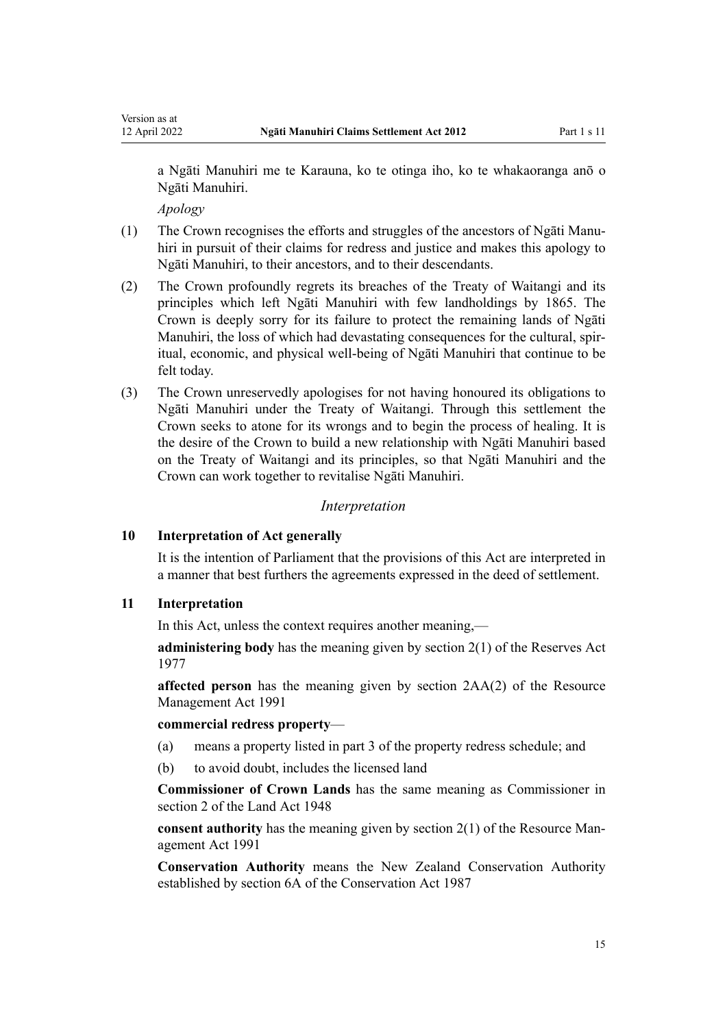a Ngāti Manuhiri me te Karauna, ko te otinga iho, ko te whakaoranga anō o Ngāti Manuhiri.

*Apology*

(1) The Crown recognises the efforts and struggles of the ancestors of Ngāti Manuhiri in pursuit of their claims for redress and justice and makes this apology to Ngāti Manuhiri, to their ancestors, and to their descendants.

(2) The Crown profoundly regrets its breaches of the Treaty of Waitangi and its principles which left Ngāti Manuhiri with few landholdings by 1865. The Crown is deeply sorry for its failure to protect the remaining lands of Ngāti Manuhiri, the loss of which had devastating consequences for the cultural, spiritual, economic, and physical well-being of Ngāti Manuhiri that continue to be felt today.

(3) The Crown unreservedly apologises for not having honoured its obligations to Ngāti Manuhiri under the Treaty of Waitangi. Through this settlement the Crown seeks to atone for its wrongs and to begin the process of healing. It is the desire of the Crown to build a new relationship with Ngāti Manuhiri based on the Treaty of Waitangi and its principles, so that Ngāti Manuhiri and the Crown can work together to revitalise Ngāti Manuhiri.

## *Interpretation*

### 10 Interpretation of Act generally

It is the intention of Parliament that the provisions of this Act are interpreted in a manner that best furthers the agreements expressed in the deed of settlement.

### 11 Interpretation

In this Act, unless the context requires another meaning,—

**administering body** has the meaning given by section 2(1) of the Reserves Act 1977

**affected person** has the meaning given by section 2AA(2) of the Resource Management Act 1991

**commercial redress property**—

(a) means a property listed in part 3 of the property redress schedule; and

(b) to avoid doubt, includes the licensed land

**Commissioner of Crown Lands** has the same meaning as Commissioner in section 2 of the Land Act 1948

**consent authority** has the meaning given by section 2(1) of the Resource Management Act 1991

**Conservation Authority** means the New Zealand Conservation Authority established by section 6A of the Conservation Act 1987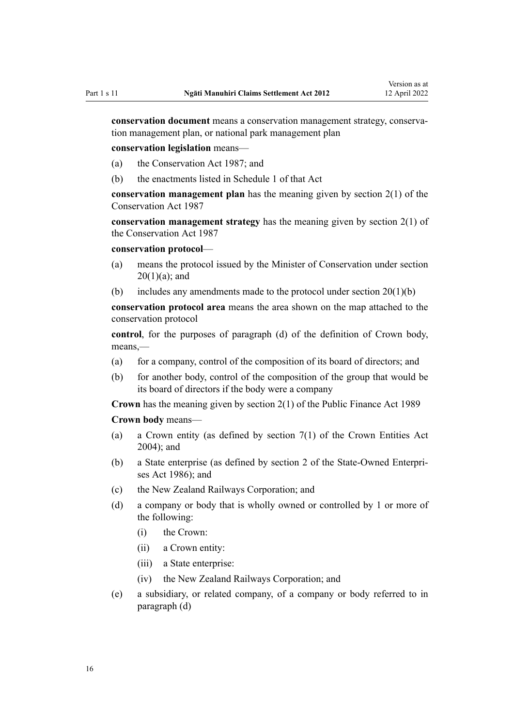**conservation document** means a conservation management strategy, conservation management plan, or national park management plan

**conservation legislation** means—

(a) the Conservation Act 1987; and

(b) the enactments listed in Schedule 1 of that Act

**conservation management plan** has the meaning given by section 2(1) of the Conservation Act 1987

**conservation management strategy** has the meaning given by section 2(1) of the Conservation Act 1987

**conservation protocol**—

(a) means the protocol issued by the Minister of Conservation under section 20(1)(a); and

(b) includes any amendments made to the protocol under section 20(1)(b)

**conservation protocol area** means the area shown on the map attached to the conservation protocol

**control**, for the purposes of paragraph (d) of the definition of Crown body, means,—

(a) for a company, control of the composition of its board of directors; and

(b) for another body, control of the composition of the group that would be its board of directors if the body were a company

**Crown** has the meaning given by section 2(1) of the Public Finance Act 1989

**Crown body** means—

(a) a Crown entity (as defined by section 7(1) of the Crown Entities Act 2004); and

(b) a State enterprise (as defined by section 2 of the State-Owned Enterprises Act 1986); and

(c) the New Zealand Railways Corporation; and

(d) a company or body that is wholly owned or controlled by 1 or more of the following:

    (i) the Crown:

    (ii) a Crown entity:

    (iii) a State enterprise:

    (iv) the New Zealand Railways Corporation; and

(e) a subsidiary, or related company, of a company or body referred to in paragraph (d)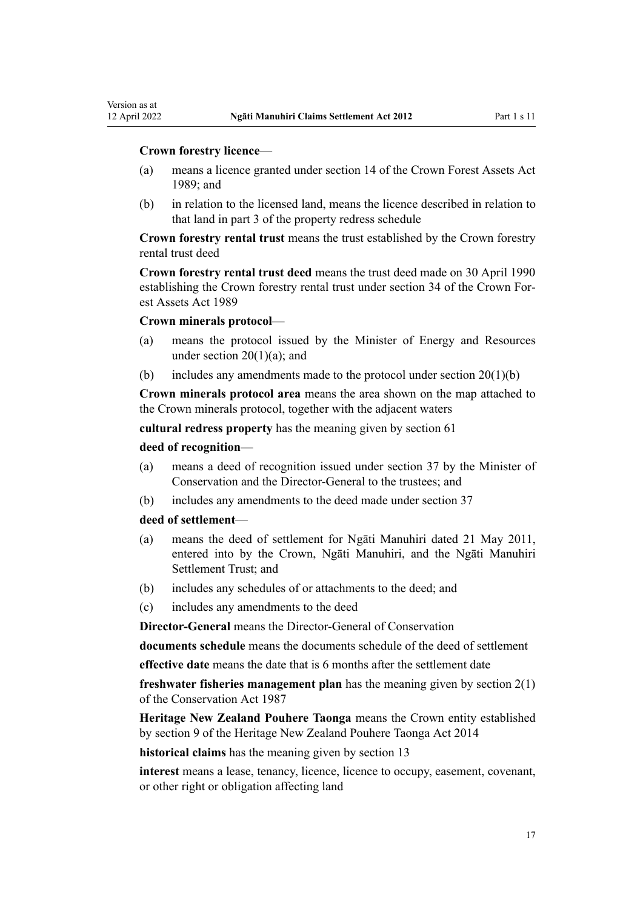**Crown forestry licence**—

(a) means a licence granted under section 14 of the Crown Forest Assets Act 1989; and

(b) in relation to the licensed land, means the licence described in relation to that land in part 3 of the property redress schedule

**Crown forestry rental trust** means the trust established by the Crown forestry rental trust deed

**Crown forestry rental trust deed** means the trust deed made on 30 April 1990 establishing the Crown forestry rental trust under section 34 of the Crown Forest Assets Act 1989

**Crown minerals protocol**—

(a) means the protocol issued by the Minister of Energy and Resources under section 20(1)(a); and

(b) includes any amendments made to the protocol under section 20(1)(b)

**Crown minerals protocol area** means the area shown on the map attached to the Crown minerals protocol, together with the adjacent waters

**cultural redress property** has the meaning given by section 61

**deed of recognition**—

(a) means a deed of recognition issued under section 37 by the Minister of Conservation and the Director-General to the trustees; and

(b) includes any amendments to the deed made under section 37

**deed of settlement**—

(a) means the deed of settlement for Ngāti Manuhiri dated 21 May 2011, entered into by the Crown, Ngāti Manuhiri, and the Ngāti Manuhiri Settlement Trust; and

(b) includes any schedules of or attachments to the deed; and

(c) includes any amendments to the deed

**Director-General** means the Director-General of Conservation

**documents schedule** means the documents schedule of the deed of settlement

**effective date** means the date that is 6 months after the settlement date

**freshwater fisheries management plan** has the meaning given by section 2(1) of the Conservation Act 1987

**Heritage New Zealand Pouhere Taonga** means the Crown entity established by section 9 of the Heritage New Zealand Pouhere Taonga Act 2014

**historical claims** has the meaning given by section 13

**interest** means a lease, tenancy, licence, licence to occupy, easement, covenant, or other right or obligation affecting land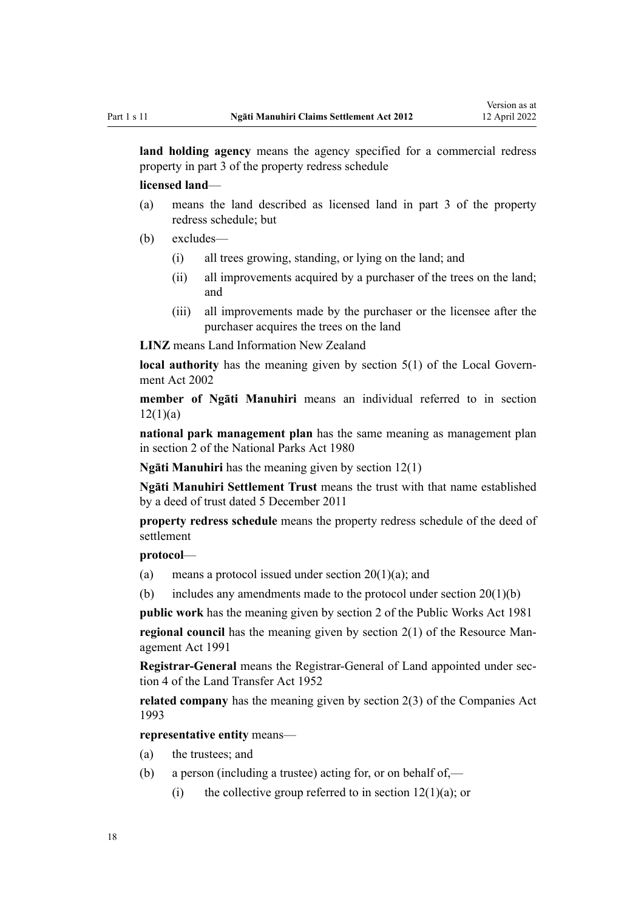**land holding agency** means the agency specified for a commercial redress property in part 3 of the property redress schedule

**licensed land**—

(a) means the land described as licensed land in part 3 of the property redress schedule; but

(b) excludes—

  (i) all trees growing, standing, or lying on the land; and

  (ii) all improvements acquired by a purchaser of the trees on the land; and

  (iii) all improvements made by the purchaser or the licensee after the purchaser acquires the trees on the land

**LINZ** means Land Information New Zealand

**local authority** has the meaning given by section 5(1) of the Local Government Act 2002

**member of Ngāti Manuhiri** means an individual referred to in section 12(1)(a)

**national park management plan** has the same meaning as management plan in section 2 of the National Parks Act 1980

**Ngāti Manuhiri** has the meaning given by section 12(1)

**Ngāti Manuhiri Settlement Trust** means the trust with that name established by a deed of trust dated 5 December 2011

**property redress schedule** means the property redress schedule of the deed of settlement

**protocol**—

(a) means a protocol issued under section 20(1)(a); and

(b) includes any amendments made to the protocol under section 20(1)(b)

**public work** has the meaning given by section 2 of the Public Works Act 1981

**regional council** has the meaning given by section 2(1) of the Resource Management Act 1991

**Registrar-General** means the Registrar-General of Land appointed under section 4 of the Land Transfer Act 1952

**related company** has the meaning given by section 2(3) of the Companies Act 1993

**representative entity** means—

(a) the trustees; and

(b) a person (including a trustee) acting for, or on behalf of,—

  (i) the collective group referred to in section 12(1)(a); or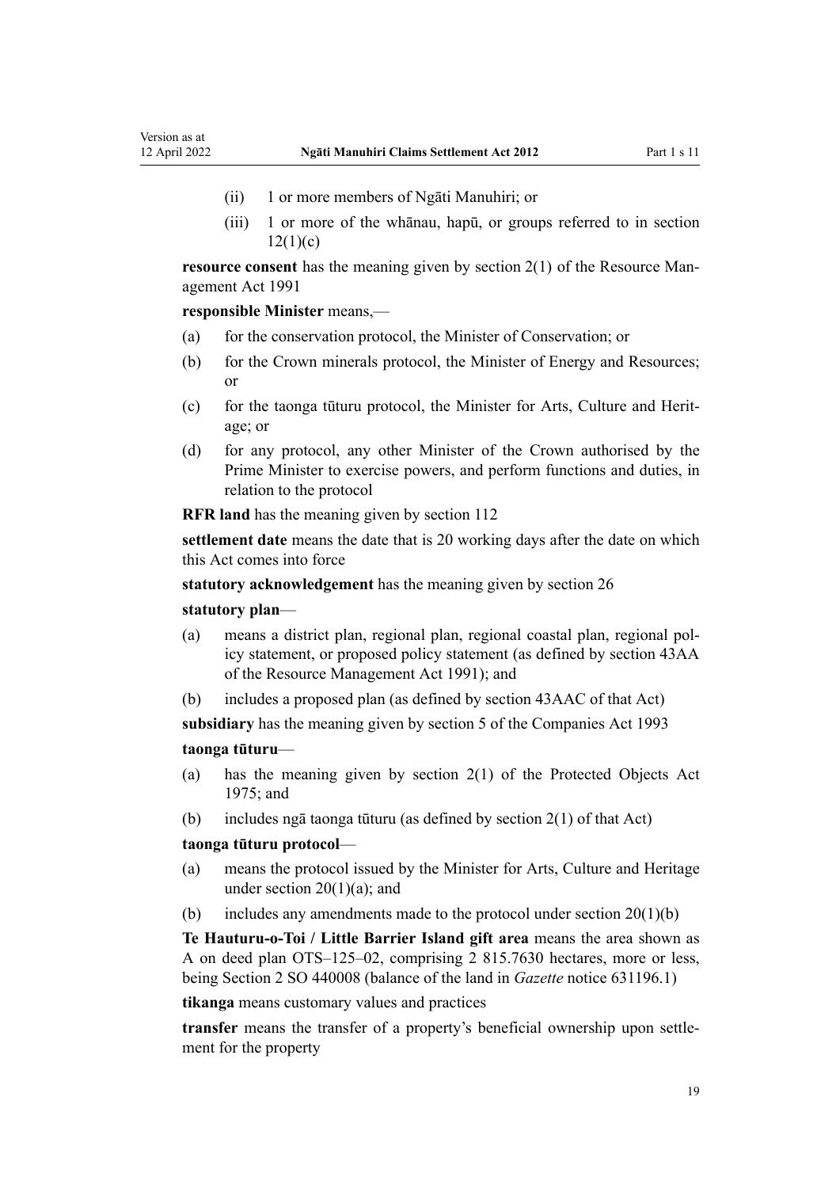- (ii) 1 or more members of Ngāti Manuhiri; or
- (iii) 1 or more of the whānau, hapū, or groups referred to in section 12(1)(c)

**resource consent** has the meaning given by section 2(1) of the Resource Management Act 1991

**responsible Minister** means,—

- (a) for the conservation protocol, the Minister of Conservation; or
- (b) for the Crown minerals protocol, the Minister of Energy and Resources; or
- (c) for the taonga tūturu protocol, the Minister for Arts, Culture and Heritage; or
- (d) for any protocol, any other Minister of the Crown authorised by the Prime Minister to exercise powers, and perform functions and duties, in relation to the protocol

**RFR land** has the meaning given by section 112

**settlement date** means the date that is 20 working days after the date on which this Act comes into force

**statutory acknowledgement** has the meaning given by section 26

**statutory plan**—

- (a) means a district plan, regional plan, regional coastal plan, regional policy statement, or proposed policy statement (as defined by section 43AA of the Resource Management Act 1991); and
- (b) includes a proposed plan (as defined by section 43AAC of that Act)

**subsidiary** has the meaning given by section 5 of the Companies Act 1993

**taonga tūturu**—

- (a) has the meaning given by section 2(1) of the Protected Objects Act 1975; and
- (b) includes ngā taonga tūturu (as defined by section 2(1) of that Act)

**taonga tūturu protocol**—

- (a) means the protocol issued by the Minister for Arts, Culture and Heritage under section 20(1)(a); and
- (b) includes any amendments made to the protocol under section 20(1)(b)

**Te Hauturu-o-Toi / Little Barrier Island gift area** means the area shown as A on deed plan OTS–125–02, comprising 2 815.7630 hectares, more or less, being Section 2 SO 440008 (balance of the land in *Gazette* notice 631196.1)

**tikanga** means customary values and practices

**transfer** means the transfer of a property's beneficial ownership upon settlement for the property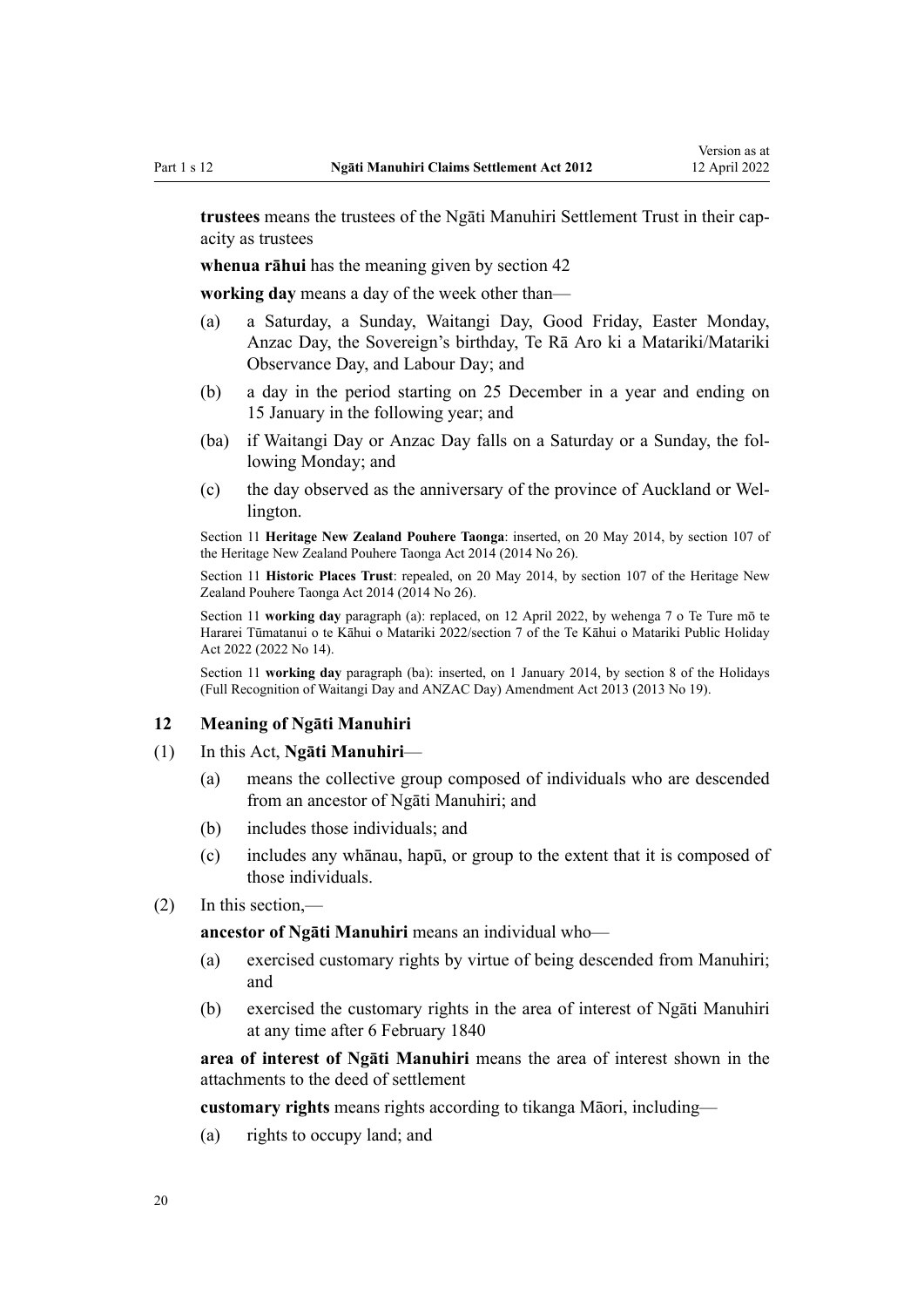**trustees** means the trustees of the Ngāti Manuhiri Settlement Trust in their capacity as trustees

**whenua rāhui** has the meaning given by section 42

**working day** means a day of the week other than—

- (a) a Saturday, a Sunday, Waitangi Day, Good Friday, Easter Monday, Anzac Day, the Sovereign's birthday, Te Rā Aro ki a Matariki/Matariki Observance Day, and Labour Day; and
- (b) a day in the period starting on 25 December in a year and ending on 15 January in the following year; and
- (ba) if Waitangi Day or Anzac Day falls on a Saturday or a Sunday, the following Monday; and
- (c) the day observed as the anniversary of the province of Auckland or Wellington.

Section 11 **Heritage New Zealand Pouhere Taonga**: inserted, on 20 May 2014, by section 107 of the Heritage New Zealand Pouhere Taonga Act 2014 (2014 No 26).

Section 11 **Historic Places Trust**: repealed, on 20 May 2014, by section 107 of the Heritage New Zealand Pouhere Taonga Act 2014 (2014 No 26).

Section 11 **working day** paragraph (a): replaced, on 12 April 2022, by wehenga 7 o Te Ture mō te Hararei Tūmatanui o te Kāhui o Matariki 2022/section 7 of the Te Kāhui o Matariki Public Holiday Act 2022 (2022 No 14).

Section 11 **working day** paragraph (ba): inserted, on 1 January 2014, by section 8 of the Holidays (Full Recognition of Waitangi Day and ANZAC Day) Amendment Act 2013 (2013 No 19).

### 12 Meaning of Ngāti Manuhiri

(1) In this Act, **Ngāti Manuhiri**—

- (a) means the collective group composed of individuals who are descended from an ancestor of Ngāti Manuhiri; and
- (b) includes those individuals; and
- (c) includes any whānau, hapū, or group to the extent that it is composed of those individuals.

(2) In this section,—

**ancestor of Ngāti Manuhiri** means an individual who—

- (a) exercised customary rights by virtue of being descended from Manuhiri; and
- (b) exercised the customary rights in the area of interest of Ngāti Manuhiri at any time after 6 February 1840

**area of interest of Ngāti Manuhiri** means the area of interest shown in the attachments to the deed of settlement

**customary rights** means rights according to tikanga Māori, including—

- (a) rights to occupy land; and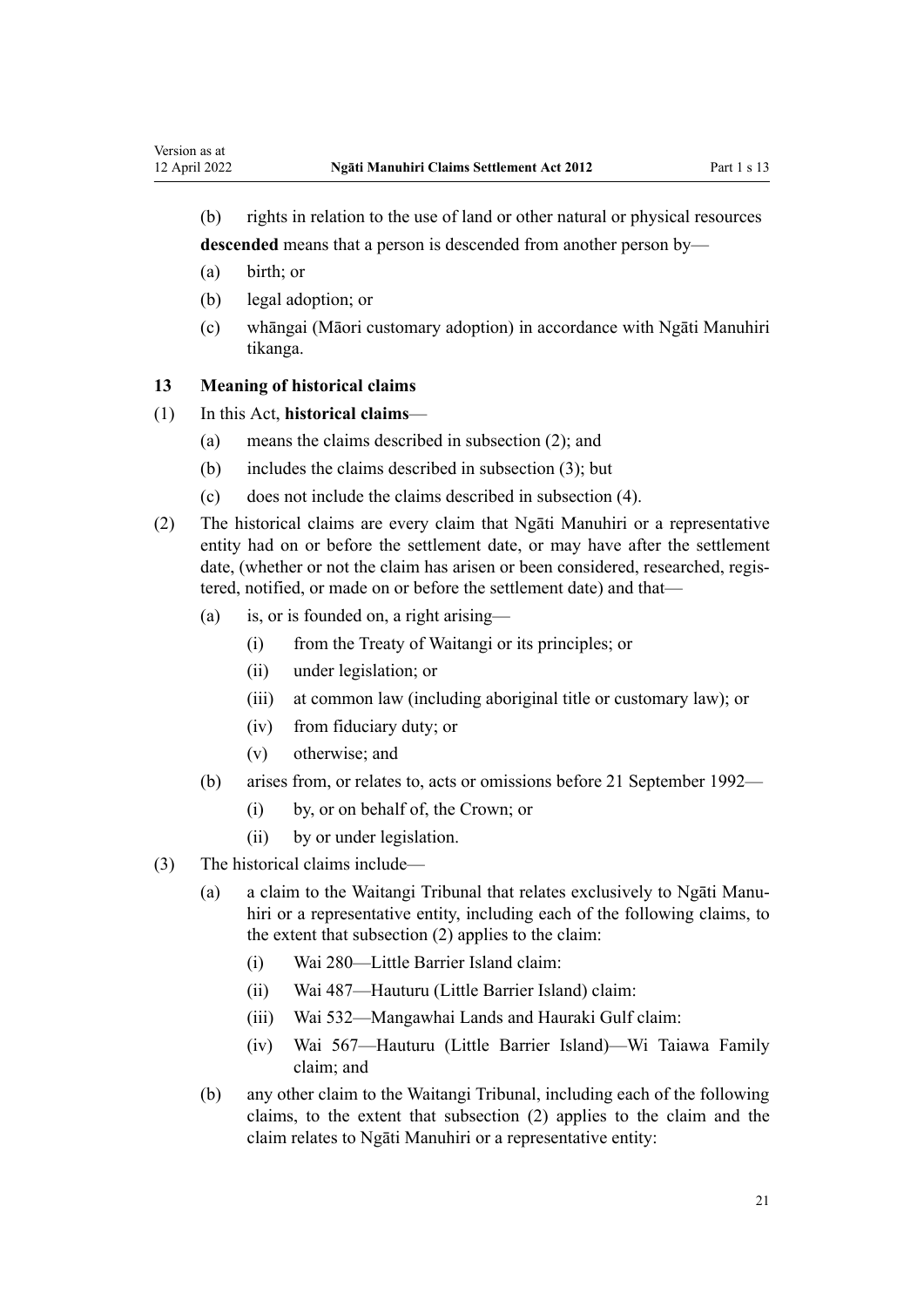(b) rights in relation to the use of land or other natural or physical resources

**descended** means that a person is descended from another person by—

(a) birth; or

(b) legal adoption; or

(c) whāngai (Māori customary adoption) in accordance with Ngāti Manuhiri tikanga.

### 13 Meaning of historical claims

(1) In this Act, **historical claims**—

(a) means the claims described in subsection (2); and

(b) includes the claims described in subsection (3); but

(c) does not include the claims described in subsection (4).

(2) The historical claims are every claim that Ngāti Manuhiri or a representative entity had on or before the settlement date, or may have after the settlement date, (whether or not the claim has arisen or been considered, researched, registered, notified, or made on or before the settlement date) and that—

(a) is, or is founded on, a right arising—

(i) from the Treaty of Waitangi or its principles; or

(ii) under legislation; or

(iii) at common law (including aboriginal title or customary law); or

(iv) from fiduciary duty; or

(v) otherwise; and

(b) arises from, or relates to, acts or omissions before 21 September 1992—

(i) by, or on behalf of, the Crown; or

(ii) by or under legislation.

(3) The historical claims include—

(a) a claim to the Waitangi Tribunal that relates exclusively to Ngāti Manuhiri or a representative entity, including each of the following claims, to the extent that subsection (2) applies to the claim:

(i) Wai 280—Little Barrier Island claim:

(ii) Wai 487—Hauturu (Little Barrier Island) claim:

(iii) Wai 532—Mangawhai Lands and Hauraki Gulf claim:

(iv) Wai 567—Hauturu (Little Barrier Island)—Wi Taiawa Family claim; and

(b) any other claim to the Waitangi Tribunal, including each of the following claims, to the extent that subsection (2) applies to the claim and the claim relates to Ngāti Manuhiri or a representative entity: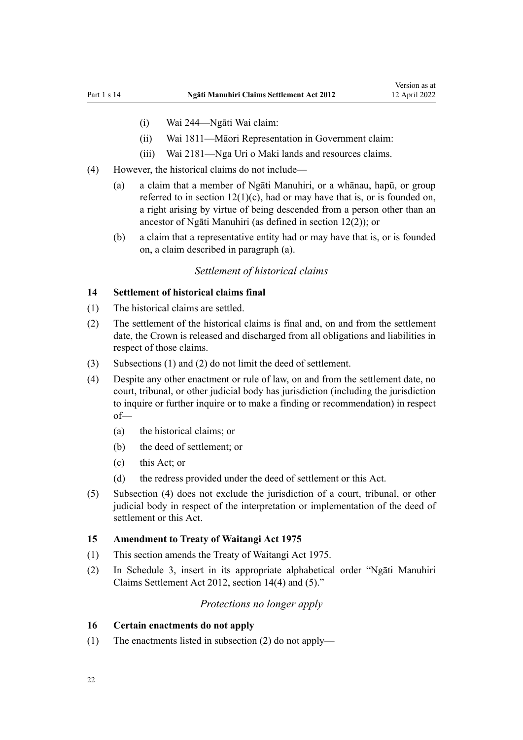(i) Wai 244—Ngāti Wai claim:

(ii) Wai 1811—Māori Representation in Government claim:

(iii) Wai 2181—Nga Uri o Maki lands and resources claims.

(4) However, the historical claims do not include—

(a) a claim that a member of Ngāti Manuhiri, or a whānau, hapū, or group referred to in section 12(1)(c), had or may have that is, or is founded on, a right arising by virtue of being descended from a person other than an ancestor of Ngāti Manuhiri (as defined in section 12(2)); or

(b) a claim that a representative entity had or may have that is, or is founded on, a claim described in paragraph (a).

*Settlement of historical claims*

### 14 Settlement of historical claims final

(1) The historical claims are settled.

(2) The settlement of the historical claims is final and, on and from the settlement date, the Crown is released and discharged from all obligations and liabilities in respect of those claims.

(3) Subsections (1) and (2) do not limit the deed of settlement.

(4) Despite any other enactment or rule of law, on and from the settlement date, no court, tribunal, or other judicial body has jurisdiction (including the jurisdiction to inquire or further inquire or to make a finding or recommendation) in respect of—

(a) the historical claims; or

(b) the deed of settlement; or

(c) this Act; or

(d) the redress provided under the deed of settlement or this Act.

(5) Subsection (4) does not exclude the jurisdiction of a court, tribunal, or other judicial body in respect of the interpretation or implementation of the deed of settlement or this Act.

### 15 Amendment to Treaty of Waitangi Act 1975

(1) This section amends the Treaty of Waitangi Act 1975.

(2) In Schedule 3, insert in its appropriate alphabetical order "Ngāti Manuhiri Claims Settlement Act 2012, section 14(4) and (5)."

*Protections no longer apply*

### 16 Certain enactments do not apply

(1) The enactments listed in subsection (2) do not apply—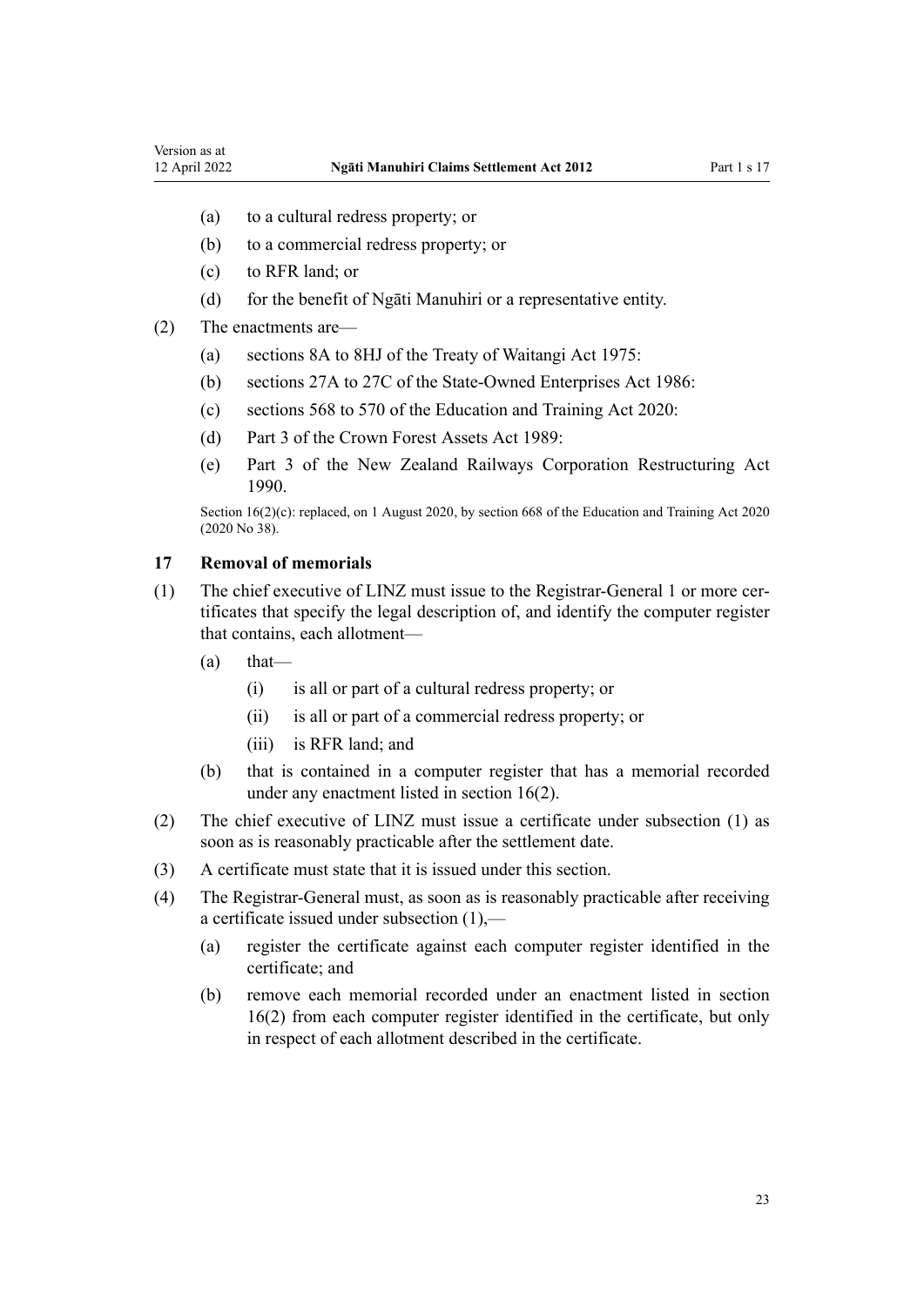(a) to a cultural redress property; or

(b) to a commercial redress property; or

(c) to RFR land; or

(d) for the benefit of Ngāti Manuhiri or a representative entity.

(2) The enactments are—

(a) sections 8A to 8HJ of the Treaty of Waitangi Act 1975:

(b) sections 27A to 27C of the State-Owned Enterprises Act 1986:

(c) sections 568 to 570 of the Education and Training Act 2020:

(d) Part 3 of the Crown Forest Assets Act 1989:

(e) Part 3 of the New Zealand Railways Corporation Restructuring Act 1990.

Section 16(2)(c): replaced, on 1 August 2020, by section 668 of the Education and Training Act 2020 (2020 No 38).

### 17 Removal of memorials

(1) The chief executive of LINZ must issue to the Registrar-General 1 or more certificates that specify the legal description of, and identify the computer register that contains, each allotment—

(a) that—

(i) is all or part of a cultural redress property; or

(ii) is all or part of a commercial redress property; or

(iii) is RFR land; and

(b) that is contained in a computer register that has a memorial recorded under any enactment listed in section 16(2).

(2) The chief executive of LINZ must issue a certificate under subsection (1) as soon as is reasonably practicable after the settlement date.

(3) A certificate must state that it is issued under this section.

(4) The Registrar-General must, as soon as is reasonably practicable after receiving a certificate issued under subsection (1),—

(a) register the certificate against each computer register identified in the certificate; and

(b) remove each memorial recorded under an enactment listed in section 16(2) from each computer register identified in the certificate, but only in respect of each allotment described in the certificate.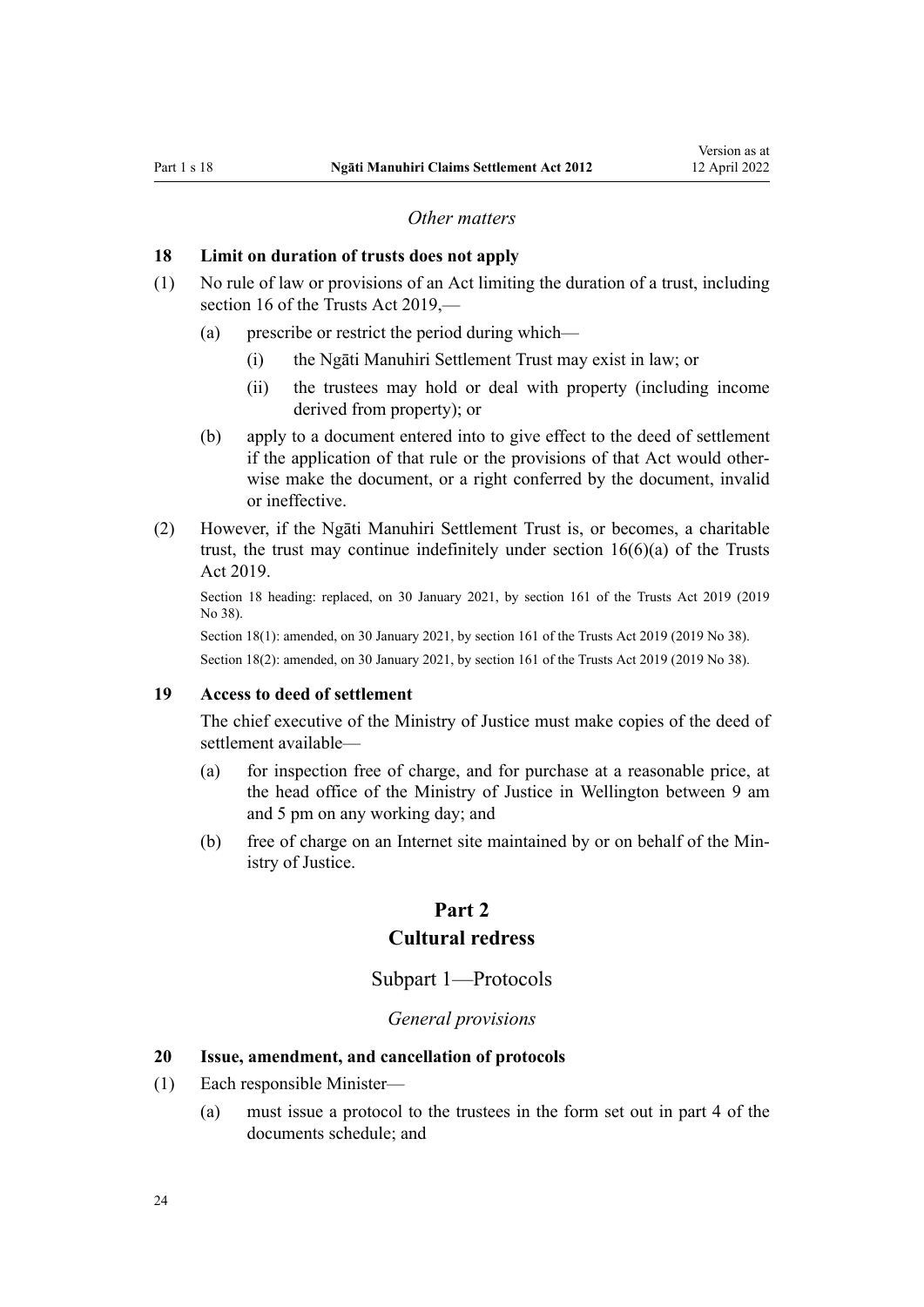*Other matters*

**18 Limit on duration of trusts does not apply**

(1) No rule of law or provisions of an Act limiting the duration of a trust, including section 16 of the Trusts Act 2019,—

  (a) prescribe or restrict the period during which—

    (i) the Ngāti Manuhiri Settlement Trust may exist in law; or

    (ii) the trustees may hold or deal with property (including income derived from property); or

  (b) apply to a document entered into to give effect to the deed of settlement if the application of that rule or the provisions of that Act would otherwise make the document, or a right conferred by the document, invalid or ineffective.

(2) However, if the Ngāti Manuhiri Settlement Trust is, or becomes, a charitable trust, the trust may continue indefinitely under section 16(6)(a) of the Trusts Act 2019.

Section 18 heading: replaced, on 30 January 2021, by section 161 of the Trusts Act 2019 (2019 No 38).

Section 18(1): amended, on 30 January 2021, by section 161 of the Trusts Act 2019 (2019 No 38).

Section 18(2): amended, on 30 January 2021, by section 161 of the Trusts Act 2019 (2019 No 38).

**19 Access to deed of settlement**

The chief executive of the Ministry of Justice must make copies of the deed of settlement available—

  (a) for inspection free of charge, and for purchase at a reasonable price, at the head office of the Ministry of Justice in Wellington between 9 am and 5 pm on any working day; and

  (b) free of charge on an Internet site maintained by or on behalf of the Ministry of Justice.

# Part 2
# Cultural redress

## Subpart 1—Protocols

*General provisions*

**20 Issue, amendment, and cancellation of protocols**

(1) Each responsible Minister—

  (a) must issue a protocol to the trustees in the form set out in part 4 of the documents schedule; and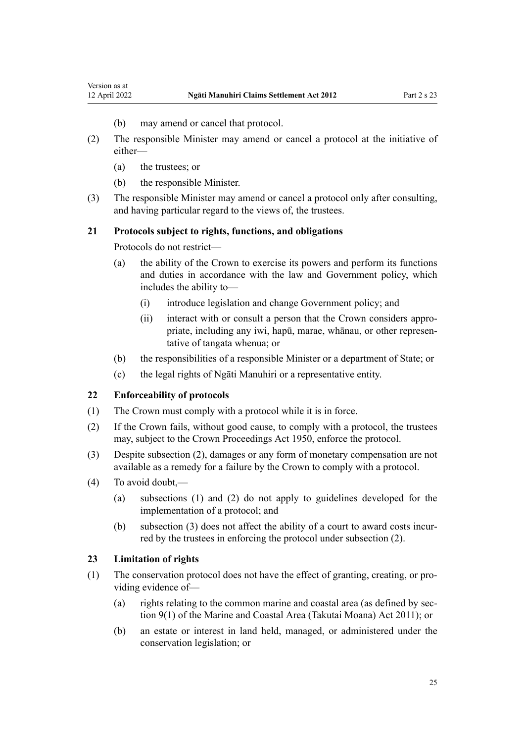(b) may amend or cancel that protocol.

(2) The responsible Minister may amend or cancel a protocol at the initiative of either—

(a) the trustees; or

(b) the responsible Minister.

(3) The responsible Minister may amend or cancel a protocol only after consulting, and having particular regard to the views of, the trustees.

### 21 Protocols subject to rights, functions, and obligations

Protocols do not restrict—

(a) the ability of the Crown to exercise its powers and perform its functions and duties in accordance with the law and Government policy, which includes the ability to—

(i) introduce legislation and change Government policy; and

(ii) interact with or consult a person that the Crown considers appropriate, including any iwi, hapū, marae, whānau, or other representative of tangata whenua; or

(b) the responsibilities of a responsible Minister or a department of State; or

(c) the legal rights of Ngāti Manuhiri or a representative entity.

### 22 Enforceability of protocols

(1) The Crown must comply with a protocol while it is in force.

(2) If the Crown fails, without good cause, to comply with a protocol, the trustees may, subject to the Crown Proceedings Act 1950, enforce the protocol.

(3) Despite subsection (2), damages or any form of monetary compensation are not available as a remedy for a failure by the Crown to comply with a protocol.

(4) To avoid doubt,—

(a) subsections (1) and (2) do not apply to guidelines developed for the implementation of a protocol; and

(b) subsection (3) does not affect the ability of a court to award costs incurred by the trustees in enforcing the protocol under subsection (2).

### 23 Limitation of rights

(1) The conservation protocol does not have the effect of granting, creating, or providing evidence of—

(a) rights relating to the common marine and coastal area (as defined by section 9(1) of the Marine and Coastal Area (Takutai Moana) Act 2011); or

(b) an estate or interest in land held, managed, or administered under the conservation legislation; or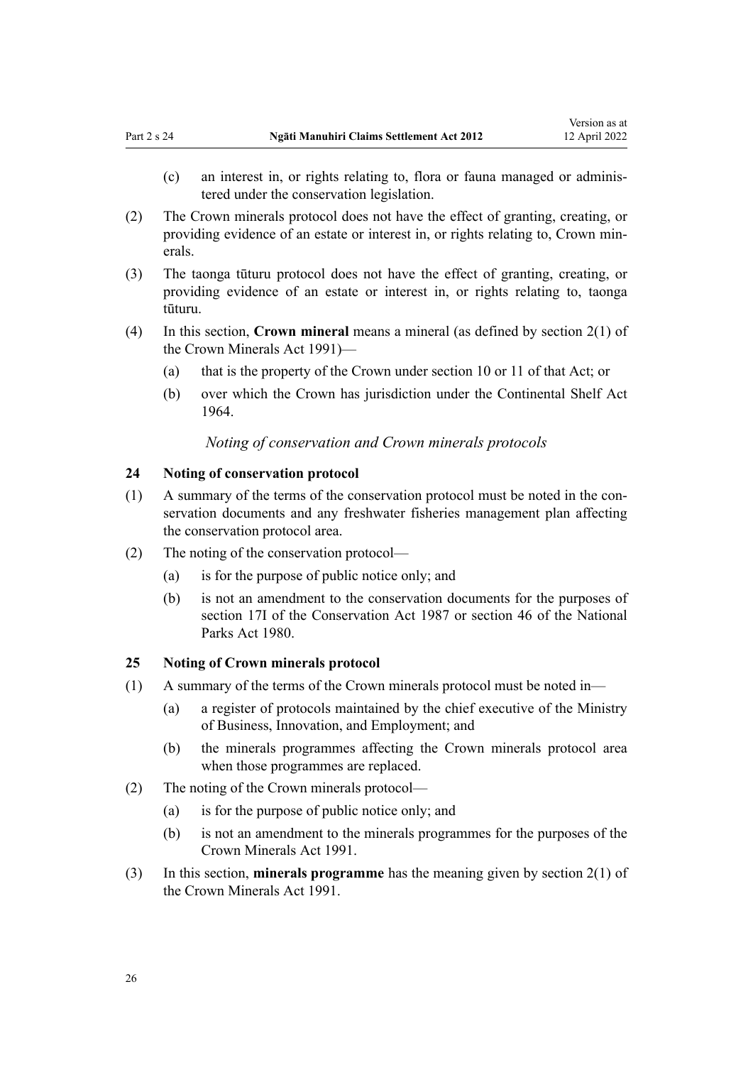(c) an interest in, or rights relating to, flora or fauna managed or administered under the conservation legislation.

(2) The Crown minerals protocol does not have the effect of granting, creating, or providing evidence of an estate or interest in, or rights relating to, Crown minerals.

(3) The taonga tūturu protocol does not have the effect of granting, creating, or providing evidence of an estate or interest in, or rights relating to, taonga tūturu.

(4) In this section, **Crown mineral** means a mineral (as defined by section 2(1) of the Crown Minerals Act 1991)—

(a) that is the property of the Crown under section 10 or 11 of that Act; or

(b) over which the Crown has jurisdiction under the Continental Shelf Act 1964.

*Noting of conservation and Crown minerals protocols*

### 24 Noting of conservation protocol

(1) A summary of the terms of the conservation protocol must be noted in the conservation documents and any freshwater fisheries management plan affecting the conservation protocol area.

(2) The noting of the conservation protocol—

(a) is for the purpose of public notice only; and

(b) is not an amendment to the conservation documents for the purposes of section 17I of the Conservation Act 1987 or section 46 of the National Parks Act 1980.

### 25 Noting of Crown minerals protocol

(1) A summary of the terms of the Crown minerals protocol must be noted in—

(a) a register of protocols maintained by the chief executive of the Ministry of Business, Innovation, and Employment; and

(b) the minerals programmes affecting the Crown minerals protocol area when those programmes are replaced.

(2) The noting of the Crown minerals protocol—

(a) is for the purpose of public notice only; and

(b) is not an amendment to the minerals programmes for the purposes of the Crown Minerals Act 1991.

(3) In this section, **minerals programme** has the meaning given by section 2(1) of the Crown Minerals Act 1991.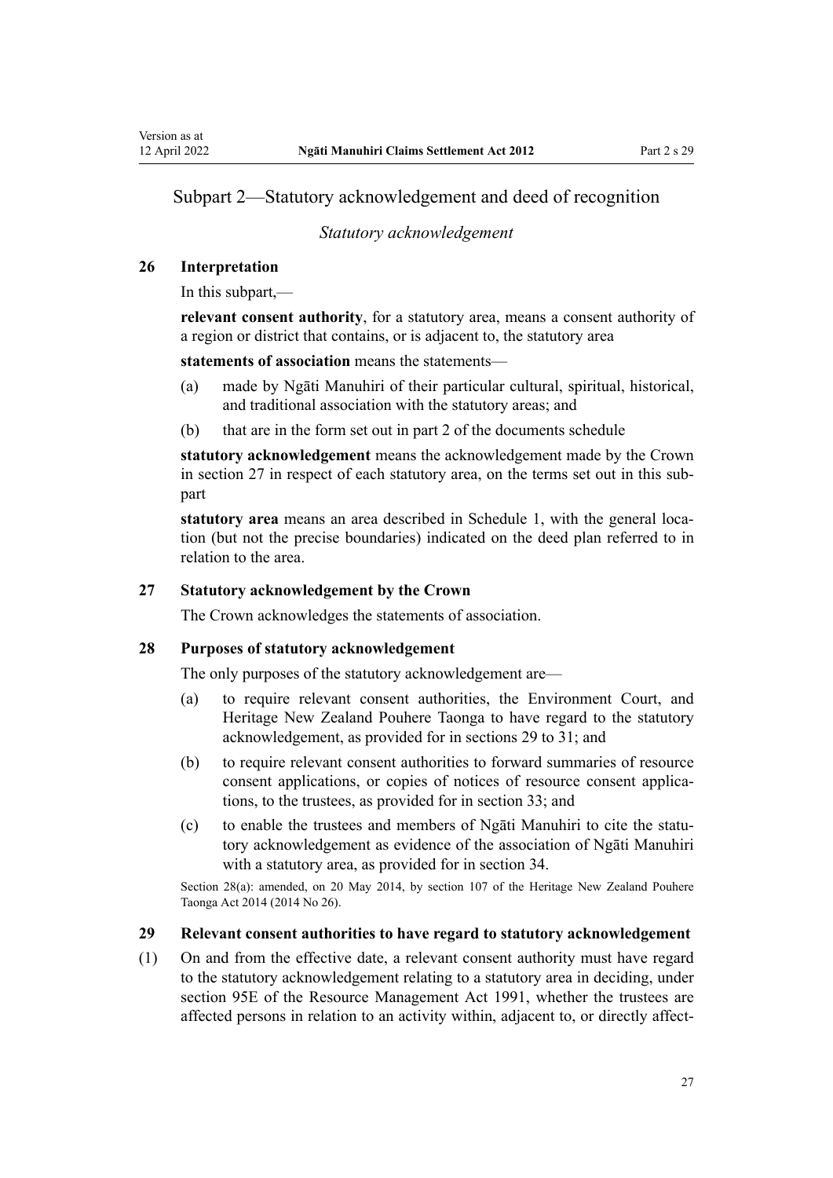## Subpart 2—Statutory acknowledgement and deed of recognition

*Statutory acknowledgement*

**26 Interpretation**

In this subpart,—

**relevant consent authority**, for a statutory area, means a consent authority of a region or district that contains, or is adjacent to, the statutory area

**statements of association** means the statements—

(a) made by Ngāti Manuhiri of their particular cultural, spiritual, historical, and traditional association with the statutory areas; and

(b) that are in the form set out in part 2 of the documents schedule

**statutory acknowledgement** means the acknowledgement made by the Crown in section 27 in respect of each statutory area, on the terms set out in this subpart

**statutory area** means an area described in Schedule 1, with the general location (but not the precise boundaries) indicated on the deed plan referred to in relation to the area.

**27 Statutory acknowledgement by the Crown**

The Crown acknowledges the statements of association.

**28 Purposes of statutory acknowledgement**

The only purposes of the statutory acknowledgement are—

(a) to require relevant consent authorities, the Environment Court, and Heritage New Zealand Pouhere Taonga to have regard to the statutory acknowledgement, as provided for in sections 29 to 31; and

(b) to require relevant consent authorities to forward summaries of resource consent applications, or copies of notices of resource consent applications, to the trustees, as provided for in section 33; and

(c) to enable the trustees and members of Ngāti Manuhiri to cite the statutory acknowledgement as evidence of the association of Ngāti Manuhiri with a statutory area, as provided for in section 34.

Section 28(a): amended, on 20 May 2014, by section 107 of the Heritage New Zealand Pouhere Taonga Act 2014 (2014 No 26).

**29 Relevant consent authorities to have regard to statutory acknowledgement**

(1) On and from the effective date, a relevant consent authority must have regard to the statutory acknowledgement relating to a statutory area in deciding, under section 95E of the Resource Management Act 1991, whether the trustees are affected persons in relation to an activity within, adjacent to, or directly affect-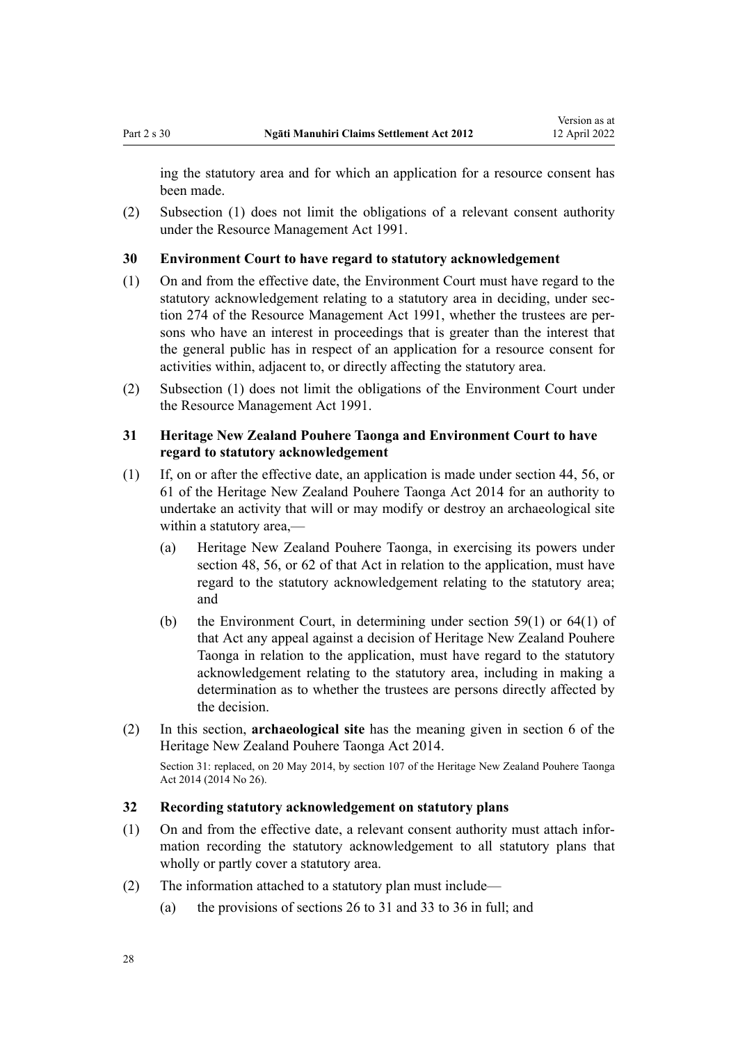ing the statutory area and for which an application for a resource consent has been made.

(2) Subsection (1) does not limit the obligations of a relevant consent authority under the Resource Management Act 1991.

### 30 Environment Court to have regard to statutory acknowledgement

(1) On and from the effective date, the Environment Court must have regard to the statutory acknowledgement relating to a statutory area in deciding, under section 274 of the Resource Management Act 1991, whether the trustees are persons who have an interest in proceedings that is greater than the interest that the general public has in respect of an application for a resource consent for activities within, adjacent to, or directly affecting the statutory area.

(2) Subsection (1) does not limit the obligations of the Environment Court under the Resource Management Act 1991.

### 31 Heritage New Zealand Pouhere Taonga and Environment Court to have regard to statutory acknowledgement

(1) If, on or after the effective date, an application is made under section 44, 56, or 61 of the Heritage New Zealand Pouhere Taonga Act 2014 for an authority to undertake an activity that will or may modify or destroy an archaeological site within a statutory area,—

  (a) Heritage New Zealand Pouhere Taonga, in exercising its powers under section 48, 56, or 62 of that Act in relation to the application, must have regard to the statutory acknowledgement relating to the statutory area; and

  (b) the Environment Court, in determining under section 59(1) or 64(1) of that Act any appeal against a decision of Heritage New Zealand Pouhere Taonga in relation to the application, must have regard to the statutory acknowledgement relating to the statutory area, including in making a determination as to whether the trustees are persons directly affected by the decision.

(2) In this section, **archaeological site** has the meaning given in section 6 of the Heritage New Zealand Pouhere Taonga Act 2014.

Section 31: replaced, on 20 May 2014, by section 107 of the Heritage New Zealand Pouhere Taonga Act 2014 (2014 No 26).

### 32 Recording statutory acknowledgement on statutory plans

(1) On and from the effective date, a relevant consent authority must attach information recording the statutory acknowledgement to all statutory plans that wholly or partly cover a statutory area.

(2) The information attached to a statutory plan must include—

  (a) the provisions of sections 26 to 31 and 33 to 36 in full; and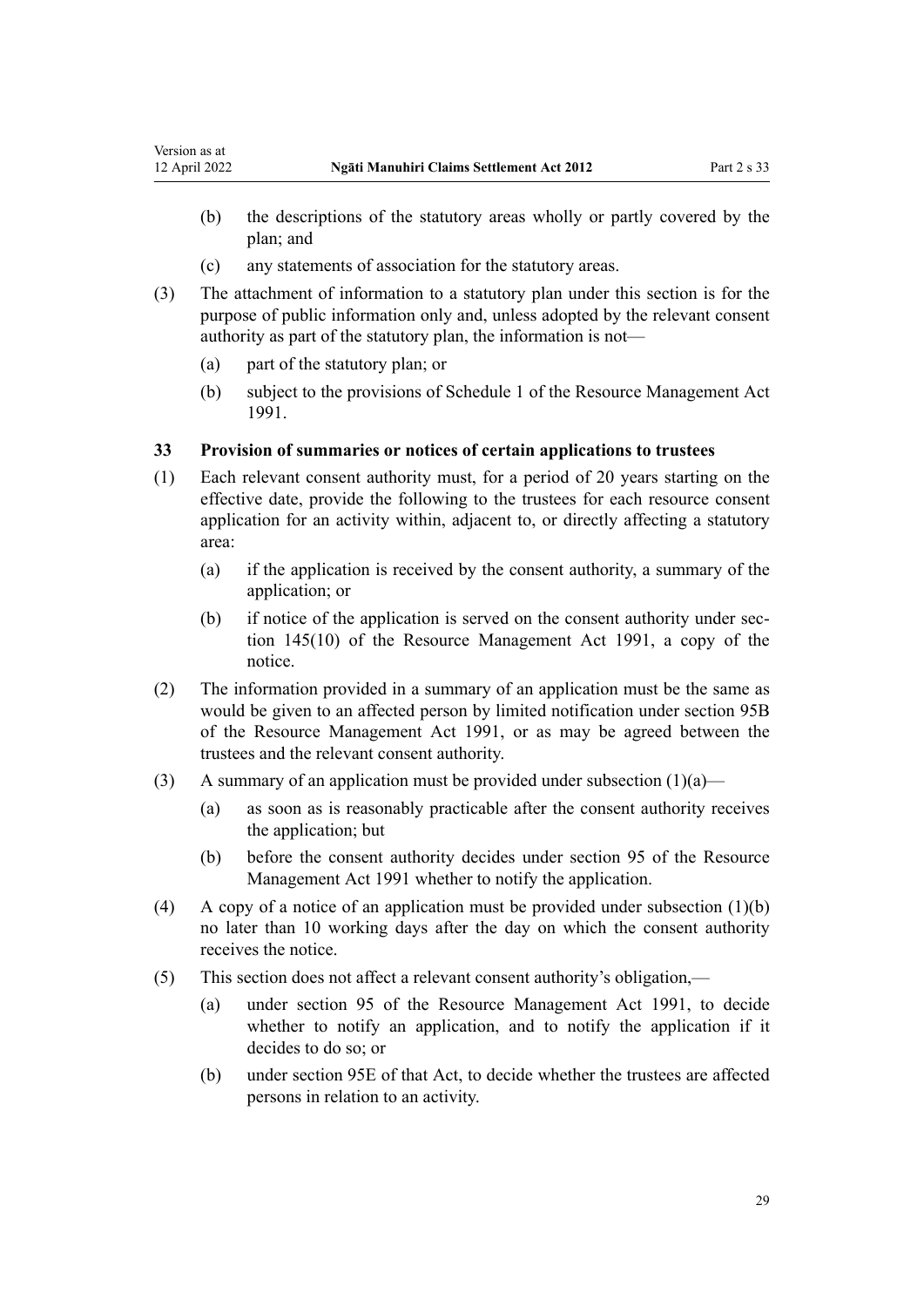(b) the descriptions of the statutory areas wholly or partly covered by the plan; and

(c) any statements of association for the statutory areas.

(3) The attachment of information to a statutory plan under this section is for the purpose of public information only and, unless adopted by the relevant consent authority as part of the statutory plan, the information is not—

(a) part of the statutory plan; or

(b) subject to the provisions of Schedule 1 of the Resource Management Act 1991.

### 33 Provision of summaries or notices of certain applications to trustees

(1) Each relevant consent authority must, for a period of 20 years starting on the effective date, provide the following to the trustees for each resource consent application for an activity within, adjacent to, or directly affecting a statutory area:

(a) if the application is received by the consent authority, a summary of the application; or

(b) if notice of the application is served on the consent authority under section 145(10) of the Resource Management Act 1991, a copy of the notice.

(2) The information provided in a summary of an application must be the same as would be given to an affected person by limited notification under section 95B of the Resource Management Act 1991, or as may be agreed between the trustees and the relevant consent authority.

(3) A summary of an application must be provided under subsection (1)(a)—

(a) as soon as is reasonably practicable after the consent authority receives the application; but

(b) before the consent authority decides under section 95 of the Resource Management Act 1991 whether to notify the application.

(4) A copy of a notice of an application must be provided under subsection (1)(b) no later than 10 working days after the day on which the consent authority receives the notice.

(5) This section does not affect a relevant consent authority's obligation,—

(a) under section 95 of the Resource Management Act 1991, to decide whether to notify an application, and to notify the application if it decides to do so; or

(b) under section 95E of that Act, to decide whether the trustees are affected persons in relation to an activity.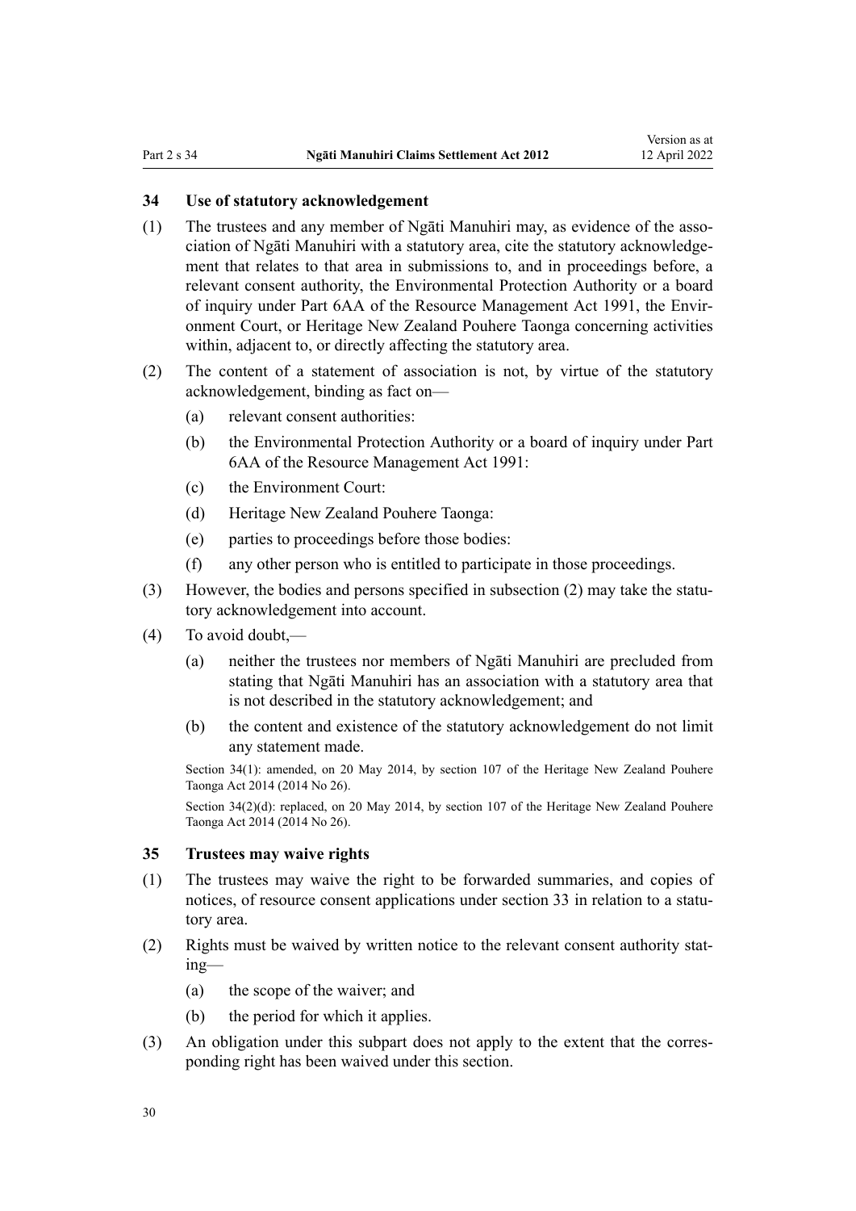### 34 Use of statutory acknowledgement

(1) The trustees and any member of Ngāti Manuhiri may, as evidence of the association of Ngāti Manuhiri with a statutory area, cite the statutory acknowledgement that relates to that area in submissions to, and in proceedings before, a relevant consent authority, the Environmental Protection Authority or a board of inquiry under Part 6AA of the Resource Management Act 1991, the Environment Court, or Heritage New Zealand Pouhere Taonga concerning activities within, adjacent to, or directly affecting the statutory area.

(2) The content of a statement of association is not, by virtue of the statutory acknowledgement, binding as fact on—

- (a) relevant consent authorities:
- (b) the Environmental Protection Authority or a board of inquiry under Part 6AA of the Resource Management Act 1991:
- (c) the Environment Court:
- (d) Heritage New Zealand Pouhere Taonga:
- (e) parties to proceedings before those bodies:
- (f) any other person who is entitled to participate in those proceedings.

(3) However, the bodies and persons specified in subsection (2) may take the statutory acknowledgement into account.

(4) To avoid doubt,—

- (a) neither the trustees nor members of Ngāti Manuhiri are precluded from stating that Ngāti Manuhiri has an association with a statutory area that is not described in the statutory acknowledgement; and
- (b) the content and existence of the statutory acknowledgement do not limit any statement made.

Section 34(1): amended, on 20 May 2014, by section 107 of the Heritage New Zealand Pouhere Taonga Act 2014 (2014 No 26).

Section 34(2)(d): replaced, on 20 May 2014, by section 107 of the Heritage New Zealand Pouhere Taonga Act 2014 (2014 No 26).

### 35 Trustees may waive rights

(1) The trustees may waive the right to be forwarded summaries, and copies of notices, of resource consent applications under section 33 in relation to a statutory area.

(2) Rights must be waived by written notice to the relevant consent authority stating—

- (a) the scope of the waiver; and
- (b) the period for which it applies.

(3) An obligation under this subpart does not apply to the extent that the corresponding right has been waived under this section.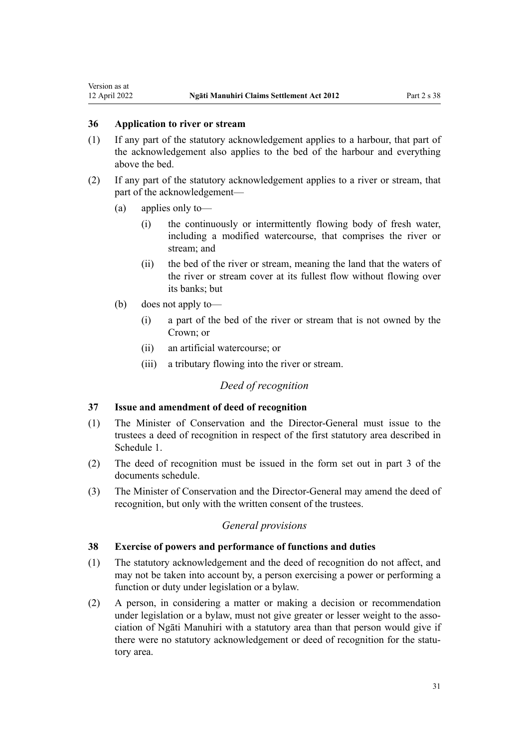### 36 Application to river or stream

(1) If any part of the statutory acknowledgement applies to a harbour, that part of the acknowledgement also applies to the bed of the harbour and everything above the bed.

(2) If any part of the statutory acknowledgement applies to a river or stream, that part of the acknowledgement—

- (a) applies only to—
  - (i) the continuously or intermittently flowing body of fresh water, including a modified watercourse, that comprises the river or stream; and
  - (ii) the bed of the river or stream, meaning the land that the waters of the river or stream cover at its fullest flow without flowing over its banks; but
- (b) does not apply to—
  - (i) a part of the bed of the river or stream that is not owned by the Crown; or
  - (ii) an artificial watercourse; or
  - (iii) a tributary flowing into the river or stream.

*Deed of recognition*

### 37 Issue and amendment of deed of recognition

(1) The Minister of Conservation and the Director-General must issue to the trustees a deed of recognition in respect of the first statutory area described in Schedule 1.

(2) The deed of recognition must be issued in the form set out in part 3 of the documents schedule.

(3) The Minister of Conservation and the Director-General may amend the deed of recognition, but only with the written consent of the trustees.

*General provisions*

### 38 Exercise of powers and performance of functions and duties

(1) The statutory acknowledgement and the deed of recognition do not affect, and may not be taken into account by, a person exercising a power or performing a function or duty under legislation or a bylaw.

(2) A person, in considering a matter or making a decision or recommendation under legislation or a bylaw, must not give greater or lesser weight to the association of Ngāti Manuhiri with a statutory area than that person would give if there were no statutory acknowledgement or deed of recognition for the statutory area.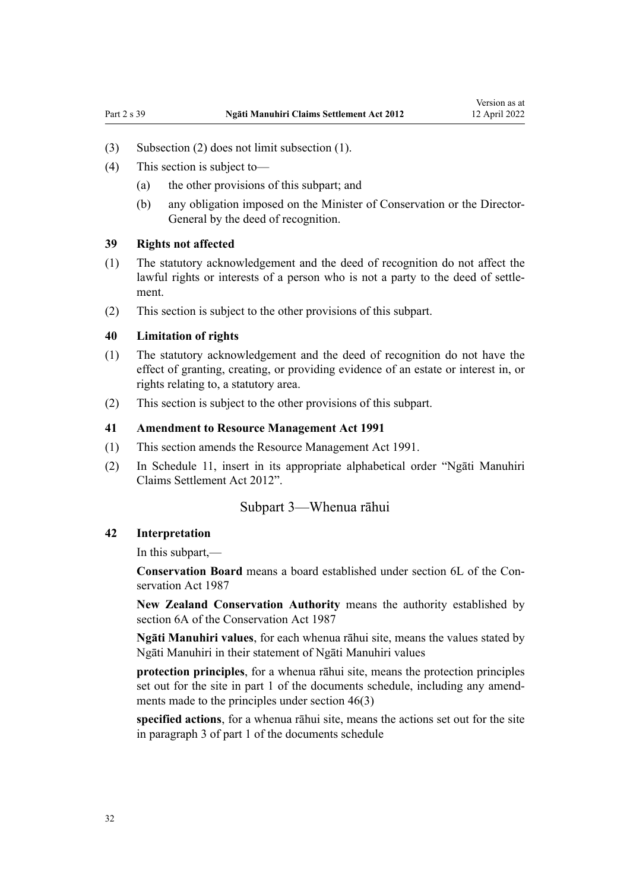(3) Subsection (2) does not limit subsection (1).

(4) This section is subject to—

  (a) the other provisions of this subpart; and

  (b) any obligation imposed on the Minister of Conservation or the Director-General by the deed of recognition.

### 39 Rights not affected

(1) The statutory acknowledgement and the deed of recognition do not affect the lawful rights or interests of a person who is not a party to the deed of settlement.

(2) This section is subject to the other provisions of this subpart.

### 40 Limitation of rights

(1) The statutory acknowledgement and the deed of recognition do not have the effect of granting, creating, or providing evidence of an estate or interest in, or rights relating to, a statutory area.

(2) This section is subject to the other provisions of this subpart.

### 41 Amendment to Resource Management Act 1991

(1) This section amends the Resource Management Act 1991.

(2) In Schedule 11, insert in its appropriate alphabetical order "Ngāti Manuhiri Claims Settlement Act 2012".

## Subpart 3—Whenua rāhui

### 42 Interpretation

In this subpart,—

**Conservation Board** means a board established under section 6L of the Conservation Act 1987

**New Zealand Conservation Authority** means the authority established by section 6A of the Conservation Act 1987

**Ngāti Manuhiri values**, for each whenua rāhui site, means the values stated by Ngāti Manuhiri in their statement of Ngāti Manuhiri values

**protection principles**, for a whenua rāhui site, means the protection principles set out for the site in part 1 of the documents schedule, including any amendments made to the principles under section 46(3)

**specified actions**, for a whenua rāhui site, means the actions set out for the site in paragraph 3 of part 1 of the documents schedule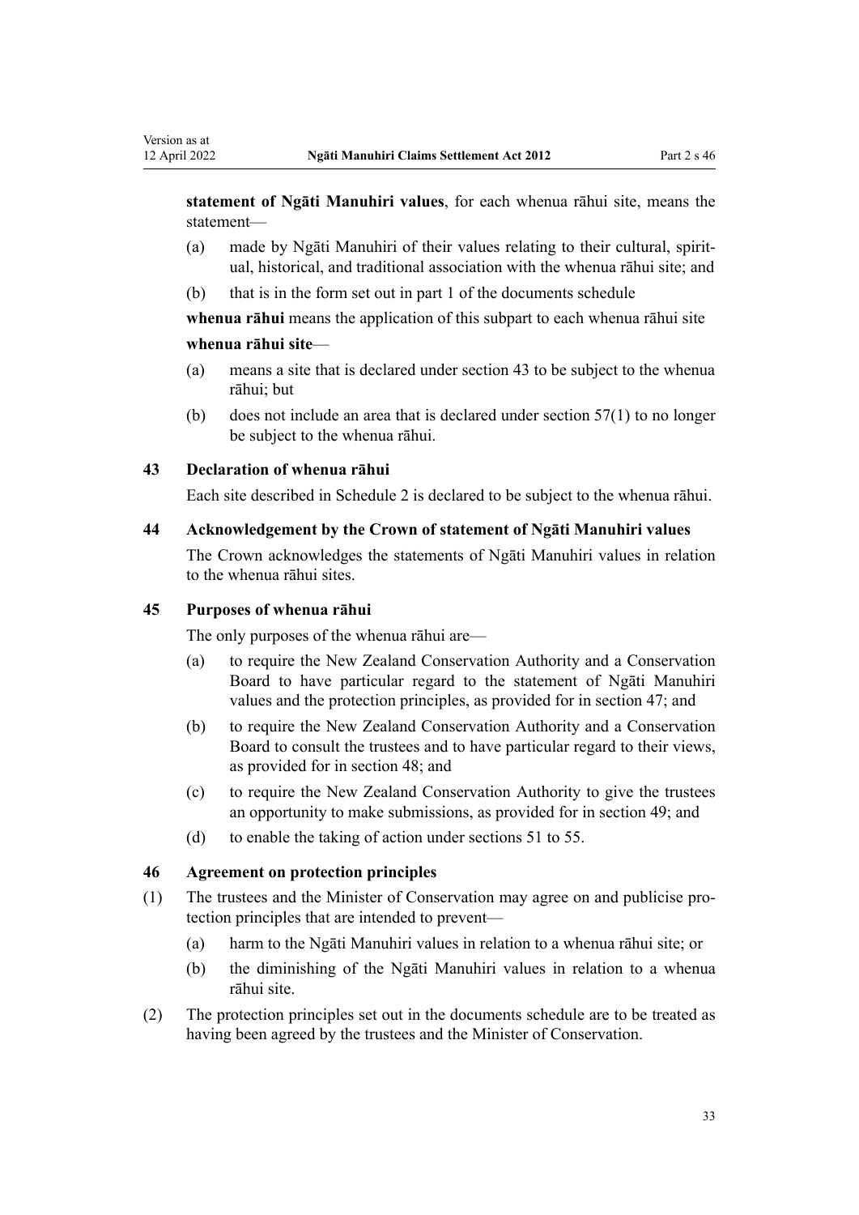**statement of Ngāti Manuhiri values**, for each whenua rāhui site, means the statement—

- (a) made by Ngāti Manuhiri of their values relating to their cultural, spiritual, historical, and traditional association with the whenua rāhui site; and
- (b) that is in the form set out in part 1 of the documents schedule

**whenua rāhui** means the application of this subpart to each whenua rāhui site

**whenua rāhui site**—

- (a) means a site that is declared under section 43 to be subject to the whenua rāhui; but
- (b) does not include an area that is declared under section 57(1) to no longer be subject to the whenua rāhui.

### 43 Declaration of whenua rāhui

Each site described in Schedule 2 is declared to be subject to the whenua rāhui.

### 44 Acknowledgement by the Crown of statement of Ngāti Manuhiri values

The Crown acknowledges the statements of Ngāti Manuhiri values in relation to the whenua rāhui sites.

### 45 Purposes of whenua rāhui

The only purposes of the whenua rāhui are—

- (a) to require the New Zealand Conservation Authority and a Conservation Board to have particular regard to the statement of Ngāti Manuhiri values and the protection principles, as provided for in section 47; and
- (b) to require the New Zealand Conservation Authority and a Conservation Board to consult the trustees and to have particular regard to their views, as provided for in section 48; and
- (c) to require the New Zealand Conservation Authority to give the trustees an opportunity to make submissions, as provided for in section 49; and
- (d) to enable the taking of action under sections 51 to 55.

### 46 Agreement on protection principles

(1) The trustees and the Minister of Conservation may agree on and publicise protection principles that are intended to prevent—

- (a) harm to the Ngāti Manuhiri values in relation to a whenua rāhui site; or
- (b) the diminishing of the Ngāti Manuhiri values in relation to a whenua rāhui site.

(2) The protection principles set out in the documents schedule are to be treated as having been agreed by the trustees and the Minister of Conservation.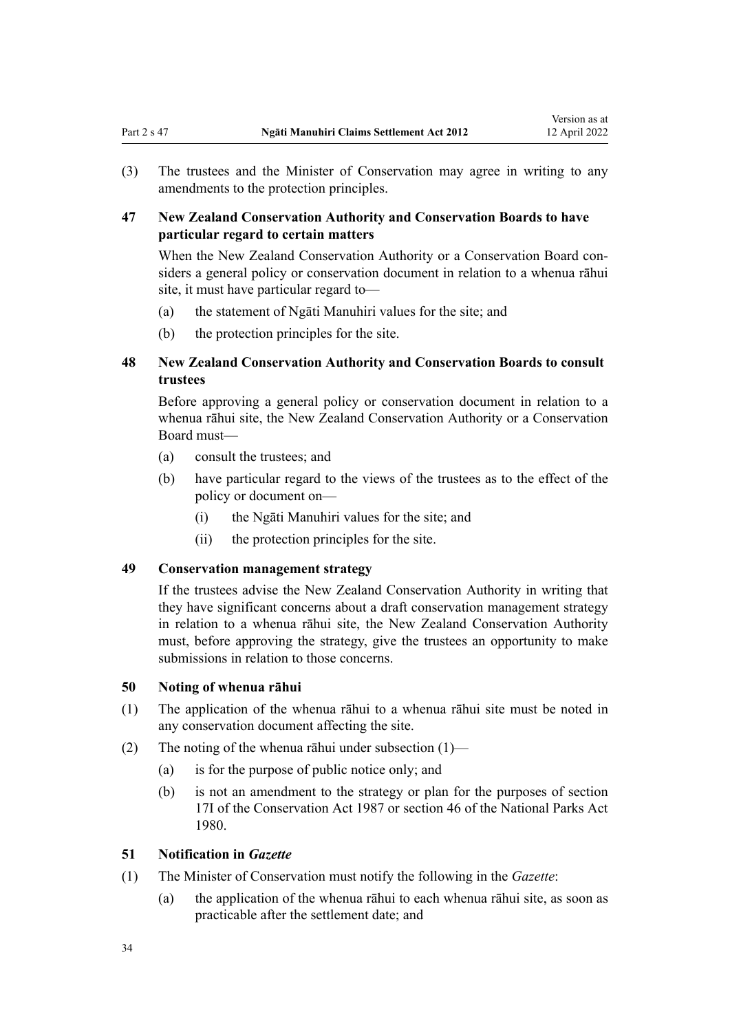(3) The trustees and the Minister of Conservation may agree in writing to any amendments to the protection principles.

### 47 New Zealand Conservation Authority and Conservation Boards to have particular regard to certain matters

When the New Zealand Conservation Authority or a Conservation Board considers a general policy or conservation document in relation to a whenua rāhui site, it must have particular regard to—

(a) the statement of Ngāti Manuhiri values for the site; and

(b) the protection principles for the site.

### 48 New Zealand Conservation Authority and Conservation Boards to consult trustees

Before approving a general policy or conservation document in relation to a whenua rāhui site, the New Zealand Conservation Authority or a Conservation Board must—

(a) consult the trustees; and

(b) have particular regard to the views of the trustees as to the effect of the policy or document on—

   (i) the Ngāti Manuhiri values for the site; and

   (ii) the protection principles for the site.

### 49 Conservation management strategy

If the trustees advise the New Zealand Conservation Authority in writing that they have significant concerns about a draft conservation management strategy in relation to a whenua rāhui site, the New Zealand Conservation Authority must, before approving the strategy, give the trustees an opportunity to make submissions in relation to those concerns.

### 50 Noting of whenua rāhui

(1) The application of the whenua rāhui to a whenua rāhui site must be noted in any conservation document affecting the site.

(2) The noting of the whenua rāhui under subsection (1)—

(a) is for the purpose of public notice only; and

(b) is not an amendment to the strategy or plan for the purposes of section 17I of the Conservation Act 1987 or section 46 of the National Parks Act 1980.

### 51 Notification in *Gazette*

(1) The Minister of Conservation must notify the following in the *Gazette*:

(a) the application of the whenua rāhui to each whenua rāhui site, as soon as practicable after the settlement date; and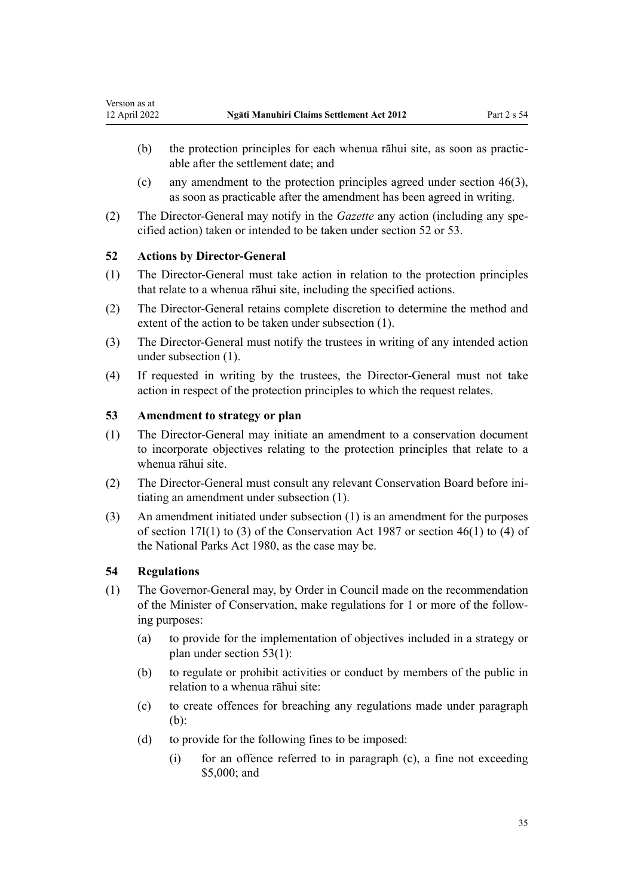(b) the protection principles for each whenua rāhui site, as soon as practicable after the settlement date; and

(c) any amendment to the protection principles agreed under section 46(3), as soon as practicable after the amendment has been agreed in writing.

(2) The Director-General may notify in the *Gazette* any action (including any specified action) taken or intended to be taken under section 52 or 53.

### 52 Actions by Director-General

(1) The Director-General must take action in relation to the protection principles that relate to a whenua rāhui site, including the specified actions.

(2) The Director-General retains complete discretion to determine the method and extent of the action to be taken under subsection (1).

(3) The Director-General must notify the trustees in writing of any intended action under subsection (1).

(4) If requested in writing by the trustees, the Director-General must not take action in respect of the protection principles to which the request relates.

### 53 Amendment to strategy or plan

(1) The Director-General may initiate an amendment to a conservation document to incorporate objectives relating to the protection principles that relate to a whenua rāhui site.

(2) The Director-General must consult any relevant Conservation Board before initiating an amendment under subsection (1).

(3) An amendment initiated under subsection (1) is an amendment for the purposes of section 17I(1) to (3) of the Conservation Act 1987 or section 46(1) to (4) of the National Parks Act 1980, as the case may be.

### 54 Regulations

(1) The Governor-General may, by Order in Council made on the recommendation of the Minister of Conservation, make regulations for 1 or more of the following purposes:

(a) to provide for the implementation of objectives included in a strategy or plan under section 53(1):

(b) to regulate or prohibit activities or conduct by members of the public in relation to a whenua rāhui site:

(c) to create offences for breaching any regulations made under paragraph (b):

(d) to provide for the following fines to be imposed:

(i) for an offence referred to in paragraph (c), a fine not exceeding $5,000; and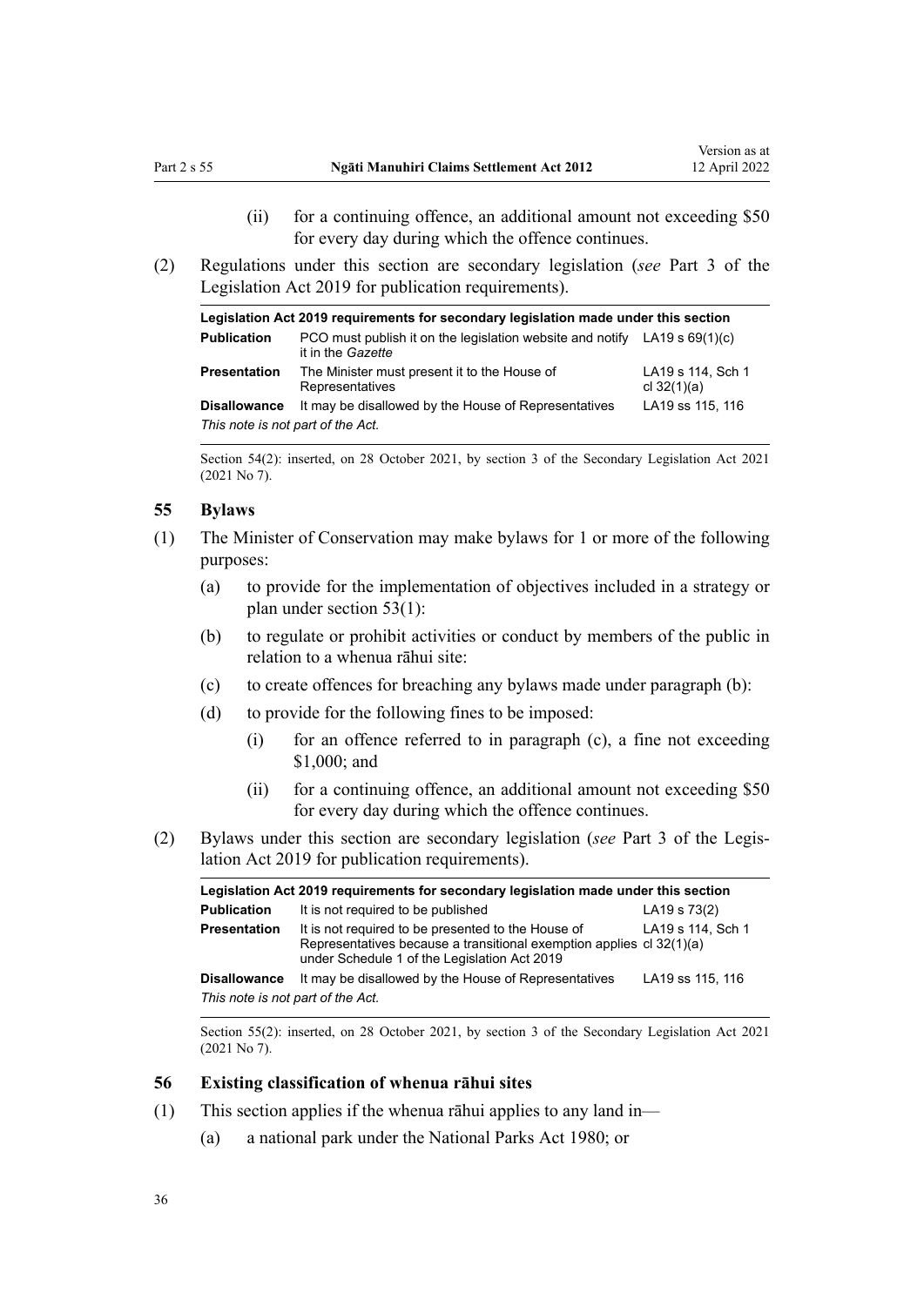(ii) for a continuing offence, an additional amount not exceeding $50 for every day during which the offence continues.

(2) Regulations under this section are secondary legislation (*see* Part 3 of the Legislation Act 2019 for publication requirements).

| Legislation Act 2019 requirements for secondary legislation made under this section | | |
|---|---|---|
| **Publication** | PCO must publish it on the legislation website and notify it in the *Gazette* | LA19 s 69(1)(c) |
| **Presentation** | The Minister must present it to the House of Representatives | LA19 s 114, Sch 1 cl 32(1)(a) |
| **Disallowance** | It may be disallowed by the House of Representatives | LA19 ss 115, 116 |
| *This note is not part of the Act.* | | |

Section 54(2): inserted, on 28 October 2021, by section 3 of the Secondary Legislation Act 2021 (2021 No 7).

### 55 Bylaws

(1) The Minister of Conservation may make bylaws for 1 or more of the following purposes:

(a) to provide for the implementation of objectives included in a strategy or plan under section 53(1):

(b) to regulate or prohibit activities or conduct by members of the public in relation to a whenua rāhui site:

(c) to create offences for breaching any bylaws made under paragraph (b):

(d) to provide for the following fines to be imposed:

(i) for an offence referred to in paragraph (c), a fine not exceeding $1,000; and

(ii) for a continuing offence, an additional amount not exceeding $50 for every day during which the offence continues.

(2) Bylaws under this section are secondary legislation (*see* Part 3 of the Legislation Act 2019 for publication requirements).

| Legislation Act 2019 requirements for secondary legislation made under this section | | |
|---|---|---|
| **Publication** | It is not required to be published | LA19 s 73(2) |
| **Presentation** | It is not required to be presented to the House of Representatives because a transitional exemption applies under Schedule 1 of the Legislation Act 2019 | LA19 s 114, Sch 1 cl 32(1)(a) |
| **Disallowance** | It may be disallowed by the House of Representatives | LA19 ss 115, 116 |
| *This note is not part of the Act.* | | |

Section 55(2): inserted, on 28 October 2021, by section 3 of the Secondary Legislation Act 2021 (2021 No 7).

### 56 Existing classification of whenua rāhui sites

(1) This section applies if the whenua rāhui applies to any land in—

(a) a national park under the National Parks Act 1980; or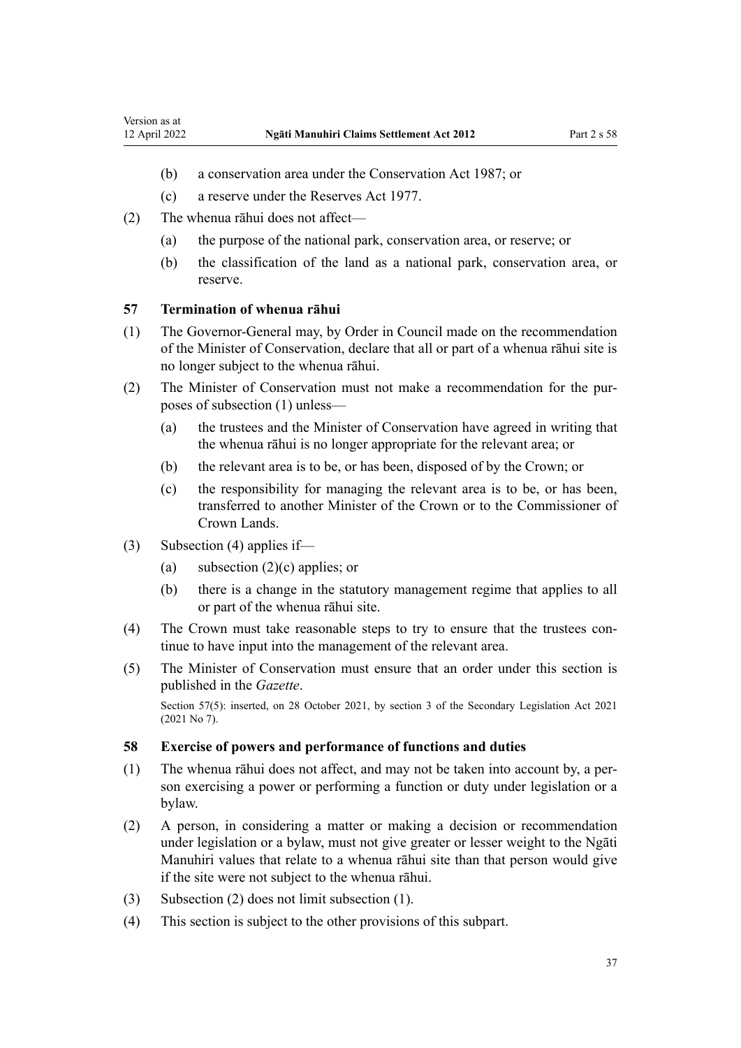(b) a conservation area under the Conservation Act 1987; or

(c) a reserve under the Reserves Act 1977.

(2) The whenua rāhui does not affect—

(a) the purpose of the national park, conservation area, or reserve; or

(b) the classification of the land as a national park, conservation area, or reserve.

### 57 Termination of whenua rāhui

(1) The Governor-General may, by Order in Council made on the recommendation of the Minister of Conservation, declare that all or part of a whenua rāhui site is no longer subject to the whenua rāhui.

(2) The Minister of Conservation must not make a recommendation for the purposes of subsection (1) unless—

(a) the trustees and the Minister of Conservation have agreed in writing that the whenua rāhui is no longer appropriate for the relevant area; or

(b) the relevant area is to be, or has been, disposed of by the Crown; or

(c) the responsibility for managing the relevant area is to be, or has been, transferred to another Minister of the Crown or to the Commissioner of Crown Lands.

(3) Subsection (4) applies if—

(a) subsection (2)(c) applies; or

(b) there is a change in the statutory management regime that applies to all or part of the whenua rāhui site.

(4) The Crown must take reasonable steps to try to ensure that the trustees continue to have input into the management of the relevant area.

(5) The Minister of Conservation must ensure that an order under this section is published in the *Gazette*.

Section 57(5): inserted, on 28 October 2021, by section 3 of the Secondary Legislation Act 2021 (2021 No 7).

### 58 Exercise of powers and performance of functions and duties

(1) The whenua rāhui does not affect, and may not be taken into account by, a person exercising a power or performing a function or duty under legislation or a bylaw.

(2) A person, in considering a matter or making a decision or recommendation under legislation or a bylaw, must not give greater or lesser weight to the Ngāti Manuhiri values that relate to a whenua rāhui site than that person would give if the site were not subject to the whenua rāhui.

(3) Subsection (2) does not limit subsection (1).

(4) This section is subject to the other provisions of this subpart.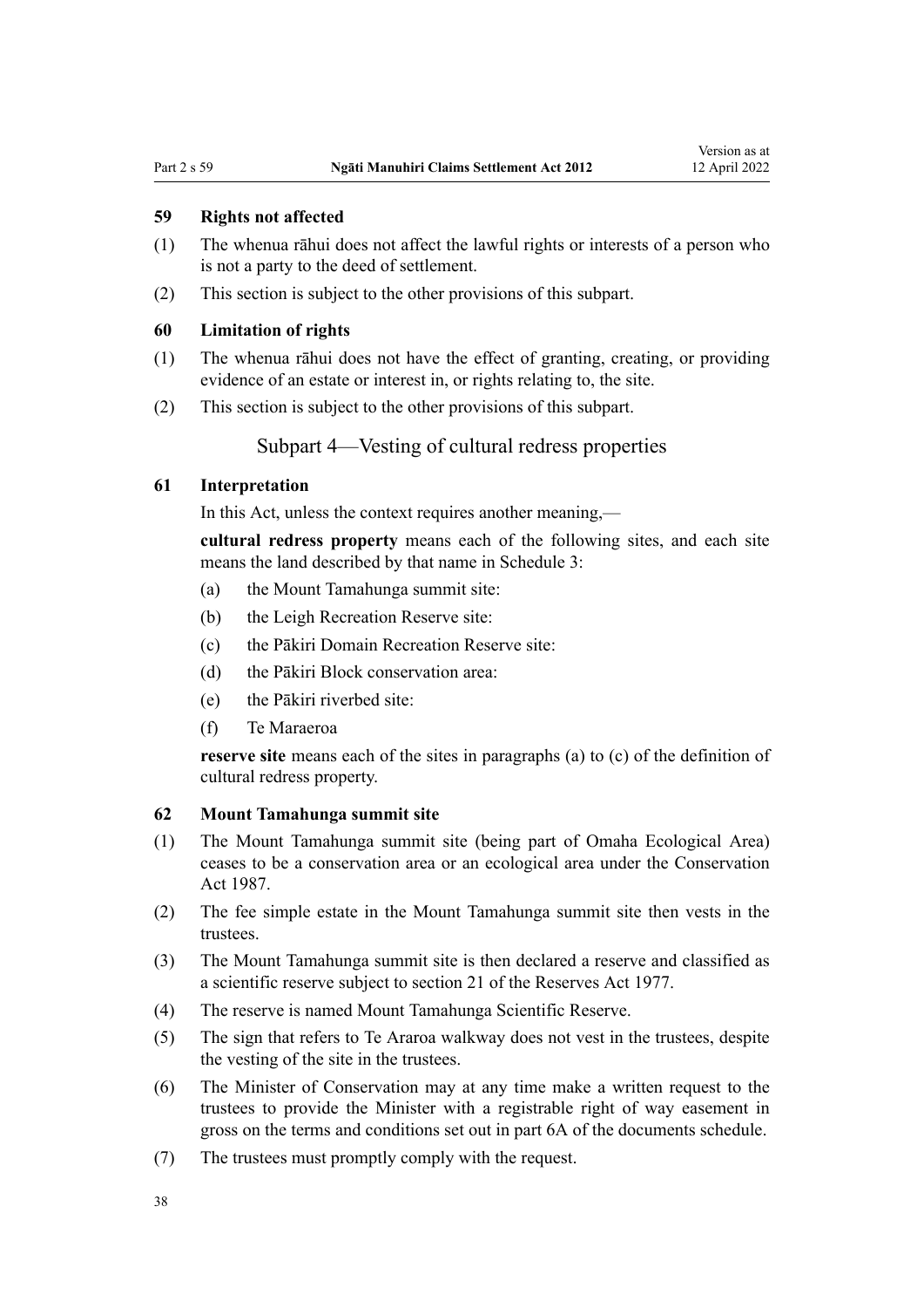### 59 Rights not affected

(1) The whenua rāhui does not affect the lawful rights or interests of a person who is not a party to the deed of settlement.

(2) This section is subject to the other provisions of this subpart.

### 60 Limitation of rights

(1) The whenua rāhui does not have the effect of granting, creating, or providing evidence of an estate or interest in, or rights relating to, the site.

(2) This section is subject to the other provisions of this subpart.

## Subpart 4—Vesting of cultural redress properties

### 61 Interpretation

In this Act, unless the context requires another meaning,—

**cultural redress property** means each of the following sites, and each site means the land described by that name in Schedule 3:

(a) the Mount Tamahunga summit site:

(b) the Leigh Recreation Reserve site:

(c) the Pākiri Domain Recreation Reserve site:

(d) the Pākiri Block conservation area:

(e) the Pākiri riverbed site:

(f) Te Maraeroa

**reserve site** means each of the sites in paragraphs (a) to (c) of the definition of cultural redress property.

### 62 Mount Tamahunga summit site

(1) The Mount Tamahunga summit site (being part of Omaha Ecological Area) ceases to be a conservation area or an ecological area under the Conservation Act 1987.

(2) The fee simple estate in the Mount Tamahunga summit site then vests in the trustees.

(3) The Mount Tamahunga summit site is then declared a reserve and classified as a scientific reserve subject to section 21 of the Reserves Act 1977.

(4) The reserve is named Mount Tamahunga Scientific Reserve.

(5) The sign that refers to Te Araroa walkway does not vest in the trustees, despite the vesting of the site in the trustees.

(6) The Minister of Conservation may at any time make a written request to the trustees to provide the Minister with a registrable right of way easement in gross on the terms and conditions set out in part 6A of the documents schedule.

(7) The trustees must promptly comply with the request.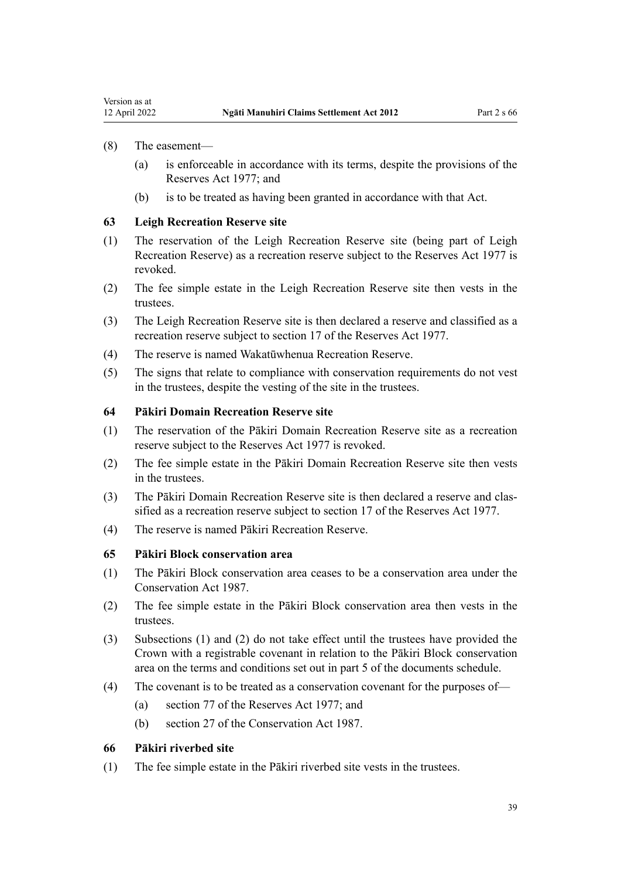(8) The easement—

(a) is enforceable in accordance with its terms, despite the provisions of the Reserves Act 1977; and

(b) is to be treated as having been granted in accordance with that Act.

### 63 Leigh Recreation Reserve site

(1) The reservation of the Leigh Recreation Reserve site (being part of Leigh Recreation Reserve) as a recreation reserve subject to the Reserves Act 1977 is revoked.

(2) The fee simple estate in the Leigh Recreation Reserve site then vests in the trustees.

(3) The Leigh Recreation Reserve site is then declared a reserve and classified as a recreation reserve subject to section 17 of the Reserves Act 1977.

(4) The reserve is named Wakatūwhenua Recreation Reserve.

(5) The signs that relate to compliance with conservation requirements do not vest in the trustees, despite the vesting of the site in the trustees.

### 64 Pākiri Domain Recreation Reserve site

(1) The reservation of the Pākiri Domain Recreation Reserve site as a recreation reserve subject to the Reserves Act 1977 is revoked.

(2) The fee simple estate in the Pākiri Domain Recreation Reserve site then vests in the trustees.

(3) The Pākiri Domain Recreation Reserve site is then declared a reserve and classified as a recreation reserve subject to section 17 of the Reserves Act 1977.

(4) The reserve is named Pākiri Recreation Reserve.

### 65 Pākiri Block conservation area

(1) The Pākiri Block conservation area ceases to be a conservation area under the Conservation Act 1987.

(2) The fee simple estate in the Pākiri Block conservation area then vests in the trustees.

(3) Subsections (1) and (2) do not take effect until the trustees have provided the Crown with a registrable covenant in relation to the Pākiri Block conservation area on the terms and conditions set out in part 5 of the documents schedule.

(4) The covenant is to be treated as a conservation covenant for the purposes of—

(a) section 77 of the Reserves Act 1977; and

(b) section 27 of the Conservation Act 1987.

### 66 Pākiri riverbed site

(1) The fee simple estate in the Pākiri riverbed site vests in the trustees.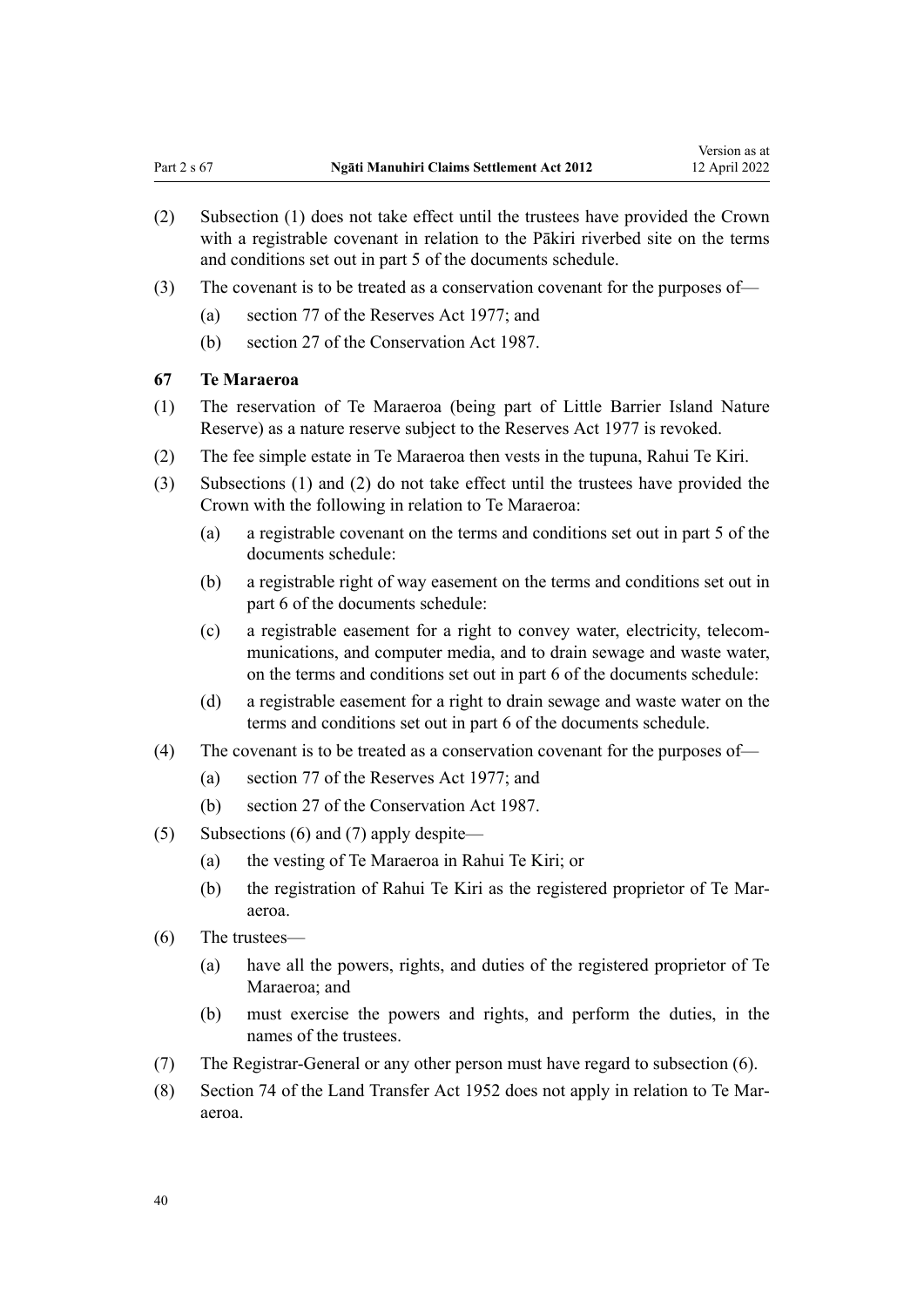(2) Subsection (1) does not take effect until the trustees have provided the Crown with a registrable covenant in relation to the Pākiri riverbed site on the terms and conditions set out in part 5 of the documents schedule.

(3) The covenant is to be treated as a conservation covenant for the purposes of—

   (a) section 77 of the Reserves Act 1977; and

   (b) section 27 of the Conservation Act 1987.

### 67 Te Maraeroa

(1) The reservation of Te Maraeroa (being part of Little Barrier Island Nature Reserve) as a nature reserve subject to the Reserves Act 1977 is revoked.

(2) The fee simple estate in Te Maraeroa then vests in the tupuna, Rahui Te Kiri.

(3) Subsections (1) and (2) do not take effect until the trustees have provided the Crown with the following in relation to Te Maraeroa:

   (a) a registrable covenant on the terms and conditions set out in part 5 of the documents schedule:

   (b) a registrable right of way easement on the terms and conditions set out in part 6 of the documents schedule:

   (c) a registrable easement for a right to convey water, electricity, telecommunications, and computer media, and to drain sewage and waste water, on the terms and conditions set out in part 6 of the documents schedule:

   (d) a registrable easement for a right to drain sewage and waste water on the terms and conditions set out in part 6 of the documents schedule.

(4) The covenant is to be treated as a conservation covenant for the purposes of—

   (a) section 77 of the Reserves Act 1977; and

   (b) section 27 of the Conservation Act 1987.

(5) Subsections (6) and (7) apply despite—

   (a) the vesting of Te Maraeroa in Rahui Te Kiri; or

   (b) the registration of Rahui Te Kiri as the registered proprietor of Te Maraeroa.

(6) The trustees—

   (a) have all the powers, rights, and duties of the registered proprietor of Te Maraeroa; and

   (b) must exercise the powers and rights, and perform the duties, in the names of the trustees.

(7) The Registrar-General or any other person must have regard to subsection (6).

(8) Section 74 of the Land Transfer Act 1952 does not apply in relation to Te Maraeroa.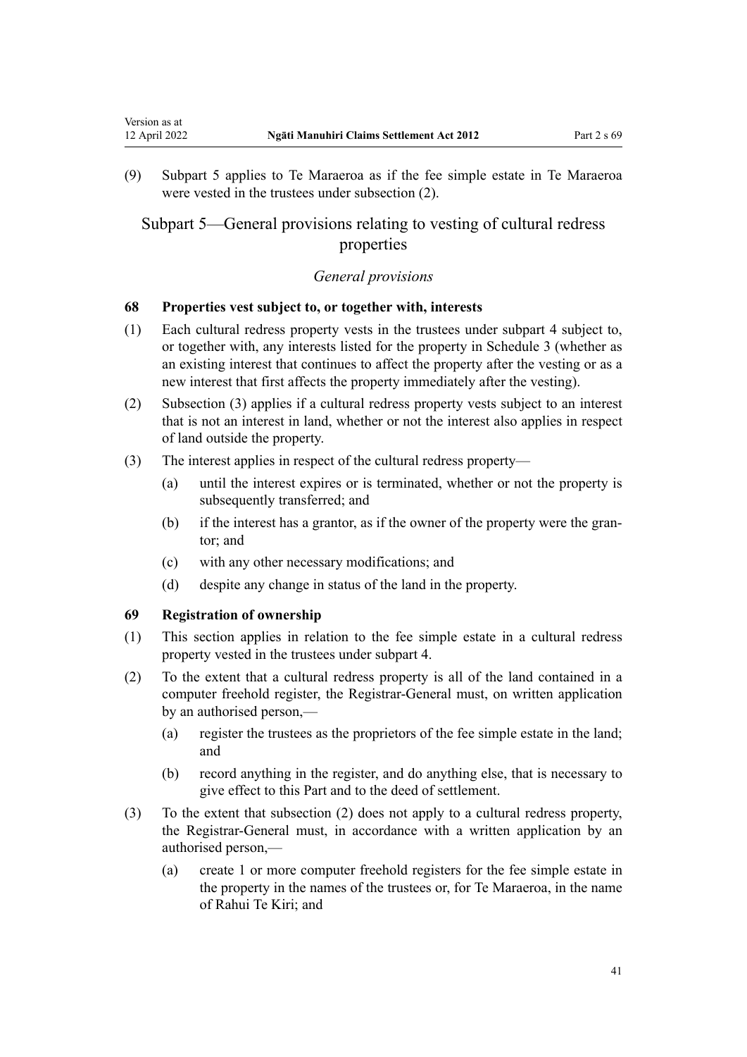(9) Subpart 5 applies to Te Maraeroa as if the fee simple estate in Te Maraeroa were vested in the trustees under subsection (2).

## Subpart 5—General provisions relating to vesting of cultural redress properties

### *General provisions*

#### 68 Properties vest subject to, or together with, interests

(1) Each cultural redress property vests in the trustees under subpart 4 subject to, or together with, any interests listed for the property in Schedule 3 (whether as an existing interest that continues to affect the property after the vesting or as a new interest that first affects the property immediately after the vesting).

(2) Subsection (3) applies if a cultural redress property vests subject to an interest that is not an interest in land, whether or not the interest also applies in respect of land outside the property.

(3) The interest applies in respect of the cultural redress property—

   (a) until the interest expires or is terminated, whether or not the property is subsequently transferred; and

   (b) if the interest has a grantor, as if the owner of the property were the grantor; and

   (c) with any other necessary modifications; and

   (d) despite any change in status of the land in the property.

#### 69 Registration of ownership

(1) This section applies in relation to the fee simple estate in a cultural redress property vested in the trustees under subpart 4.

(2) To the extent that a cultural redress property is all of the land contained in a computer freehold register, the Registrar-General must, on written application by an authorised person,—

   (a) register the trustees as the proprietors of the fee simple estate in the land; and

   (b) record anything in the register, and do anything else, that is necessary to give effect to this Part and to the deed of settlement.

(3) To the extent that subsection (2) does not apply to a cultural redress property, the Registrar-General must, in accordance with a written application by an authorised person,—

   (a) create 1 or more computer freehold registers for the fee simple estate in the property in the names of the trustees or, for Te Maraeroa, in the name of Rahui Te Kiri; and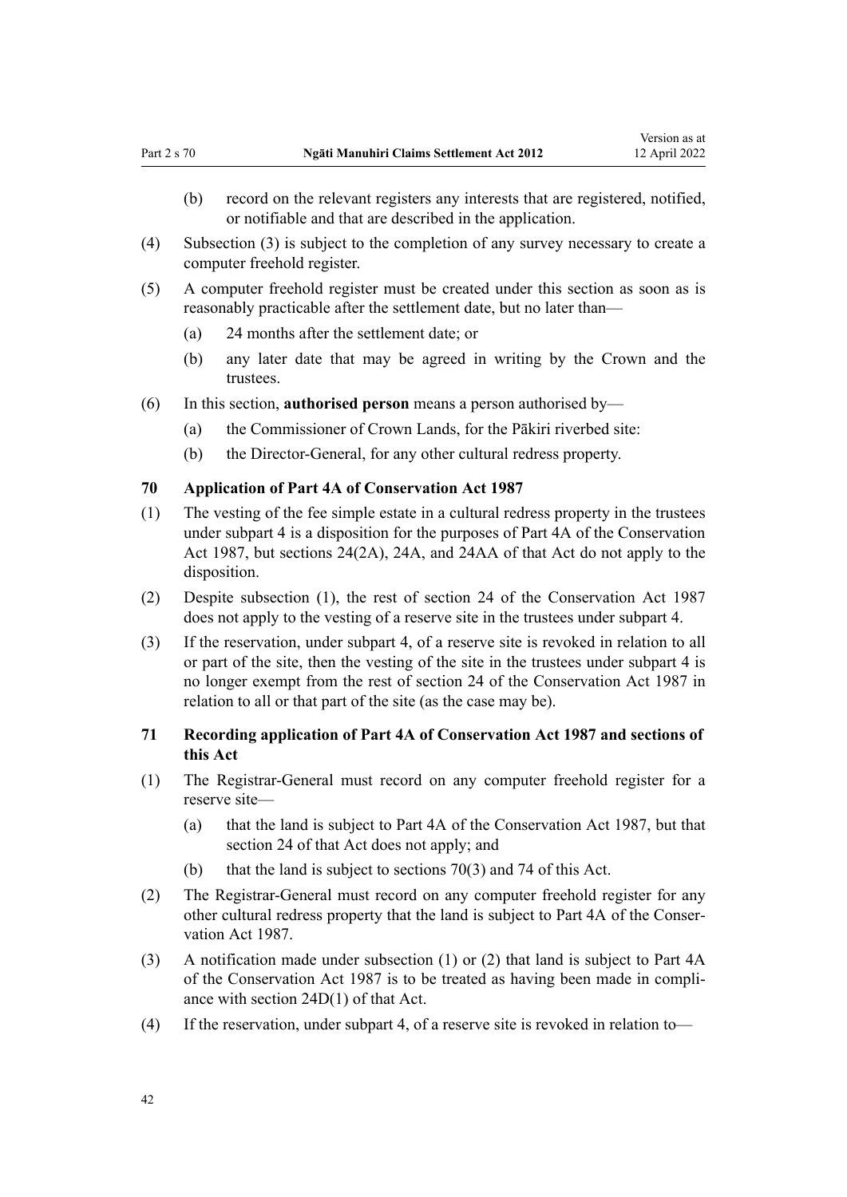(b) record on the relevant registers any interests that are registered, notified, or notifiable and that are described in the application.

(4) Subsection (3) is subject to the completion of any survey necessary to create a computer freehold register.

(5) A computer freehold register must be created under this section as soon as is reasonably practicable after the settlement date, but no later than—

(a) 24 months after the settlement date; or

(b) any later date that may be agreed in writing by the Crown and the trustees.

(6) In this section, **authorised person** means a person authorised by—

(a) the Commissioner of Crown Lands, for the Pākiri riverbed site:

(b) the Director-General, for any other cultural redress property.

### 70 Application of Part 4A of Conservation Act 1987

(1) The vesting of the fee simple estate in a cultural redress property in the trustees under subpart 4 is a disposition for the purposes of Part 4A of the Conservation Act 1987, but sections 24(2A), 24A, and 24AA of that Act do not apply to the disposition.

(2) Despite subsection (1), the rest of section 24 of the Conservation Act 1987 does not apply to the vesting of a reserve site in the trustees under subpart 4.

(3) If the reservation, under subpart 4, of a reserve site is revoked in relation to all or part of the site, then the vesting of the site in the trustees under subpart 4 is no longer exempt from the rest of section 24 of the Conservation Act 1987 in relation to all or that part of the site (as the case may be).

### 71 Recording application of Part 4A of Conservation Act 1987 and sections of this Act

(1) The Registrar-General must record on any computer freehold register for a reserve site—

(a) that the land is subject to Part 4A of the Conservation Act 1987, but that section 24 of that Act does not apply; and

(b) that the land is subject to sections 70(3) and 74 of this Act.

(2) The Registrar-General must record on any computer freehold register for any other cultural redress property that the land is subject to Part 4A of the Conservation Act 1987.

(3) A notification made under subsection (1) or (2) that land is subject to Part 4A of the Conservation Act 1987 is to be treated as having been made in compliance with section 24D(1) of that Act.

(4) If the reservation, under subpart 4, of a reserve site is revoked in relation to—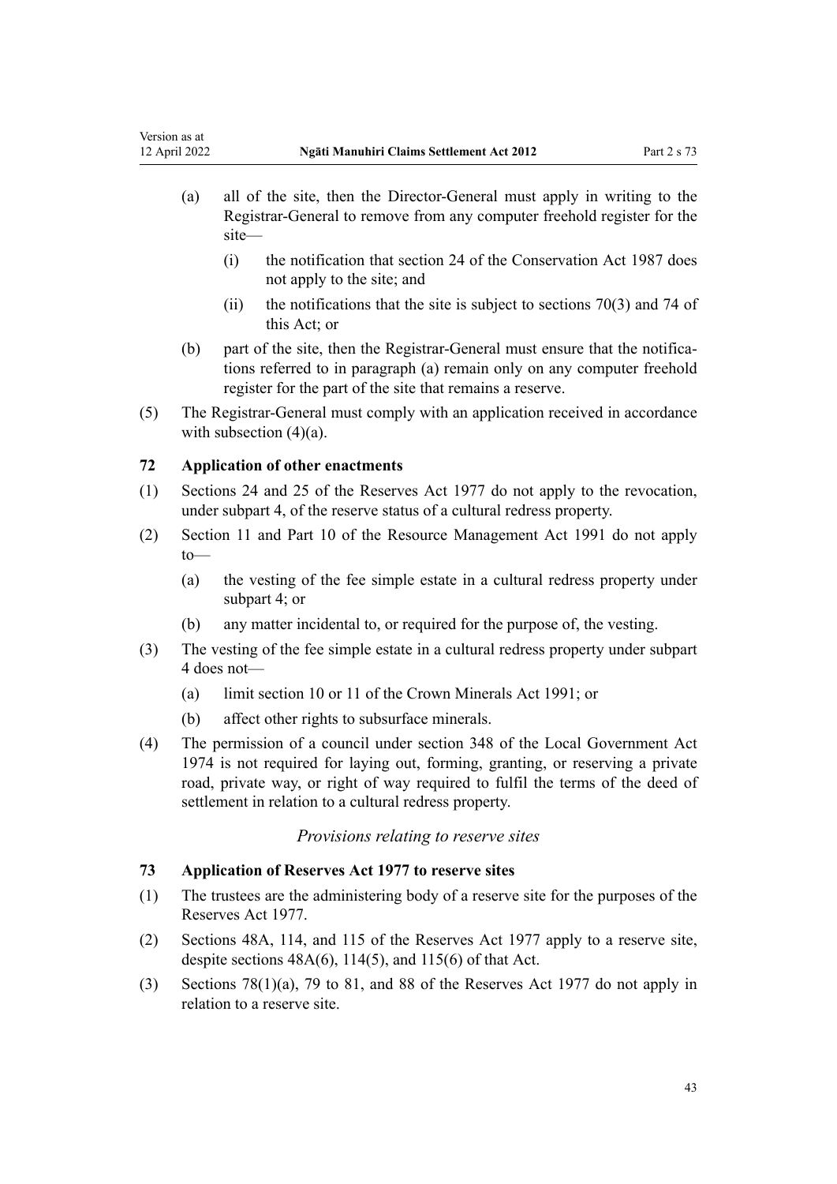(a) all of the site, then the Director-General must apply in writing to the Registrar-General to remove from any computer freehold register for the site—

  (i) the notification that section 24 of the Conservation Act 1987 does not apply to the site; and

  (ii) the notifications that the site is subject to sections 70(3) and 74 of this Act; or

(b) part of the site, then the Registrar-General must ensure that the notifications referred to in paragraph (a) remain only on any computer freehold register for the part of the site that remains a reserve.

(5) The Registrar-General must comply with an application received in accordance with subsection (4)(a).

### 72 Application of other enactments

(1) Sections 24 and 25 of the Reserves Act 1977 do not apply to the revocation, under subpart 4, of the reserve status of a cultural redress property.

(2) Section 11 and Part 10 of the Resource Management Act 1991 do not apply to—

  (a) the vesting of the fee simple estate in a cultural redress property under subpart 4; or

  (b) any matter incidental to, or required for the purpose of, the vesting.

(3) The vesting of the fee simple estate in a cultural redress property under subpart 4 does not—

  (a) limit section 10 or 11 of the Crown Minerals Act 1991; or

  (b) affect other rights to subsurface minerals.

(4) The permission of a council under section 348 of the Local Government Act 1974 is not required for laying out, forming, granting, or reserving a private road, private way, or right of way required to fulfil the terms of the deed of settlement in relation to a cultural redress property.

*Provisions relating to reserve sites*

### 73 Application of Reserves Act 1977 to reserve sites

(1) The trustees are the administering body of a reserve site for the purposes of the Reserves Act 1977.

(2) Sections 48A, 114, and 115 of the Reserves Act 1977 apply to a reserve site, despite sections 48A(6), 114(5), and 115(6) of that Act.

(3) Sections 78(1)(a), 79 to 81, and 88 of the Reserves Act 1977 do not apply in relation to a reserve site.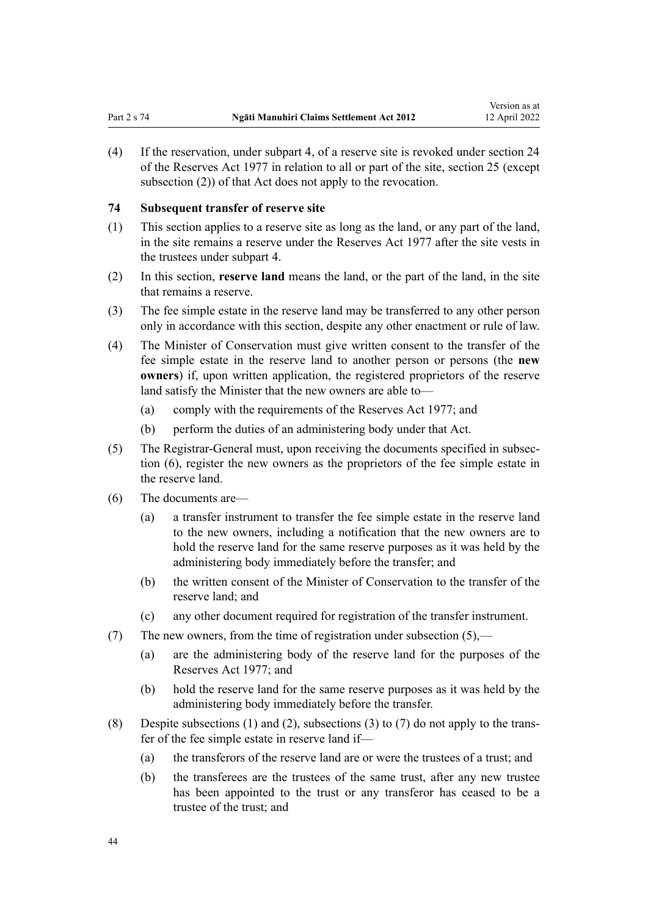(4) If the reservation, under subpart 4, of a reserve site is revoked under section 24 of the Reserves Act 1977 in relation to all or part of the site, section 25 (except subsection (2)) of that Act does not apply to the revocation.

### 74 Subsequent transfer of reserve site

(1) This section applies to a reserve site as long as the land, or any part of the land, in the site remains a reserve under the Reserves Act 1977 after the site vests in the trustees under subpart 4.

(2) In this section, **reserve land** means the land, or the part of the land, in the site that remains a reserve.

(3) The fee simple estate in the reserve land may be transferred to any other person only in accordance with this section, despite any other enactment or rule of law.

(4) The Minister of Conservation must give written consent to the transfer of the fee simple estate in the reserve land to another person or persons (the **new owners**) if, upon written application, the registered proprietors of the reserve land satisfy the Minister that the new owners are able to—

- (a) comply with the requirements of the Reserves Act 1977; and
- (b) perform the duties of an administering body under that Act.

(5) The Registrar-General must, upon receiving the documents specified in subsection (6), register the new owners as the proprietors of the fee simple estate in the reserve land.

(6) The documents are—

- (a) a transfer instrument to transfer the fee simple estate in the reserve land to the new owners, including a notification that the new owners are to hold the reserve land for the same reserve purposes as it was held by the administering body immediately before the transfer; and
- (b) the written consent of the Minister of Conservation to the transfer of the reserve land; and
- (c) any other document required for registration of the transfer instrument.

(7) The new owners, from the time of registration under subsection (5),—

- (a) are the administering body of the reserve land for the purposes of the Reserves Act 1977; and
- (b) hold the reserve land for the same reserve purposes as it was held by the administering body immediately before the transfer.

(8) Despite subsections (1) and (2), subsections (3) to (7) do not apply to the transfer of the fee simple estate in reserve land if—

- (a) the transferors of the reserve land are or were the trustees of a trust; and
- (b) the transferees are the trustees of the same trust, after any new trustee has been appointed to the trust or any transferor has ceased to be a trustee of the trust; and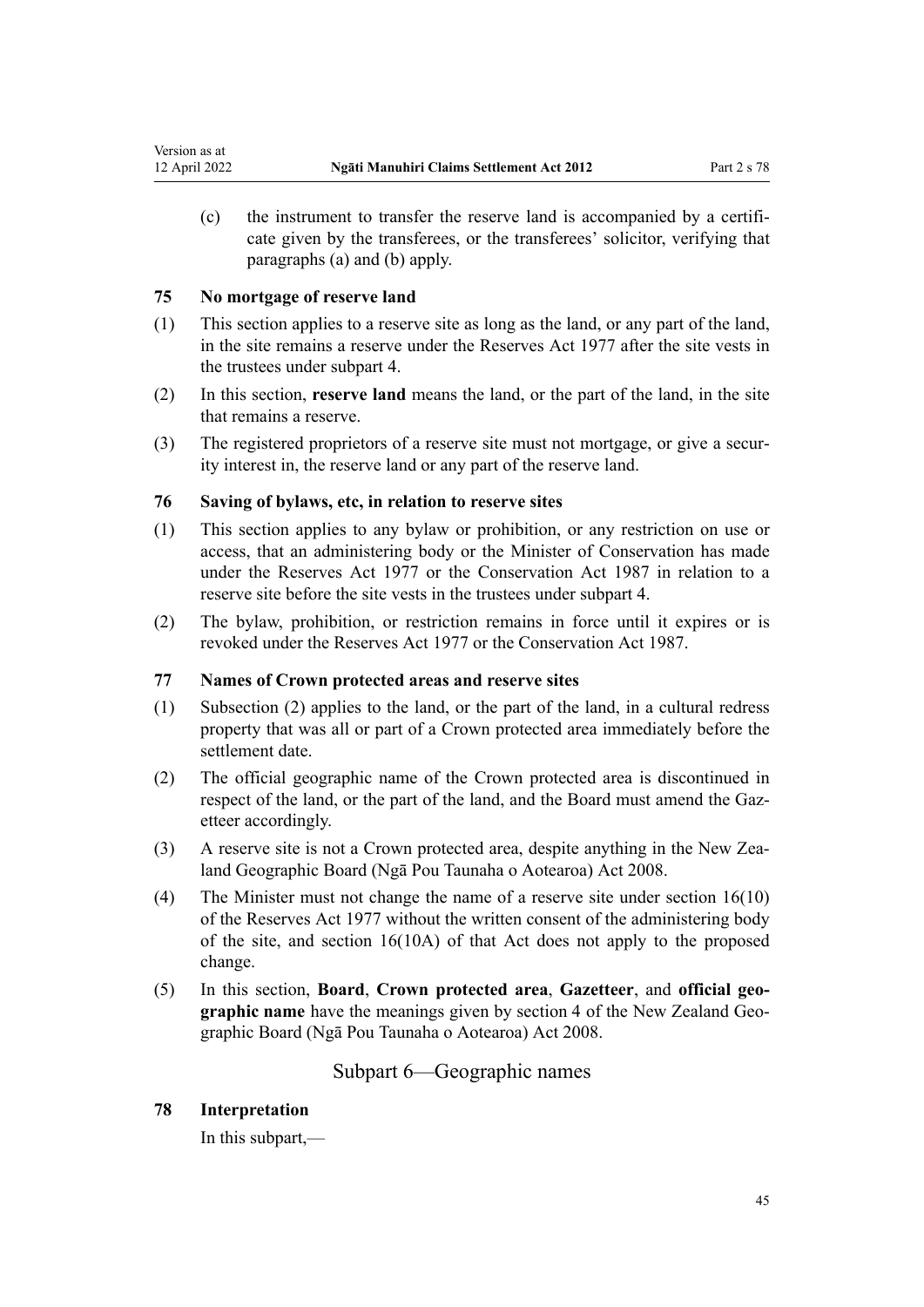(c) the instrument to transfer the reserve land is accompanied by a certificate given by the transferees, or the transferees' solicitor, verifying that paragraphs (a) and (b) apply.

### 75 No mortgage of reserve land

(1) This section applies to a reserve site as long as the land, or any part of the land, in the site remains a reserve under the Reserves Act 1977 after the site vests in the trustees under subpart 4.

(2) In this section, **reserve land** means the land, or the part of the land, in the site that remains a reserve.

(3) The registered proprietors of a reserve site must not mortgage, or give a security interest in, the reserve land or any part of the reserve land.

### 76 Saving of bylaws, etc, in relation to reserve sites

(1) This section applies to any bylaw or prohibition, or any restriction on use or access, that an administering body or the Minister of Conservation has made under the Reserves Act 1977 or the Conservation Act 1987 in relation to a reserve site before the site vests in the trustees under subpart 4.

(2) The bylaw, prohibition, or restriction remains in force until it expires or is revoked under the Reserves Act 1977 or the Conservation Act 1987.

### 77 Names of Crown protected areas and reserve sites

(1) Subsection (2) applies to the land, or the part of the land, in a cultural redress property that was all or part of a Crown protected area immediately before the settlement date.

(2) The official geographic name of the Crown protected area is discontinued in respect of the land, or the part of the land, and the Board must amend the Gazetteer accordingly.

(3) A reserve site is not a Crown protected area, despite anything in the New Zealand Geographic Board (Ngā Pou Taunaha o Aotearoa) Act 2008.

(4) The Minister must not change the name of a reserve site under section 16(10) of the Reserves Act 1977 without the written consent of the administering body of the site, and section 16(10A) of that Act does not apply to the proposed change.

(5) In this section, **Board**, **Crown protected area**, **Gazetteer**, and **official geographic name** have the meanings given by section 4 of the New Zealand Geographic Board (Ngā Pou Taunaha o Aotearoa) Act 2008.

## Subpart 6—Geographic names

### 78 Interpretation

In this subpart,—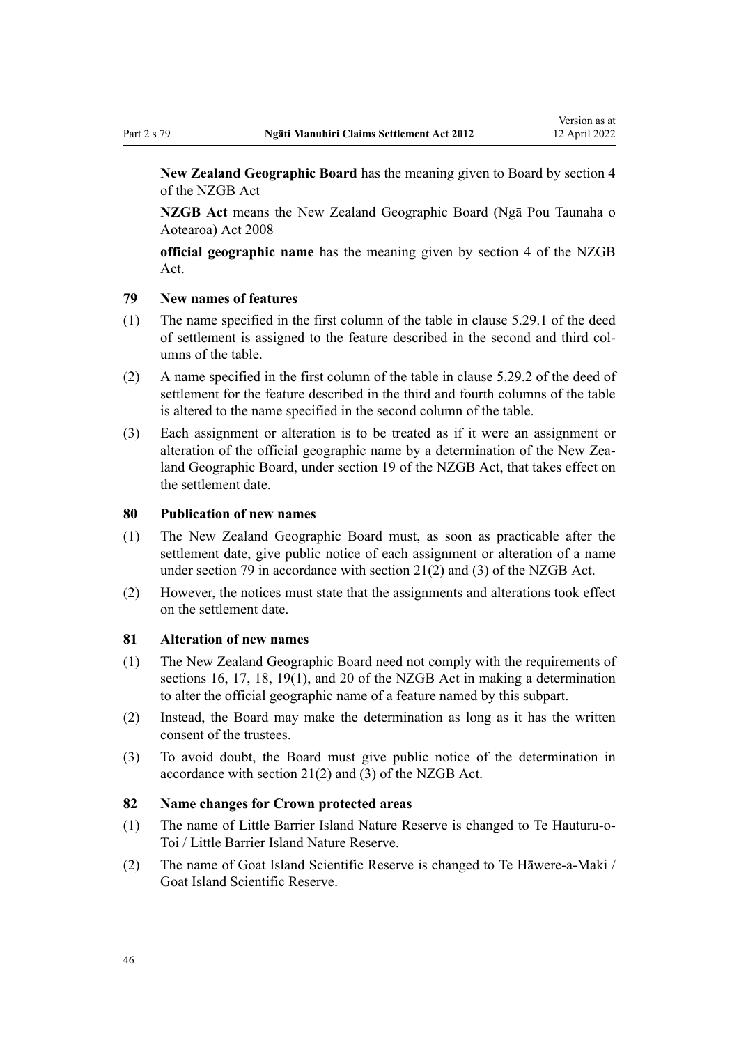**New Zealand Geographic Board** has the meaning given to Board by section 4 of the NZGB Act

**NZGB Act** means the New Zealand Geographic Board (Ngā Pou Taunaha o Aotearoa) Act 2008

**official geographic name** has the meaning given by section 4 of the NZGB Act.

### 79 New names of features

(1) The name specified in the first column of the table in clause 5.29.1 of the deed of settlement is assigned to the feature described in the second and third columns of the table.

(2) A name specified in the first column of the table in clause 5.29.2 of the deed of settlement for the feature described in the third and fourth columns of the table is altered to the name specified in the second column of the table.

(3) Each assignment or alteration is to be treated as if it were an assignment or alteration of the official geographic name by a determination of the New Zealand Geographic Board, under section 19 of the NZGB Act, that takes effect on the settlement date.

### 80 Publication of new names

(1) The New Zealand Geographic Board must, as soon as practicable after the settlement date, give public notice of each assignment or alteration of a name under section 79 in accordance with section 21(2) and (3) of the NZGB Act.

(2) However, the notices must state that the assignments and alterations took effect on the settlement date.

### 81 Alteration of new names

(1) The New Zealand Geographic Board need not comply with the requirements of sections 16, 17, 18, 19(1), and 20 of the NZGB Act in making a determination to alter the official geographic name of a feature named by this subpart.

(2) Instead, the Board may make the determination as long as it has the written consent of the trustees.

(3) To avoid doubt, the Board must give public notice of the determination in accordance with section 21(2) and (3) of the NZGB Act.

### 82 Name changes for Crown protected areas

(1) The name of Little Barrier Island Nature Reserve is changed to Te Hauturu-o-Toi / Little Barrier Island Nature Reserve.

(2) The name of Goat Island Scientific Reserve is changed to Te Hāwere-a-Maki / Goat Island Scientific Reserve.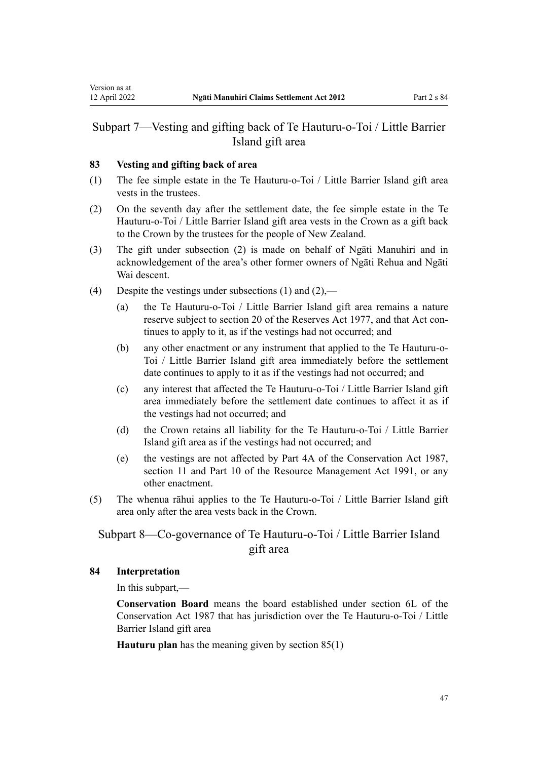## Subpart 7—Vesting and gifting back of Te Hauturu-o-Toi / Little Barrier Island gift area

### 83 Vesting and gifting back of area

(1) The fee simple estate in the Te Hauturu-o-Toi / Little Barrier Island gift area vests in the trustees.

(2) On the seventh day after the settlement date, the fee simple estate in the Te Hauturu-o-Toi / Little Barrier Island gift area vests in the Crown as a gift back to the Crown by the trustees for the people of New Zealand.

(3) The gift under subsection (2) is made on behalf of Ngāti Manuhiri and in acknowledgement of the area's other former owners of Ngāti Rehua and Ngāti Wai descent.

(4) Despite the vestings under subsections (1) and (2),—

- (a) the Te Hauturu-o-Toi / Little Barrier Island gift area remains a nature reserve subject to section 20 of the Reserves Act 1977, and that Act continues to apply to it, as if the vestings had not occurred; and
- (b) any other enactment or any instrument that applied to the Te Hauturu-o-Toi / Little Barrier Island gift area immediately before the settlement date continues to apply to it as if the vestings had not occurred; and
- (c) any interest that affected the Te Hauturu-o-Toi / Little Barrier Island gift area immediately before the settlement date continues to affect it as if the vestings had not occurred; and
- (d) the Crown retains all liability for the Te Hauturu-o-Toi / Little Barrier Island gift area as if the vestings had not occurred; and
- (e) the vestings are not affected by Part 4A of the Conservation Act 1987, section 11 and Part 10 of the Resource Management Act 1991, or any other enactment.

(5) The whenua rāhui applies to the Te Hauturu-o-Toi / Little Barrier Island gift area only after the area vests back in the Crown.

## Subpart 8—Co-governance of Te Hauturu-o-Toi / Little Barrier Island gift area

### 84 Interpretation

In this subpart,—

**Conservation Board** means the board established under section 6L of the Conservation Act 1987 that has jurisdiction over the Te Hauturu-o-Toi / Little Barrier Island gift area

**Hauturu plan** has the meaning given by section 85(1)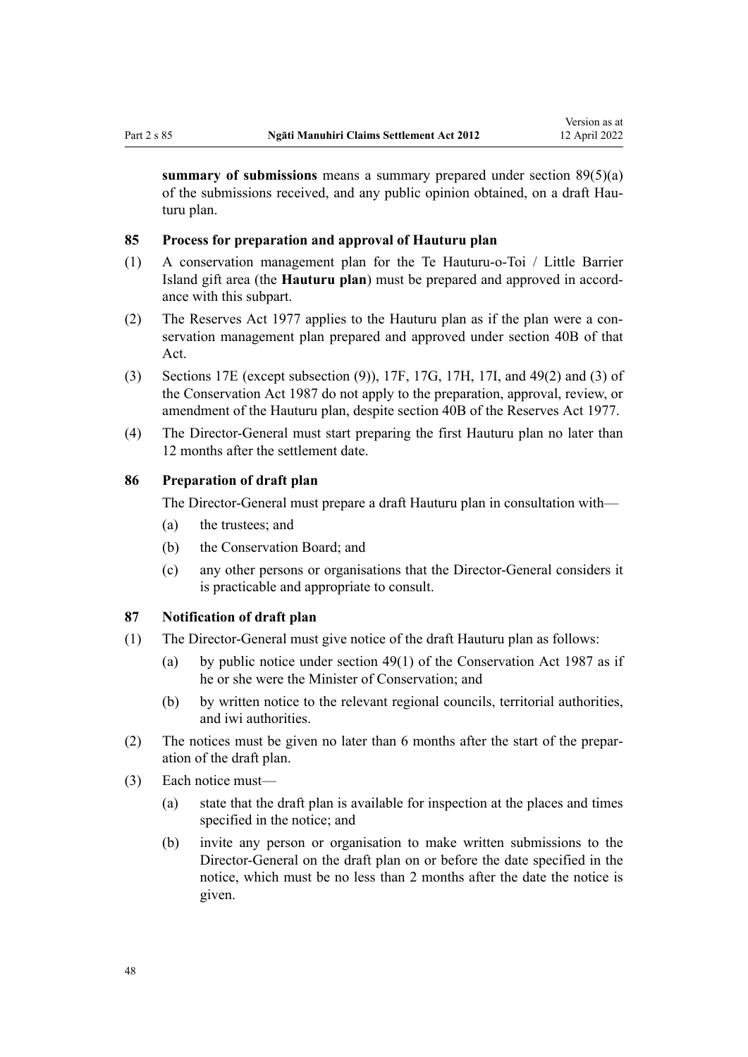**summary of submissions** means a summary prepared under section 89(5)(a) of the submissions received, and any public opinion obtained, on a draft Hauturu plan.

### 85 Process for preparation and approval of Hauturu plan

(1) A conservation management plan for the Te Hauturu-o-Toi / Little Barrier Island gift area (the **Hauturu plan**) must be prepared and approved in accordance with this subpart.

(2) The Reserves Act 1977 applies to the Hauturu plan as if the plan were a conservation management plan prepared and approved under section 40B of that Act.

(3) Sections 17E (except subsection (9)), 17F, 17G, 17H, 17I, and 49(2) and (3) of the Conservation Act 1987 do not apply to the preparation, approval, review, or amendment of the Hauturu plan, despite section 40B of the Reserves Act 1977.

(4) The Director-General must start preparing the first Hauturu plan no later than 12 months after the settlement date.

### 86 Preparation of draft plan

The Director-General must prepare a draft Hauturu plan in consultation with—

(a) the trustees; and

(b) the Conservation Board; and

(c) any other persons or organisations that the Director-General considers it is practicable and appropriate to consult.

### 87 Notification of draft plan

(1) The Director-General must give notice of the draft Hauturu plan as follows:

(a) by public notice under section 49(1) of the Conservation Act 1987 as if he or she were the Minister of Conservation; and

(b) by written notice to the relevant regional councils, territorial authorities, and iwi authorities.

(2) The notices must be given no later than 6 months after the start of the preparation of the draft plan.

(3) Each notice must—

(a) state that the draft plan is available for inspection at the places and times specified in the notice; and

(b) invite any person or organisation to make written submissions to the Director-General on the draft plan on or before the date specified in the notice, which must be no less than 2 months after the date the notice is given.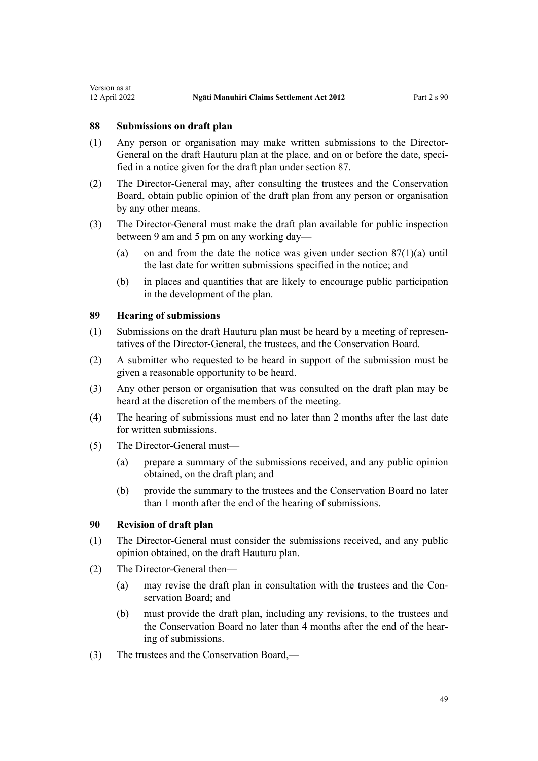### 88 Submissions on draft plan

(1) Any person or organisation may make written submissions to the Director-General on the draft Hauturu plan at the place, and on or before the date, specified in a notice given for the draft plan under section 87.

(2) The Director-General may, after consulting the trustees and the Conservation Board, obtain public opinion of the draft plan from any person or organisation by any other means.

(3) The Director-General must make the draft plan available for public inspection between 9 am and 5 pm on any working day—

(a) on and from the date the notice was given under section 87(1)(a) until the last date for written submissions specified in the notice; and

(b) in places and quantities that are likely to encourage public participation in the development of the plan.

### 89 Hearing of submissions

(1) Submissions on the draft Hauturu plan must be heard by a meeting of representatives of the Director-General, the trustees, and the Conservation Board.

(2) A submitter who requested to be heard in support of the submission must be given a reasonable opportunity to be heard.

(3) Any other person or organisation that was consulted on the draft plan may be heard at the discretion of the members of the meeting.

(4) The hearing of submissions must end no later than 2 months after the last date for written submissions.

(5) The Director-General must—

(a) prepare a summary of the submissions received, and any public opinion obtained, on the draft plan; and

(b) provide the summary to the trustees and the Conservation Board no later than 1 month after the end of the hearing of submissions.

### 90 Revision of draft plan

(1) The Director-General must consider the submissions received, and any public opinion obtained, on the draft Hauturu plan.

(2) The Director-General then—

(a) may revise the draft plan in consultation with the trustees and the Conservation Board; and

(b) must provide the draft plan, including any revisions, to the trustees and the Conservation Board no later than 4 months after the end of the hearing of submissions.

(3) The trustees and the Conservation Board,—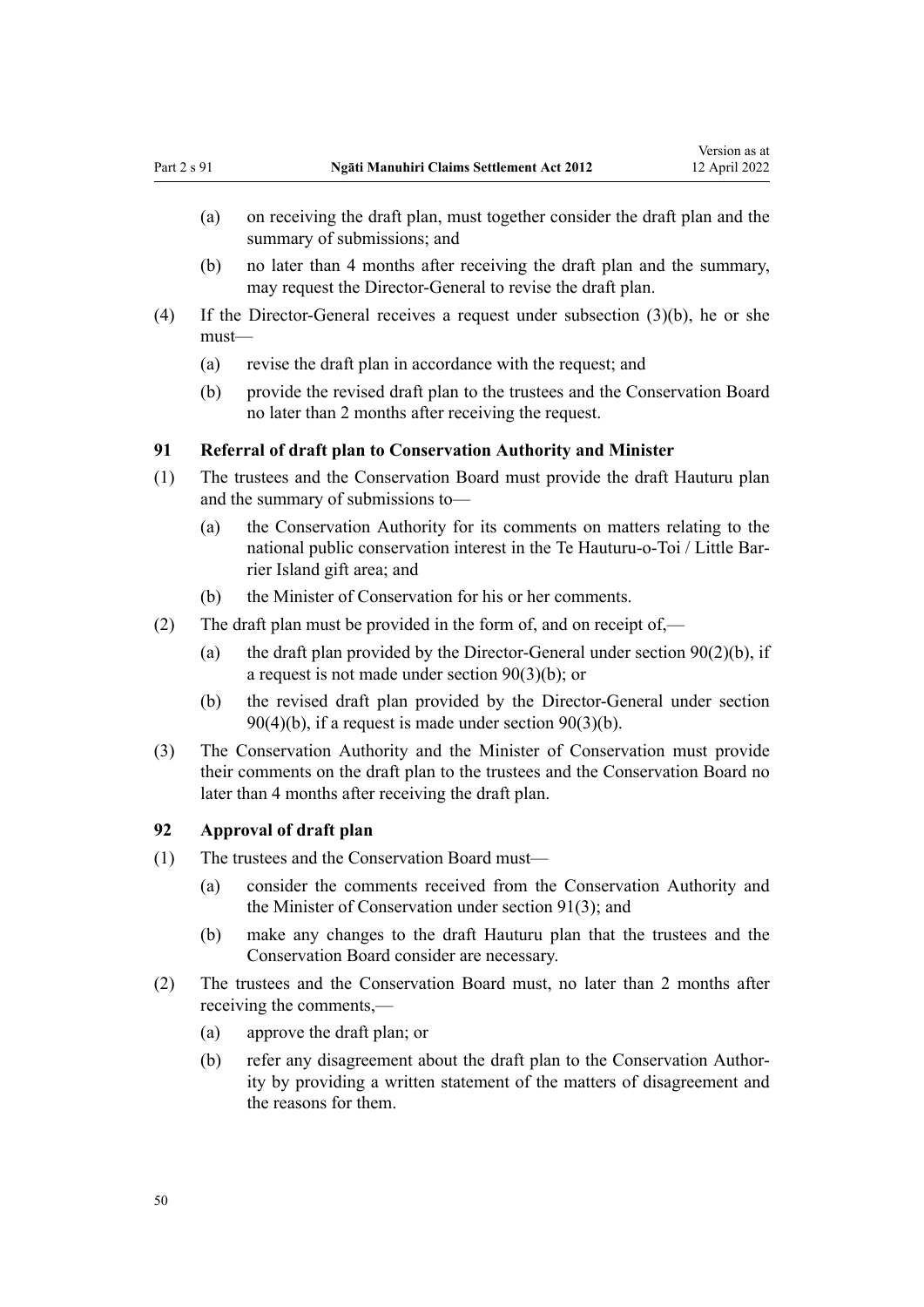(a) on receiving the draft plan, must together consider the draft plan and the summary of submissions; and

(b) no later than 4 months after receiving the draft plan and the summary, may request the Director-General to revise the draft plan.

(4) If the Director-General receives a request under subsection (3)(b), he or she must—

(a) revise the draft plan in accordance with the request; and

(b) provide the revised draft plan to the trustees and the Conservation Board no later than 2 months after receiving the request.

### 91 Referral of draft plan to Conservation Authority and Minister

(1) The trustees and the Conservation Board must provide the draft Hauturu plan and the summary of submissions to—

(a) the Conservation Authority for its comments on matters relating to the national public conservation interest in the Te Hauturu-o-Toi / Little Barrier Island gift area; and

(b) the Minister of Conservation for his or her comments.

(2) The draft plan must be provided in the form of, and on receipt of,—

(a) the draft plan provided by the Director-General under section 90(2)(b), if a request is not made under section 90(3)(b); or

(b) the revised draft plan provided by the Director-General under section 90(4)(b), if a request is made under section 90(3)(b).

(3) The Conservation Authority and the Minister of Conservation must provide their comments on the draft plan to the trustees and the Conservation Board no later than 4 months after receiving the draft plan.

### 92 Approval of draft plan

(1) The trustees and the Conservation Board must—

(a) consider the comments received from the Conservation Authority and the Minister of Conservation under section 91(3); and

(b) make any changes to the draft Hauturu plan that the trustees and the Conservation Board consider are necessary.

(2) The trustees and the Conservation Board must, no later than 2 months after receiving the comments,—

(a) approve the draft plan; or

(b) refer any disagreement about the draft plan to the Conservation Authority by providing a written statement of the matters of disagreement and the reasons for them.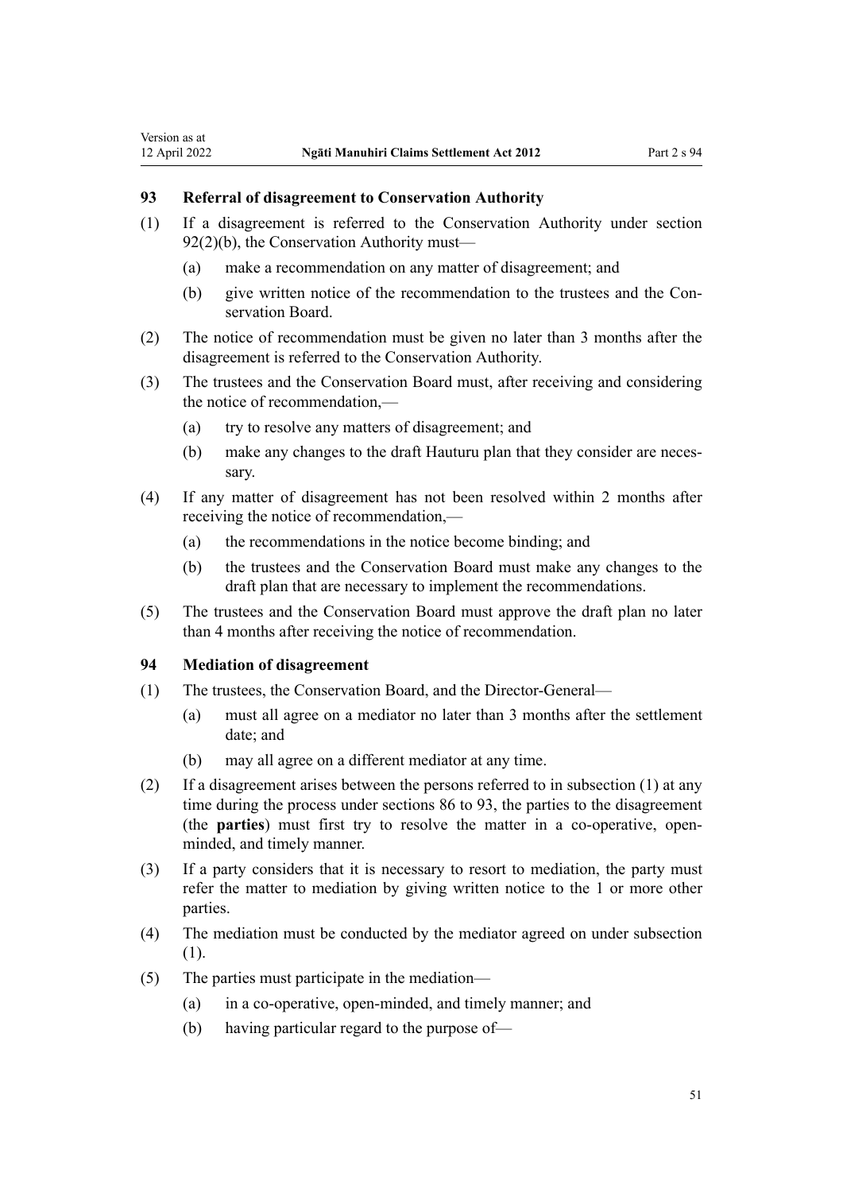### 93 Referral of disagreement to Conservation Authority

(1) If a disagreement is referred to the Conservation Authority under section 92(2)(b), the Conservation Authority must—

(a) make a recommendation on any matter of disagreement; and

(b) give written notice of the recommendation to the trustees and the Conservation Board.

(2) The notice of recommendation must be given no later than 3 months after the disagreement is referred to the Conservation Authority.

(3) The trustees and the Conservation Board must, after receiving and considering the notice of recommendation,—

(a) try to resolve any matters of disagreement; and

(b) make any changes to the draft Hauturu plan that they consider are necessary.

(4) If any matter of disagreement has not been resolved within 2 months after receiving the notice of recommendation,—

(a) the recommendations in the notice become binding; and

(b) the trustees and the Conservation Board must make any changes to the draft plan that are necessary to implement the recommendations.

(5) The trustees and the Conservation Board must approve the draft plan no later than 4 months after receiving the notice of recommendation.

### 94 Mediation of disagreement

(1) The trustees, the Conservation Board, and the Director-General—

(a) must all agree on a mediator no later than 3 months after the settlement date; and

(b) may all agree on a different mediator at any time.

(2) If a disagreement arises between the persons referred to in subsection (1) at any time during the process under sections 86 to 93, the parties to the disagreement (the **parties**) must first try to resolve the matter in a co-operative, open-minded, and timely manner.

(3) If a party considers that it is necessary to resort to mediation, the party must refer the matter to mediation by giving written notice to the 1 or more other parties.

(4) The mediation must be conducted by the mediator agreed on under subsection (1).

(5) The parties must participate in the mediation—

(a) in a co-operative, open-minded, and timely manner; and

(b) having particular regard to the purpose of—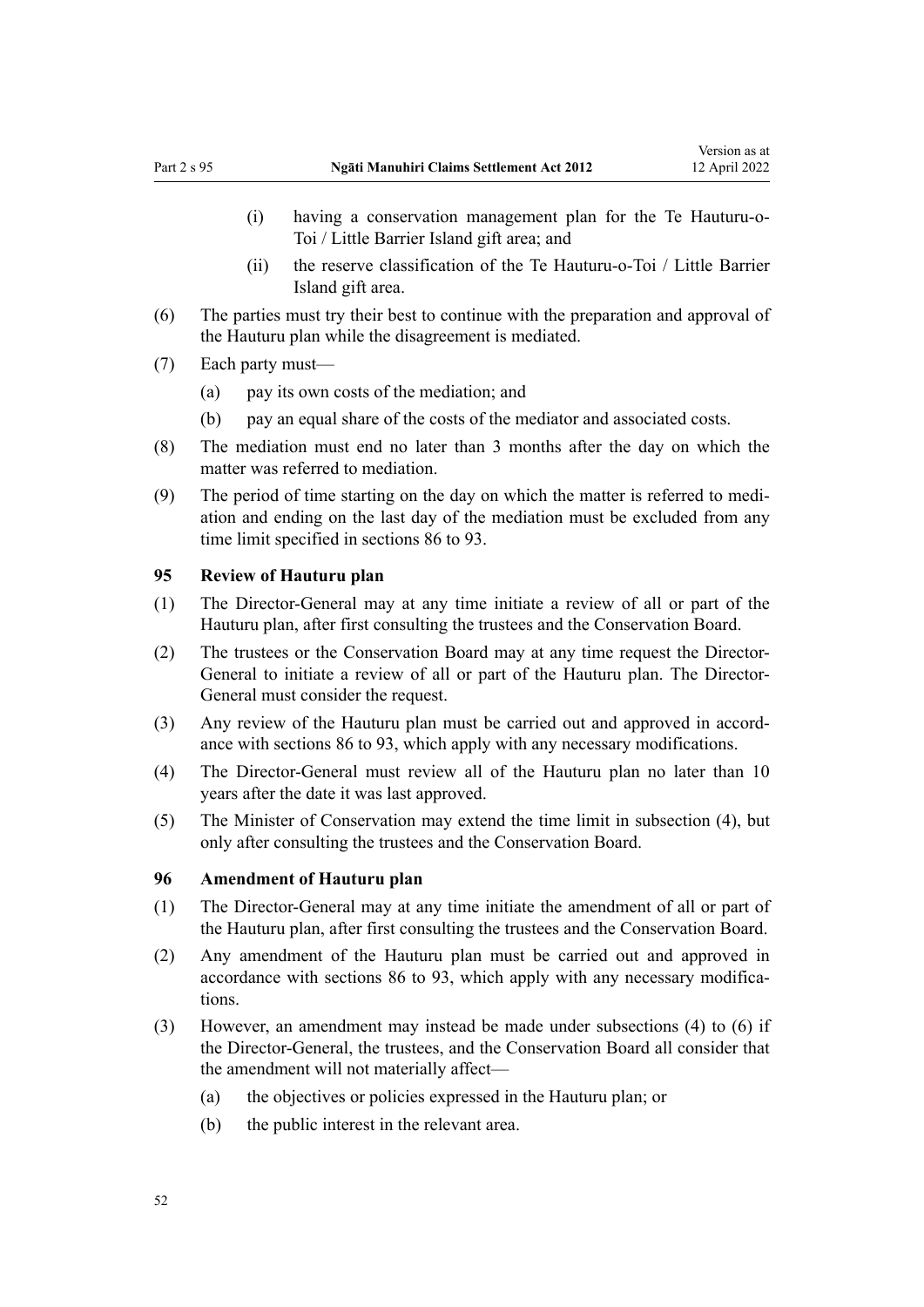(i) having a conservation management plan for the Te Hauturu-o-Toi / Little Barrier Island gift area; and

(ii) the reserve classification of the Te Hauturu-o-Toi / Little Barrier Island gift area.

(6) The parties must try their best to continue with the preparation and approval of the Hauturu plan while the disagreement is mediated.

(7) Each party must—

(a) pay its own costs of the mediation; and

(b) pay an equal share of the costs of the mediator and associated costs.

(8) The mediation must end no later than 3 months after the day on which the matter was referred to mediation.

(9) The period of time starting on the day on which the matter is referred to mediation and ending on the last day of the mediation must be excluded from any time limit specified in sections 86 to 93.

### 95 Review of Hauturu plan

(1) The Director-General may at any time initiate a review of all or part of the Hauturu plan, after first consulting the trustees and the Conservation Board.

(2) The trustees or the Conservation Board may at any time request the Director-General to initiate a review of all or part of the Hauturu plan. The Director-General must consider the request.

(3) Any review of the Hauturu plan must be carried out and approved in accordance with sections 86 to 93, which apply with any necessary modifications.

(4) The Director-General must review all of the Hauturu plan no later than 10 years after the date it was last approved.

(5) The Minister of Conservation may extend the time limit in subsection (4), but only after consulting the trustees and the Conservation Board.

### 96 Amendment of Hauturu plan

(1) The Director-General may at any time initiate the amendment of all or part of the Hauturu plan, after first consulting the trustees and the Conservation Board.

(2) Any amendment of the Hauturu plan must be carried out and approved in accordance with sections 86 to 93, which apply with any necessary modifications.

(3) However, an amendment may instead be made under subsections (4) to (6) if the Director-General, the trustees, and the Conservation Board all consider that the amendment will not materially affect—

(a) the objectives or policies expressed in the Hauturu plan; or

(b) the public interest in the relevant area.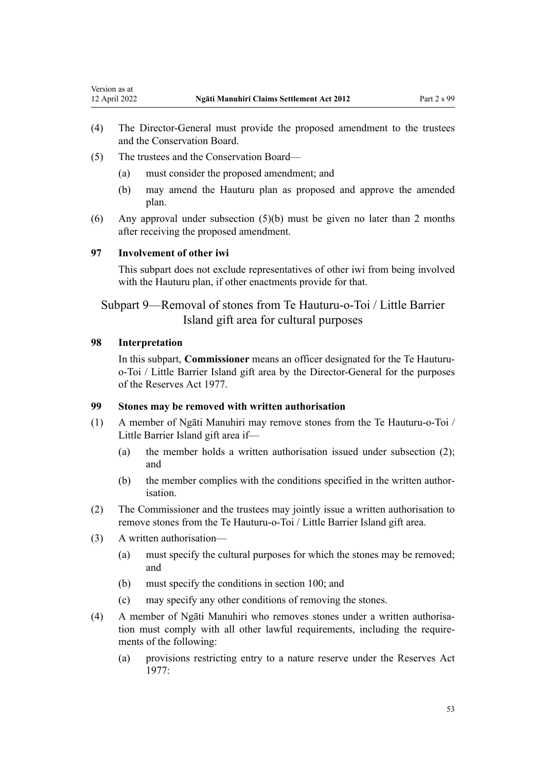(4) The Director-General must provide the proposed amendment to the trustees and the Conservation Board.

(5) The trustees and the Conservation Board—

(a) must consider the proposed amendment; and

(b) may amend the Hauturu plan as proposed and approve the amended plan.

(6) Any approval under subsection (5)(b) must be given no later than 2 months after receiving the proposed amendment.

### 97 Involvement of other iwi

This subpart does not exclude representatives of other iwi from being involved with the Hauturu plan, if other enactments provide for that.

## Subpart 9—Removal of stones from Te Hauturu-o-Toi / Little Barrier Island gift area for cultural purposes

### 98 Interpretation

In this subpart, **Commissioner** means an officer designated for the Te Hauturu-o-Toi / Little Barrier Island gift area by the Director-General for the purposes of the Reserves Act 1977.

### 99 Stones may be removed with written authorisation

(1) A member of Ngāti Manuhiri may remove stones from the Te Hauturu-o-Toi / Little Barrier Island gift area if—

(a) the member holds a written authorisation issued under subsection (2); and

(b) the member complies with the conditions specified in the written authorisation.

(2) The Commissioner and the trustees may jointly issue a written authorisation to remove stones from the Te Hauturu-o-Toi / Little Barrier Island gift area.

(3) A written authorisation—

(a) must specify the cultural purposes for which the stones may be removed; and

(b) must specify the conditions in section 100; and

(c) may specify any other conditions of removing the stones.

(4) A member of Ngāti Manuhiri who removes stones under a written authorisation must comply with all other lawful requirements, including the requirements of the following:

(a) provisions restricting entry to a nature reserve under the Reserves Act 1977: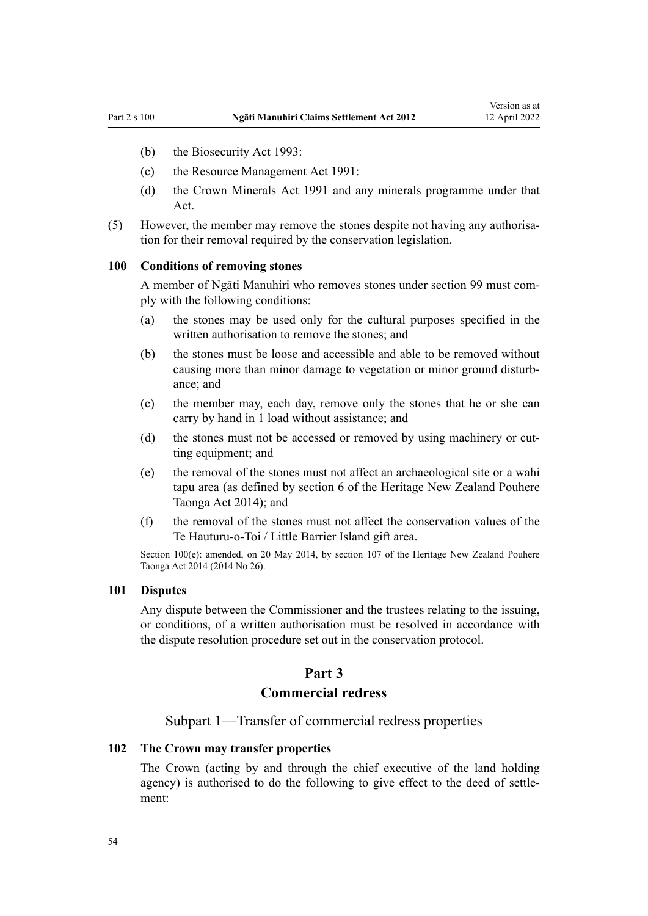(b) the Biosecurity Act 1993:

(c) the Resource Management Act 1991:

(d) the Crown Minerals Act 1991 and any minerals programme under that Act.

(5) However, the member may remove the stones despite not having any authorisation for their removal required by the conservation legislation.

### 100 Conditions of removing stones

A member of Ngāti Manuhiri who removes stones under section 99 must comply with the following conditions:

(a) the stones may be used only for the cultural purposes specified in the written authorisation to remove the stones; and

(b) the stones must be loose and accessible and able to be removed without causing more than minor damage to vegetation or minor ground disturbance; and

(c) the member may, each day, remove only the stones that he or she can carry by hand in 1 load without assistance; and

(d) the stones must not be accessed or removed by using machinery or cutting equipment; and

(e) the removal of the stones must not affect an archaeological site or a wahi tapu area (as defined by section 6 of the Heritage New Zealand Pouhere Taonga Act 2014); and

(f) the removal of the stones must not affect the conservation values of the Te Hauturu-o-Toi / Little Barrier Island gift area.

Section 100(e): amended, on 20 May 2014, by section 107 of the Heritage New Zealand Pouhere Taonga Act 2014 (2014 No 26).

### 101 Disputes

Any dispute between the Commissioner and the trustees relating to the issuing, or conditions, of a written authorisation must be resolved in accordance with the dispute resolution procedure set out in the conservation protocol.

# Part 3
# Commercial redress

## Subpart 1—Transfer of commercial redress properties

### 102 The Crown may transfer properties

The Crown (acting by and through the chief executive of the land holding agency) is authorised to do the following to give effect to the deed of settlement: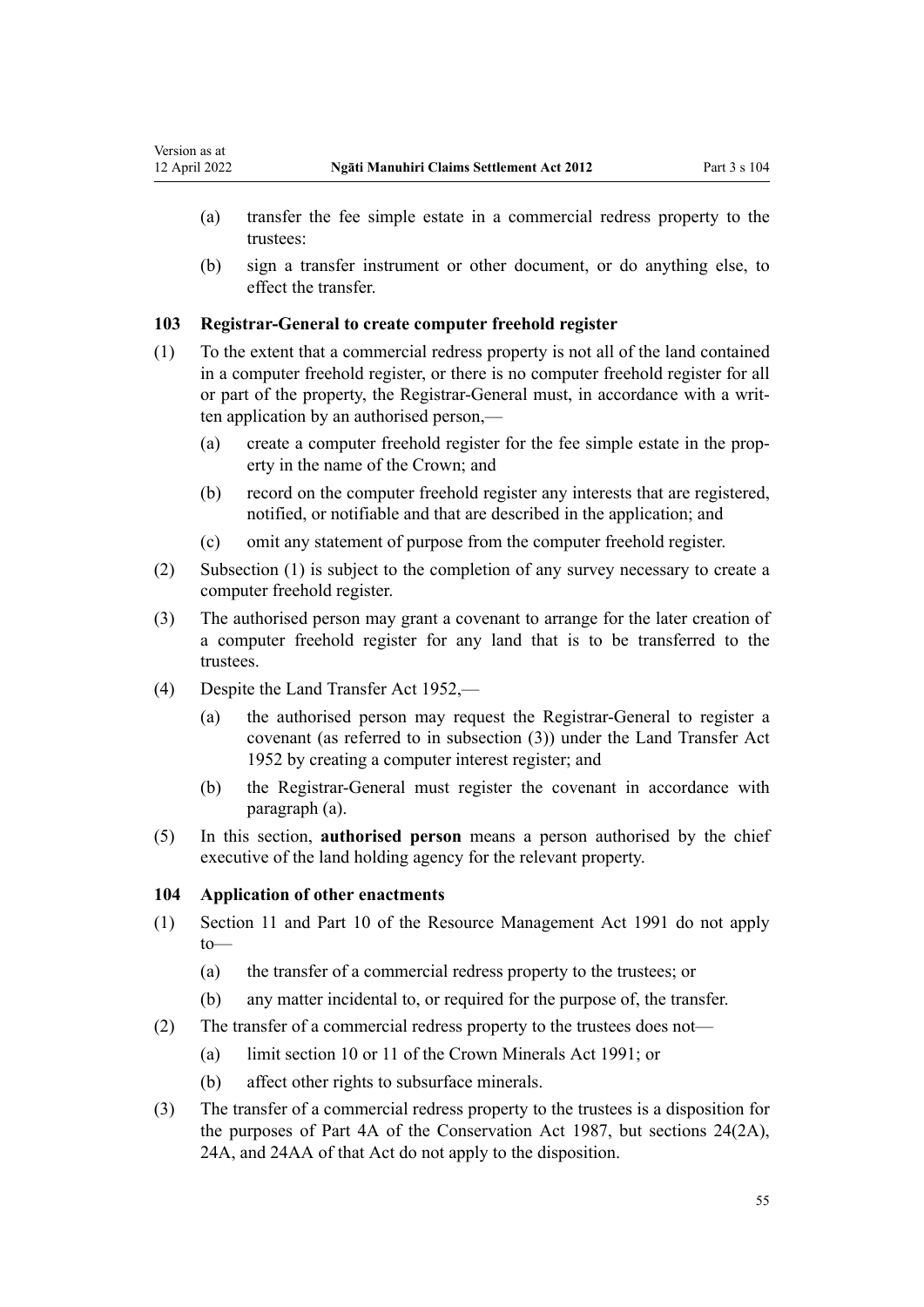(a) transfer the fee simple estate in a commercial redress property to the trustees:

(b) sign a transfer instrument or other document, or do anything else, to effect the transfer.

### 103 Registrar-General to create computer freehold register

(1) To the extent that a commercial redress property is not all of the land contained in a computer freehold register, or there is no computer freehold register for all or part of the property, the Registrar-General must, in accordance with a written application by an authorised person,—

(a) create a computer freehold register for the fee simple estate in the property in the name of the Crown; and

(b) record on the computer freehold register any interests that are registered, notified, or notifiable and that are described in the application; and

(c) omit any statement of purpose from the computer freehold register.

(2) Subsection (1) is subject to the completion of any survey necessary to create a computer freehold register.

(3) The authorised person may grant a covenant to arrange for the later creation of a computer freehold register for any land that is to be transferred to the trustees.

(4) Despite the Land Transfer Act 1952,—

(a) the authorised person may request the Registrar-General to register a covenant (as referred to in subsection (3)) under the Land Transfer Act 1952 by creating a computer interest register; and

(b) the Registrar-General must register the covenant in accordance with paragraph (a).

(5) In this section, **authorised person** means a person authorised by the chief executive of the land holding agency for the relevant property.

### 104 Application of other enactments

(1) Section 11 and Part 10 of the Resource Management Act 1991 do not apply to—

(a) the transfer of a commercial redress property to the trustees; or

(b) any matter incidental to, or required for the purpose of, the transfer.

(2) The transfer of a commercial redress property to the trustees does not—

(a) limit section 10 or 11 of the Crown Minerals Act 1991; or

(b) affect other rights to subsurface minerals.

(3) The transfer of a commercial redress property to the trustees is a disposition for the purposes of Part 4A of the Conservation Act 1987, but sections 24(2A), 24A, and 24AA of that Act do not apply to the disposition.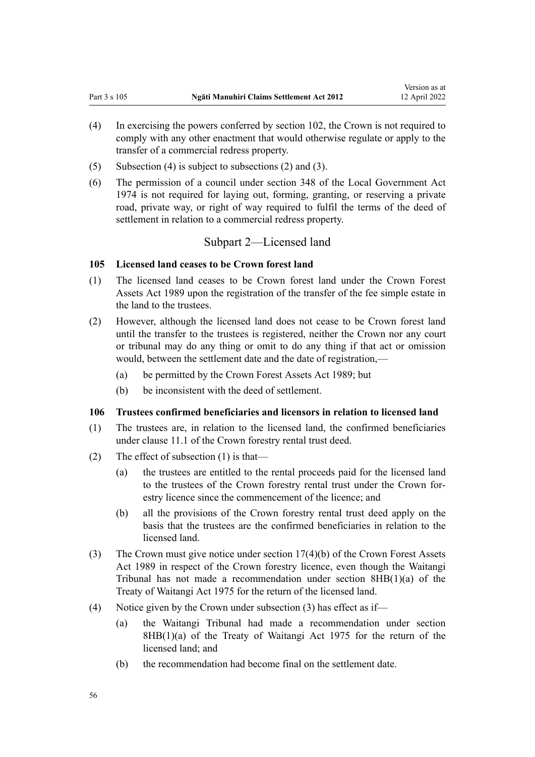(4) In exercising the powers conferred by section 102, the Crown is not required to comply with any other enactment that would otherwise regulate or apply to the transfer of a commercial redress property.

(5) Subsection (4) is subject to subsections (2) and (3).

(6) The permission of a council under section 348 of the Local Government Act 1974 is not required for laying out, forming, granting, or reserving a private road, private way, or right of way required to fulfil the terms of the deed of settlement in relation to a commercial redress property.

## Subpart 2—Licensed land

### 105 Licensed land ceases to be Crown forest land

(1) The licensed land ceases to be Crown forest land under the Crown Forest Assets Act 1989 upon the registration of the transfer of the fee simple estate in the land to the trustees.

(2) However, although the licensed land does not cease to be Crown forest land until the transfer to the trustees is registered, neither the Crown nor any court or tribunal may do any thing or omit to do any thing if that act or omission would, between the settlement date and the date of registration,—

  (a) be permitted by the Crown Forest Assets Act 1989; but

  (b) be inconsistent with the deed of settlement.

### 106 Trustees confirmed beneficiaries and licensors in relation to licensed land

(1) The trustees are, in relation to the licensed land, the confirmed beneficiaries under clause 11.1 of the Crown forestry rental trust deed.

(2) The effect of subsection (1) is that—

  (a) the trustees are entitled to the rental proceeds paid for the licensed land to the trustees of the Crown forestry rental trust under the Crown forestry licence since the commencement of the licence; and

  (b) all the provisions of the Crown forestry rental trust deed apply on the basis that the trustees are the confirmed beneficiaries in relation to the licensed land.

(3) The Crown must give notice under section 17(4)(b) of the Crown Forest Assets Act 1989 in respect of the Crown forestry licence, even though the Waitangi Tribunal has not made a recommendation under section 8HB(1)(a) of the Treaty of Waitangi Act 1975 for the return of the licensed land.

(4) Notice given by the Crown under subsection (3) has effect as if—

  (a) the Waitangi Tribunal had made a recommendation under section 8HB(1)(a) of the Treaty of Waitangi Act 1975 for the return of the licensed land; and

  (b) the recommendation had become final on the settlement date.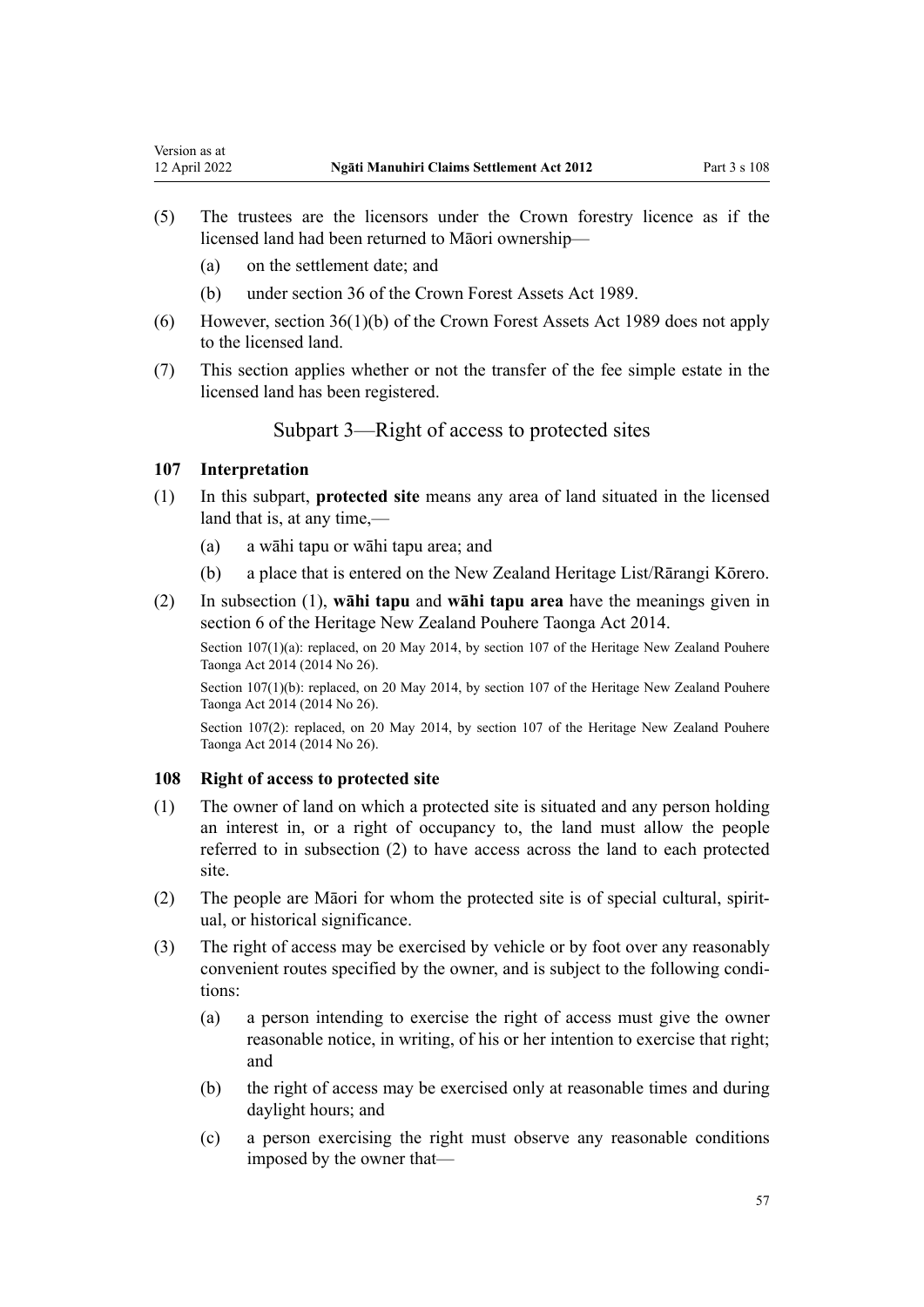(5) The trustees are the licensors under the Crown forestry licence as if the licensed land had been returned to Māori ownership—

  (a) on the settlement date; and

  (b) under section 36 of the Crown Forest Assets Act 1989.

(6) However, section 36(1)(b) of the Crown Forest Assets Act 1989 does not apply to the licensed land.

(7) This section applies whether or not the transfer of the fee simple estate in the licensed land has been registered.

## Subpart 3—Right of access to protected sites

### 107 Interpretation

(1) In this subpart, **protected site** means any area of land situated in the licensed land that is, at any time,—

  (a) a wāhi tapu or wāhi tapu area; and

  (b) a place that is entered on the New Zealand Heritage List/Rārangi Kōrero.

(2) In subsection (1), **wāhi tapu** and **wāhi tapu area** have the meanings given in section 6 of the Heritage New Zealand Pouhere Taonga Act 2014.

Section 107(1)(a): replaced, on 20 May 2014, by section 107 of the Heritage New Zealand Pouhere Taonga Act 2014 (2014 No 26).

Section 107(1)(b): replaced, on 20 May 2014, by section 107 of the Heritage New Zealand Pouhere Taonga Act 2014 (2014 No 26).

Section 107(2): replaced, on 20 May 2014, by section 107 of the Heritage New Zealand Pouhere Taonga Act 2014 (2014 No 26).

### 108 Right of access to protected site

(1) The owner of land on which a protected site is situated and any person holding an interest in, or a right of occupancy to, the land must allow the people referred to in subsection (2) to have access across the land to each protected site.

(2) The people are Māori for whom the protected site is of special cultural, spiritual, or historical significance.

(3) The right of access may be exercised by vehicle or by foot over any reasonably convenient routes specified by the owner, and is subject to the following conditions:

  (a) a person intending to exercise the right of access must give the owner reasonable notice, in writing, of his or her intention to exercise that right; and

  (b) the right of access may be exercised only at reasonable times and during daylight hours; and

  (c) a person exercising the right must observe any reasonable conditions imposed by the owner that—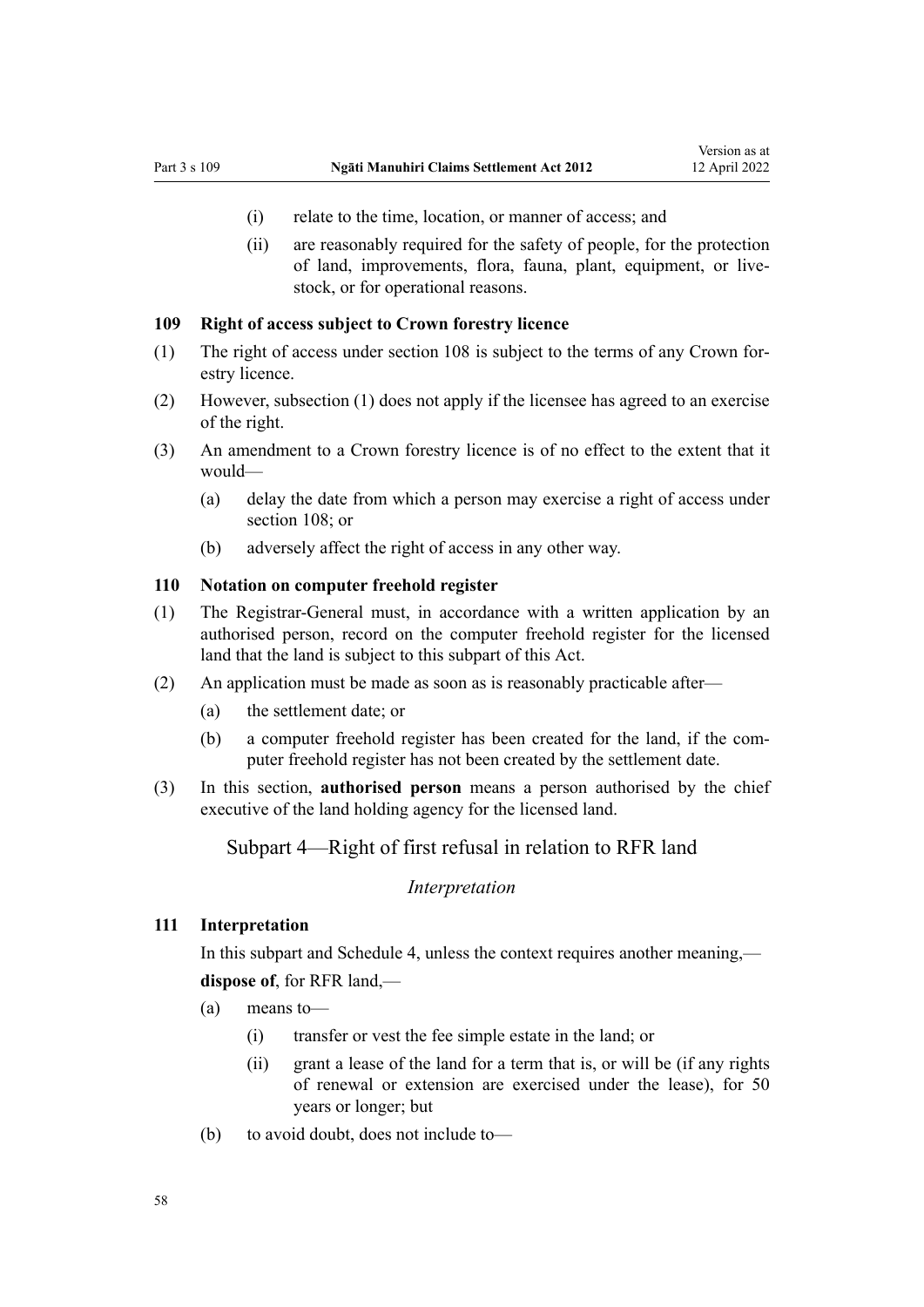(i) relate to the time, location, or manner of access; and

(ii) are reasonably required for the safety of people, for the protection of land, improvements, flora, fauna, plant, equipment, or livestock, or for operational reasons.

### 109 Right of access subject to Crown forestry licence

(1) The right of access under section 108 is subject to the terms of any Crown forestry licence.

(2) However, subsection (1) does not apply if the licensee has agreed to an exercise of the right.

(3) An amendment to a Crown forestry licence is of no effect to the extent that it would—

(a) delay the date from which a person may exercise a right of access under section 108; or

(b) adversely affect the right of access in any other way.

### 110 Notation on computer freehold register

(1) The Registrar-General must, in accordance with a written application by an authorised person, record on the computer freehold register for the licensed land that the land is subject to this subpart of this Act.

(2) An application must be made as soon as is reasonably practicable after—

(a) the settlement date; or

(b) a computer freehold register has been created for the land, if the computer freehold register has not been created by the settlement date.

(3) In this section, **authorised person** means a person authorised by the chief executive of the land holding agency for the licensed land.

## Subpart 4—Right of first refusal in relation to RFR land

*Interpretation*

### 111 Interpretation

In this subpart and Schedule 4, unless the context requires another meaning,—

**dispose of**, for RFR land,—

(a) means to—

(i) transfer or vest the fee simple estate in the land; or

(ii) grant a lease of the land for a term that is, or will be (if any rights of renewal or extension are exercised under the lease), for 50 years or longer; but

(b) to avoid doubt, does not include to—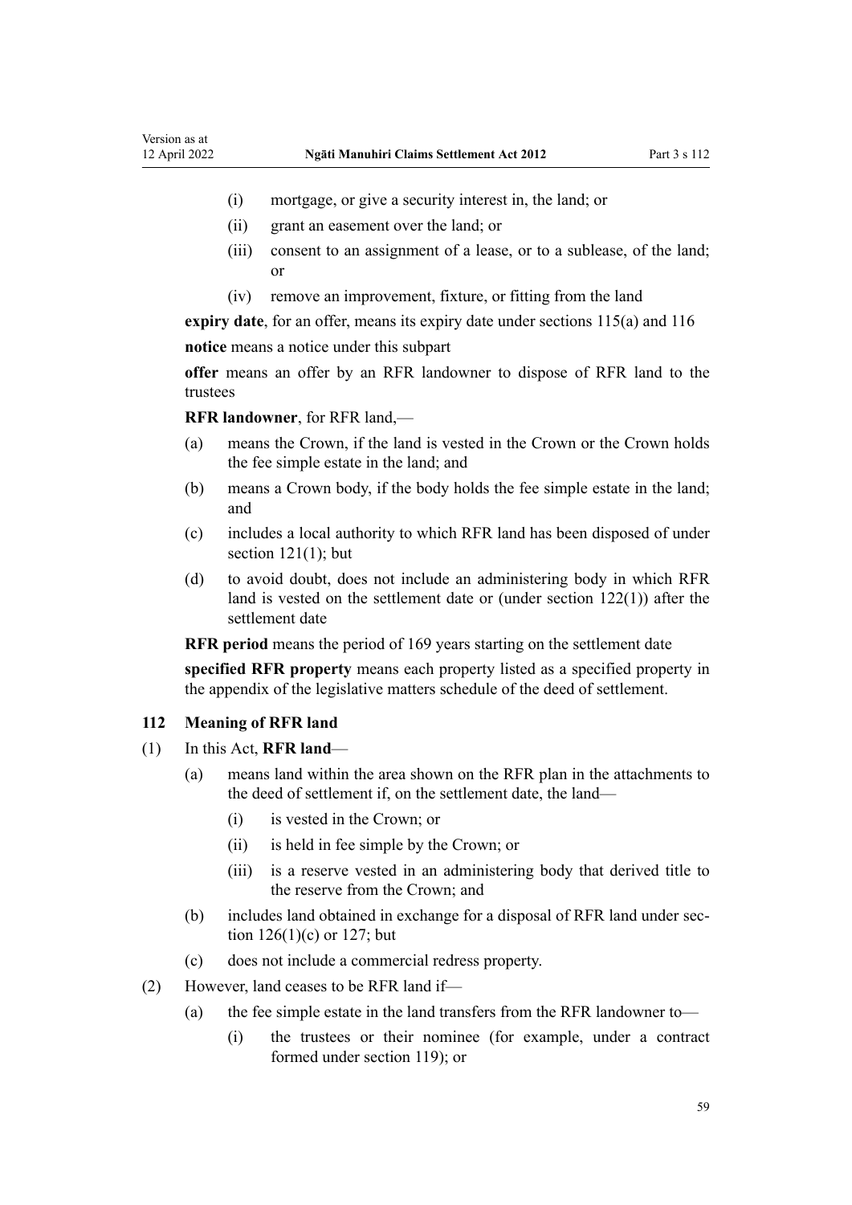- (i) mortgage, or give a security interest in, the land; or
- (ii) grant an easement over the land; or
- (iii) consent to an assignment of a lease, or to a sublease, of the land; or
- (iv) remove an improvement, fixture, or fitting from the land

**expiry date**, for an offer, means its expiry date under sections 115(a) and 116

**notice** means a notice under this subpart

**offer** means an offer by an RFR landowner to dispose of RFR land to the trustees

**RFR landowner**, for RFR land,—

- (a) means the Crown, if the land is vested in the Crown or the Crown holds the fee simple estate in the land; and
- (b) means a Crown body, if the body holds the fee simple estate in the land; and
- (c) includes a local authority to which RFR land has been disposed of under section 121(1); but
- (d) to avoid doubt, does not include an administering body in which RFR land is vested on the settlement date or (under section 122(1)) after the settlement date

**RFR period** means the period of 169 years starting on the settlement date

**specified RFR property** means each property listed as a specified property in the appendix of the legislative matters schedule of the deed of settlement.

### 112 Meaning of RFR land

(1) In this Act, **RFR land**—

- (a) means land within the area shown on the RFR plan in the attachments to the deed of settlement if, on the settlement date, the land—
  - (i) is vested in the Crown; or
  - (ii) is held in fee simple by the Crown; or
  - (iii) is a reserve vested in an administering body that derived title to the reserve from the Crown; and
- (b) includes land obtained in exchange for a disposal of RFR land under section 126(1)(c) or 127; but
- (c) does not include a commercial redress property.

(2) However, land ceases to be RFR land if—

- (a) the fee simple estate in the land transfers from the RFR landowner to—
  - (i) the trustees or their nominee (for example, under a contract formed under section 119); or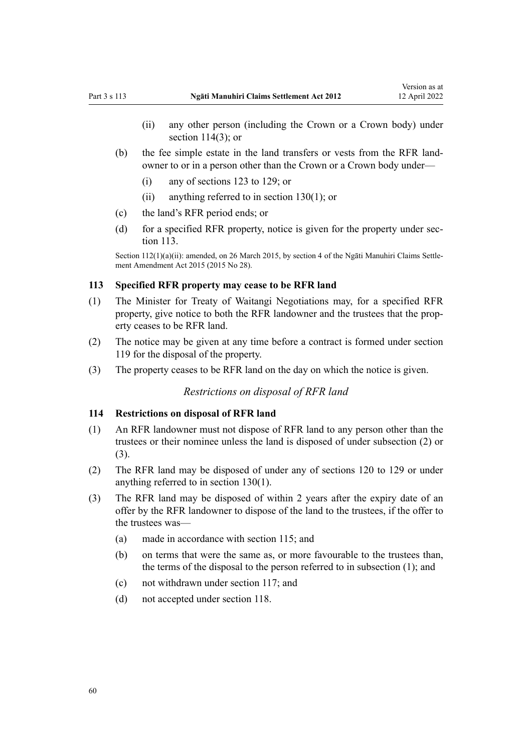(ii) any other person (including the Crown or a Crown body) under section 114(3); or

(b) the fee simple estate in the land transfers or vests from the RFR landowner to or in a person other than the Crown or a Crown body under—

(i) any of sections 123 to 129; or

(ii) anything referred to in section 130(1); or

(c) the land's RFR period ends; or

(d) for a specified RFR property, notice is given for the property under section 113.

Section 112(1)(a)(ii): amended, on 26 March 2015, by section 4 of the Ngāti Manuhiri Claims Settlement Amendment Act 2015 (2015 No 28).

### 113 Specified RFR property may cease to be RFR land

(1) The Minister for Treaty of Waitangi Negotiations may, for a specified RFR property, give notice to both the RFR landowner and the trustees that the property ceases to be RFR land.

(2) The notice may be given at any time before a contract is formed under section 119 for the disposal of the property.

(3) The property ceases to be RFR land on the day on which the notice is given.

*Restrictions on disposal of RFR land*

### 114 Restrictions on disposal of RFR land

(1) An RFR landowner must not dispose of RFR land to any person other than the trustees or their nominee unless the land is disposed of under subsection (2) or (3).

(2) The RFR land may be disposed of under any of sections 120 to 129 or under anything referred to in section 130(1).

(3) The RFR land may be disposed of within 2 years after the expiry date of an offer by the RFR landowner to dispose of the land to the trustees, if the offer to the trustees was—

(a) made in accordance with section 115; and

(b) on terms that were the same as, or more favourable to the trustees than, the terms of the disposal to the person referred to in subsection (1); and

(c) not withdrawn under section 117; and

(d) not accepted under section 118.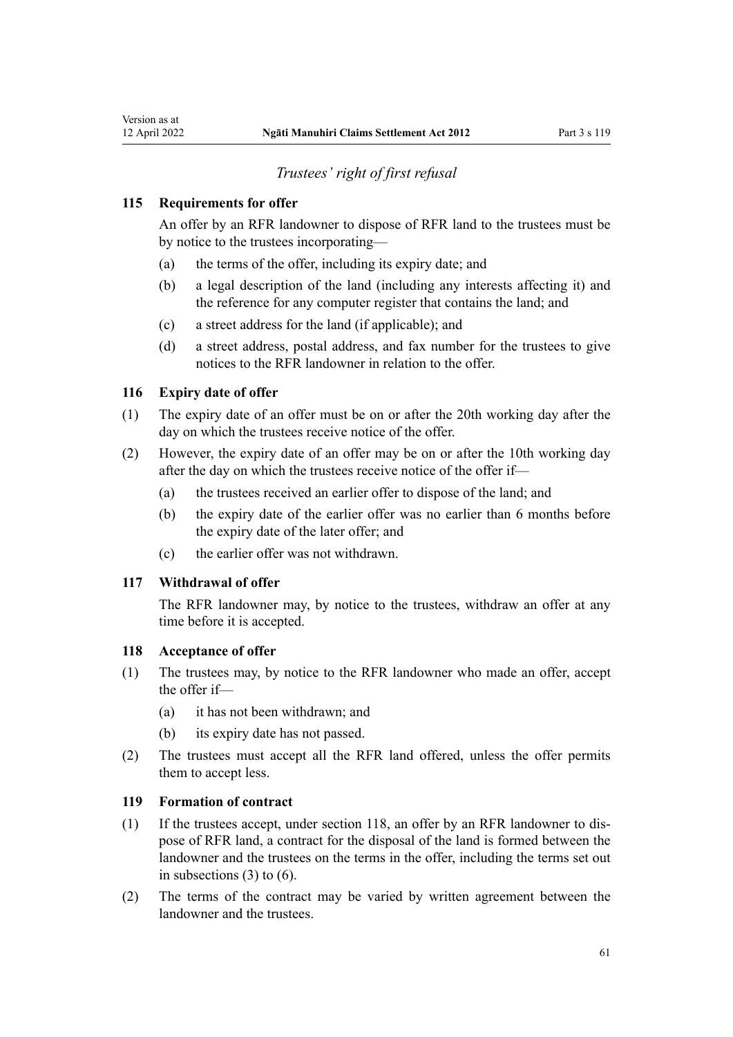*Trustees' right of first refusal*

**115 Requirements for offer**

An offer by an RFR landowner to dispose of RFR land to the trustees must be by notice to the trustees incorporating—

(a) the terms of the offer, including its expiry date; and

(b) a legal description of the land (including any interests affecting it) and the reference for any computer register that contains the land; and

(c) a street address for the land (if applicable); and

(d) a street address, postal address, and fax number for the trustees to give notices to the RFR landowner in relation to the offer.

**116 Expiry date of offer**

(1) The expiry date of an offer must be on or after the 20th working day after the day on which the trustees receive notice of the offer.

(2) However, the expiry date of an offer may be on or after the 10th working day after the day on which the trustees receive notice of the offer if—

(a) the trustees received an earlier offer to dispose of the land; and

(b) the expiry date of the earlier offer was no earlier than 6 months before the expiry date of the later offer; and

(c) the earlier offer was not withdrawn.

**117 Withdrawal of offer**

The RFR landowner may, by notice to the trustees, withdraw an offer at any time before it is accepted.

**118 Acceptance of offer**

(1) The trustees may, by notice to the RFR landowner who made an offer, accept the offer if—

(a) it has not been withdrawn; and

(b) its expiry date has not passed.

(2) The trustees must accept all the RFR land offered, unless the offer permits them to accept less.

**119 Formation of contract**

(1) If the trustees accept, under section 118, an offer by an RFR landowner to dispose of RFR land, a contract for the disposal of the land is formed between the landowner and the trustees on the terms in the offer, including the terms set out in subsections (3) to (6).

(2) The terms of the contract may be varied by written agreement between the landowner and the trustees.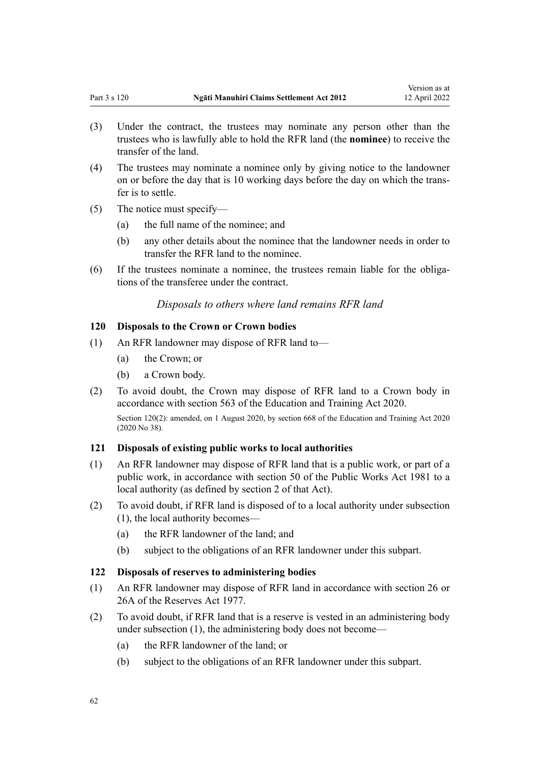(3) Under the contract, the trustees may nominate any person other than the trustees who is lawfully able to hold the RFR land (the **nominee**) to receive the transfer of the land.

(4) The trustees may nominate a nominee only by giving notice to the landowner on or before the day that is 10 working days before the day on which the transfer is to settle.

(5) The notice must specify—

  (a) the full name of the nominee; and

  (b) any other details about the nominee that the landowner needs in order to transfer the RFR land to the nominee.

(6) If the trustees nominate a nominee, the trustees remain liable for the obligations of the transferee under the contract.

*Disposals to others where land remains RFR land*

### 120 Disposals to the Crown or Crown bodies

(1) An RFR landowner may dispose of RFR land to—

  (a) the Crown; or

  (b) a Crown body.

(2) To avoid doubt, the Crown may dispose of RFR land to a Crown body in accordance with section 563 of the Education and Training Act 2020.

Section 120(2): amended, on 1 August 2020, by section 668 of the Education and Training Act 2020 (2020 No 38).

### 121 Disposals of existing public works to local authorities

(1) An RFR landowner may dispose of RFR land that is a public work, or part of a public work, in accordance with section 50 of the Public Works Act 1981 to a local authority (as defined by section 2 of that Act).

(2) To avoid doubt, if RFR land is disposed of to a local authority under subsection (1), the local authority becomes—

  (a) the RFR landowner of the land; and

  (b) subject to the obligations of an RFR landowner under this subpart.

### 122 Disposals of reserves to administering bodies

(1) An RFR landowner may dispose of RFR land in accordance with section 26 or 26A of the Reserves Act 1977.

(2) To avoid doubt, if RFR land that is a reserve is vested in an administering body under subsection (1), the administering body does not become—

  (a) the RFR landowner of the land; or

  (b) subject to the obligations of an RFR landowner under this subpart.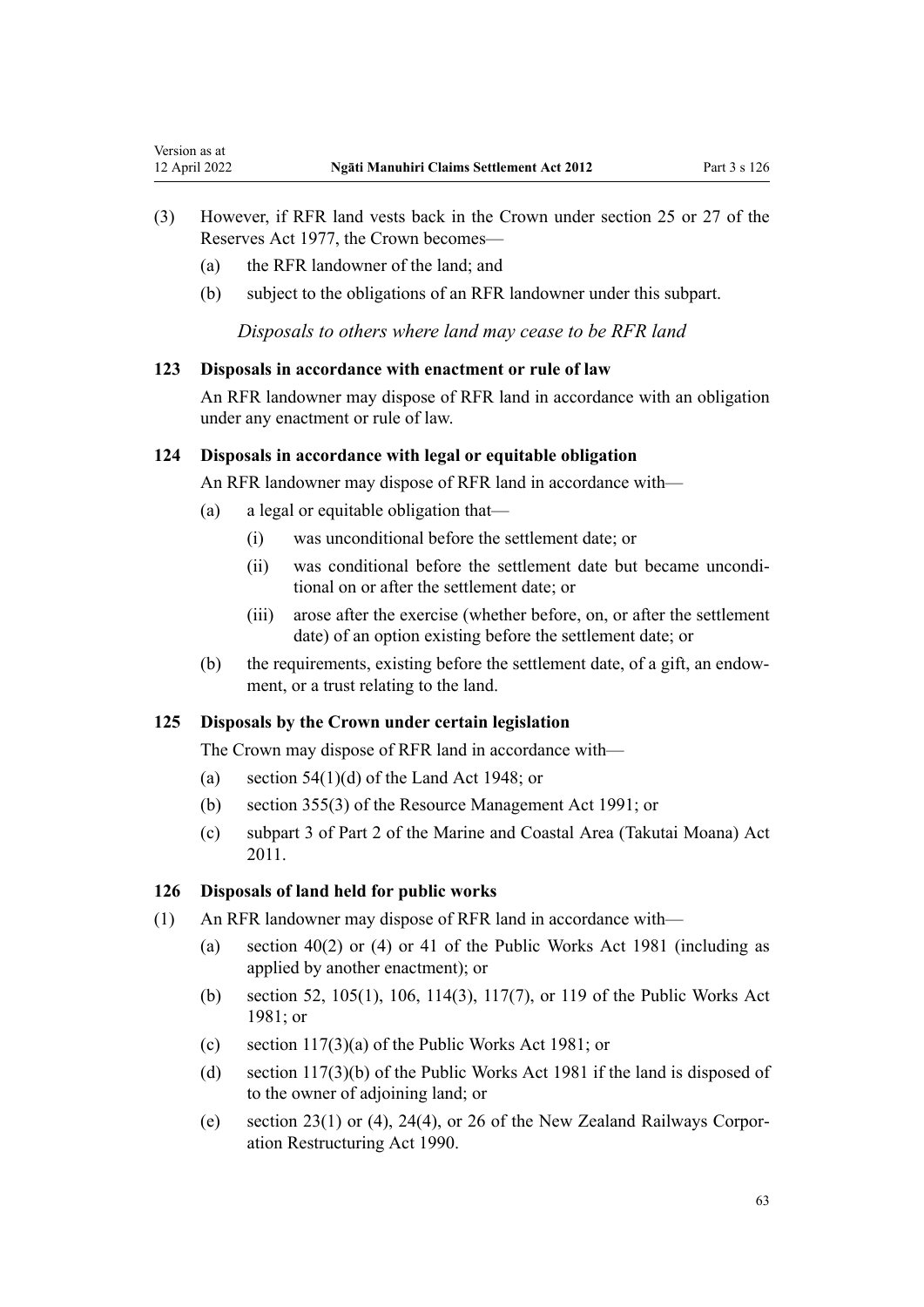(3) However, if RFR land vests back in the Crown under section 25 or 27 of the Reserves Act 1977, the Crown becomes—

  (a) the RFR landowner of the land; and

  (b) subject to the obligations of an RFR landowner under this subpart.

*Disposals to others where land may cease to be RFR land*

### 123 Disposals in accordance with enactment or rule of law

An RFR landowner may dispose of RFR land in accordance with an obligation under any enactment or rule of law.

### 124 Disposals in accordance with legal or equitable obligation

An RFR landowner may dispose of RFR land in accordance with—

  (a) a legal or equitable obligation that—

    (i) was unconditional before the settlement date; or

    (ii) was conditional before the settlement date but became unconditional on or after the settlement date; or

    (iii) arose after the exercise (whether before, on, or after the settlement date) of an option existing before the settlement date; or

  (b) the requirements, existing before the settlement date, of a gift, an endowment, or a trust relating to the land.

### 125 Disposals by the Crown under certain legislation

The Crown may dispose of RFR land in accordance with—

  (a) section 54(1)(d) of the Land Act 1948; or

  (b) section 355(3) of the Resource Management Act 1991; or

  (c) subpart 3 of Part 2 of the Marine and Coastal Area (Takutai Moana) Act 2011.

### 126 Disposals of land held for public works

(1) An RFR landowner may dispose of RFR land in accordance with—

  (a) section 40(2) or (4) or 41 of the Public Works Act 1981 (including as applied by another enactment); or

  (b) section 52, 105(1), 106, 114(3), 117(7), or 119 of the Public Works Act 1981; or

  (c) section 117(3)(a) of the Public Works Act 1981; or

  (d) section 117(3)(b) of the Public Works Act 1981 if the land is disposed of to the owner of adjoining land; or

  (e) section 23(1) or (4), 24(4), or 26 of the New Zealand Railways Corporation Restructuring Act 1990.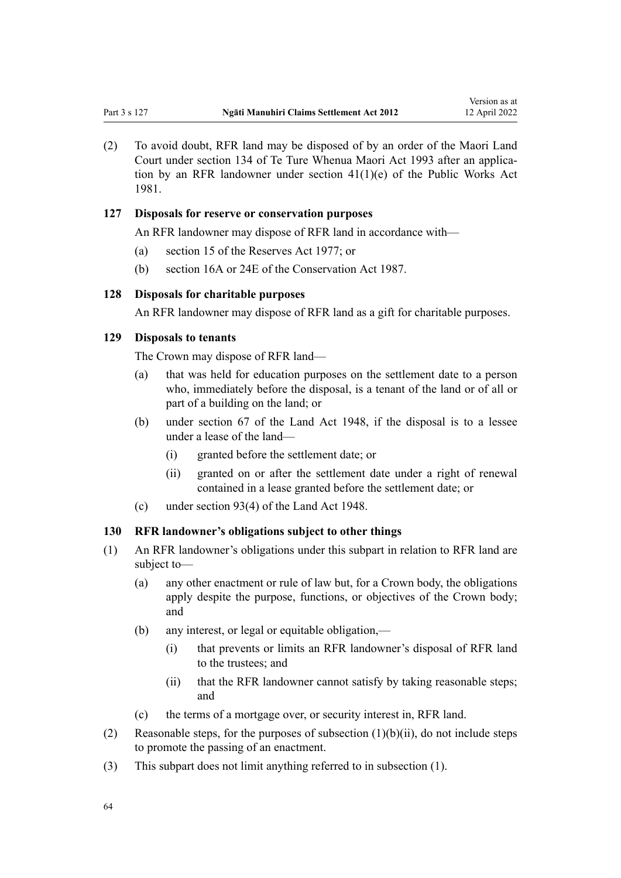(2) To avoid doubt, RFR land may be disposed of by an order of the Maori Land Court under section 134 of Te Ture Whenua Maori Act 1993 after an application by an RFR landowner under section 41(1)(e) of the Public Works Act 1981.

### 127 Disposals for reserve or conservation purposes

An RFR landowner may dispose of RFR land in accordance with—

(a) section 15 of the Reserves Act 1977; or

(b) section 16A or 24E of the Conservation Act 1987.

### 128 Disposals for charitable purposes

An RFR landowner may dispose of RFR land as a gift for charitable purposes.

### 129 Disposals to tenants

The Crown may dispose of RFR land—

(a) that was held for education purposes on the settlement date to a person who, immediately before the disposal, is a tenant of the land or of all or part of a building on the land; or

(b) under section 67 of the Land Act 1948, if the disposal is to a lessee under a lease of the land—

  (i) granted before the settlement date; or

  (ii) granted on or after the settlement date under a right of renewal contained in a lease granted before the settlement date; or

(c) under section 93(4) of the Land Act 1948.

### 130 RFR landowner's obligations subject to other things

(1) An RFR landowner's obligations under this subpart in relation to RFR land are subject to—

(a) any other enactment or rule of law but, for a Crown body, the obligations apply despite the purpose, functions, or objectives of the Crown body; and

(b) any interest, or legal or equitable obligation,—

  (i) that prevents or limits an RFR landowner's disposal of RFR land to the trustees; and

  (ii) that the RFR landowner cannot satisfy by taking reasonable steps; and

(c) the terms of a mortgage over, or security interest in, RFR land.

(2) Reasonable steps, for the purposes of subsection (1)(b)(ii), do not include steps to promote the passing of an enactment.

(3) This subpart does not limit anything referred to in subsection (1).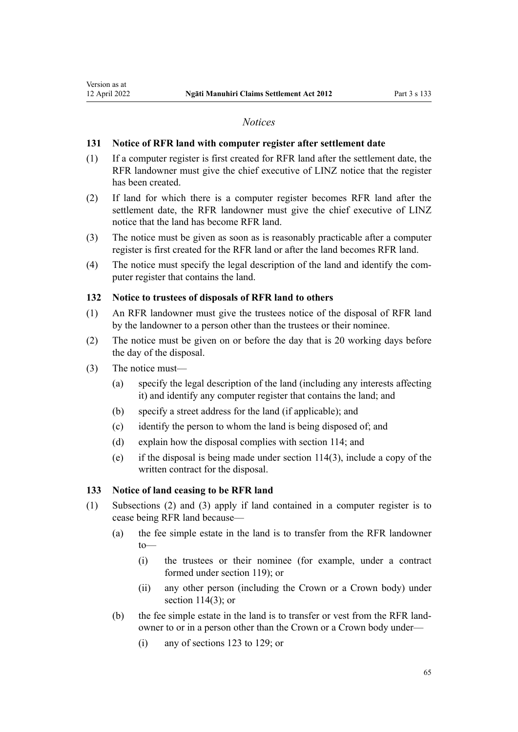*Notices*

### 131 Notice of RFR land with computer register after settlement date

(1) If a computer register is first created for RFR land after the settlement date, the RFR landowner must give the chief executive of LINZ notice that the register has been created.

(2) If land for which there is a computer register becomes RFR land after the settlement date, the RFR landowner must give the chief executive of LINZ notice that the land has become RFR land.

(3) The notice must be given as soon as is reasonably practicable after a computer register is first created for the RFR land or after the land becomes RFR land.

(4) The notice must specify the legal description of the land and identify the computer register that contains the land.

### 132 Notice to trustees of disposals of RFR land to others

(1) An RFR landowner must give the trustees notice of the disposal of RFR land by the landowner to a person other than the trustees or their nominee.

(2) The notice must be given on or before the day that is 20 working days before the day of the disposal.

(3) The notice must—

(a) specify the legal description of the land (including any interests affecting it) and identify any computer register that contains the land; and

(b) specify a street address for the land (if applicable); and

(c) identify the person to whom the land is being disposed of; and

(d) explain how the disposal complies with section 114; and

(e) if the disposal is being made under section 114(3), include a copy of the written contract for the disposal.

### 133 Notice of land ceasing to be RFR land

(1) Subsections (2) and (3) apply if land contained in a computer register is to cease being RFR land because—

(a) the fee simple estate in the land is to transfer from the RFR landowner to—

(i) the trustees or their nominee (for example, under a contract formed under section 119); or

(ii) any other person (including the Crown or a Crown body) under section 114(3); or

(b) the fee simple estate in the land is to transfer or vest from the RFR landowner to or in a person other than the Crown or a Crown body under—

(i) any of sections 123 to 129; or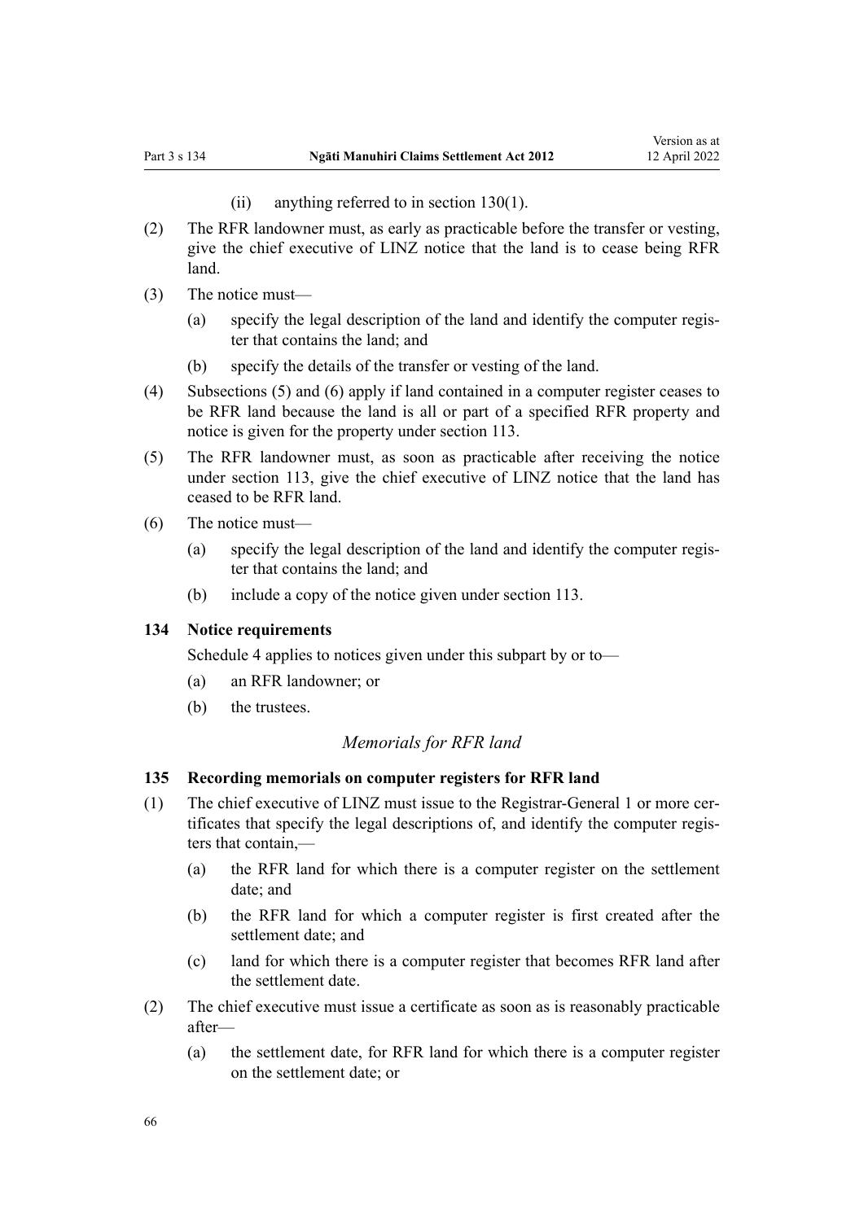(ii) anything referred to in section 130(1).

(2) The RFR landowner must, as early as practicable before the transfer or vesting, give the chief executive of LINZ notice that the land is to cease being RFR land.

(3) The notice must—

(a) specify the legal description of the land and identify the computer register that contains the land; and

(b) specify the details of the transfer or vesting of the land.

(4) Subsections (5) and (6) apply if land contained in a computer register ceases to be RFR land because the land is all or part of a specified RFR property and notice is given for the property under section 113.

(5) The RFR landowner must, as soon as practicable after receiving the notice under section 113, give the chief executive of LINZ notice that the land has ceased to be RFR land.

(6) The notice must—

(a) specify the legal description of the land and identify the computer register that contains the land; and

(b) include a copy of the notice given under section 113.

### 134 Notice requirements

Schedule 4 applies to notices given under this subpart by or to—

(a) an RFR landowner; or

(b) the trustees.

*Memorials for RFR land*

### 135 Recording memorials on computer registers for RFR land

(1) The chief executive of LINZ must issue to the Registrar-General 1 or more certificates that specify the legal descriptions of, and identify the computer registers that contain,—

(a) the RFR land for which there is a computer register on the settlement date; and

(b) the RFR land for which a computer register is first created after the settlement date; and

(c) land for which there is a computer register that becomes RFR land after the settlement date.

(2) The chief executive must issue a certificate as soon as is reasonably practicable after—

(a) the settlement date, for RFR land for which there is a computer register on the settlement date; or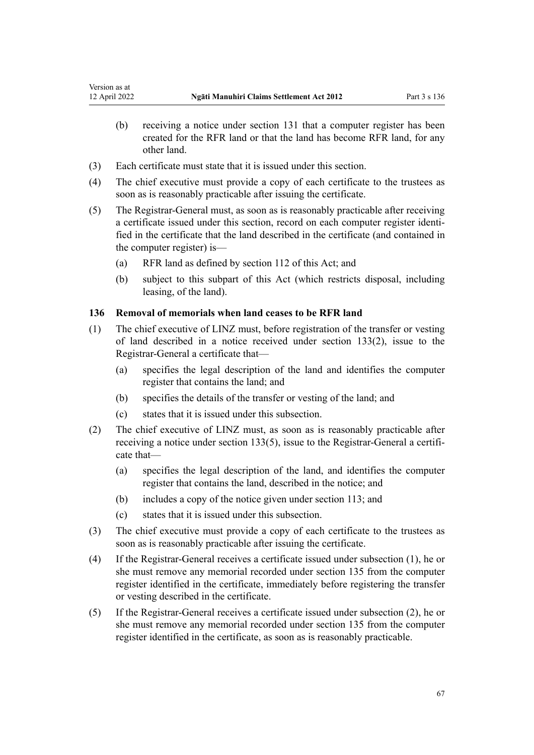(b) receiving a notice under section 131 that a computer register has been created for the RFR land or that the land has become RFR land, for any other land.

(3) Each certificate must state that it is issued under this section.

(4) The chief executive must provide a copy of each certificate to the trustees as soon as is reasonably practicable after issuing the certificate.

(5) The Registrar-General must, as soon as is reasonably practicable after receiving a certificate issued under this section, record on each computer register identified in the certificate that the land described in the certificate (and contained in the computer register) is—

(a) RFR land as defined by section 112 of this Act; and

(b) subject to this subpart of this Act (which restricts disposal, including leasing, of the land).

### 136 Removal of memorials when land ceases to be RFR land

(1) The chief executive of LINZ must, before registration of the transfer or vesting of land described in a notice received under section 133(2), issue to the Registrar-General a certificate that—

(a) specifies the legal description of the land and identifies the computer register that contains the land; and

(b) specifies the details of the transfer or vesting of the land; and

(c) states that it is issued under this subsection.

(2) The chief executive of LINZ must, as soon as is reasonably practicable after receiving a notice under section 133(5), issue to the Registrar-General a certificate that—

(a) specifies the legal description of the land, and identifies the computer register that contains the land, described in the notice; and

(b) includes a copy of the notice given under section 113; and

(c) states that it is issued under this subsection.

(3) The chief executive must provide a copy of each certificate to the trustees as soon as is reasonably practicable after issuing the certificate.

(4) If the Registrar-General receives a certificate issued under subsection (1), he or she must remove any memorial recorded under section 135 from the computer register identified in the certificate, immediately before registering the transfer or vesting described in the certificate.

(5) If the Registrar-General receives a certificate issued under subsection (2), he or she must remove any memorial recorded under section 135 from the computer register identified in the certificate, as soon as is reasonably practicable.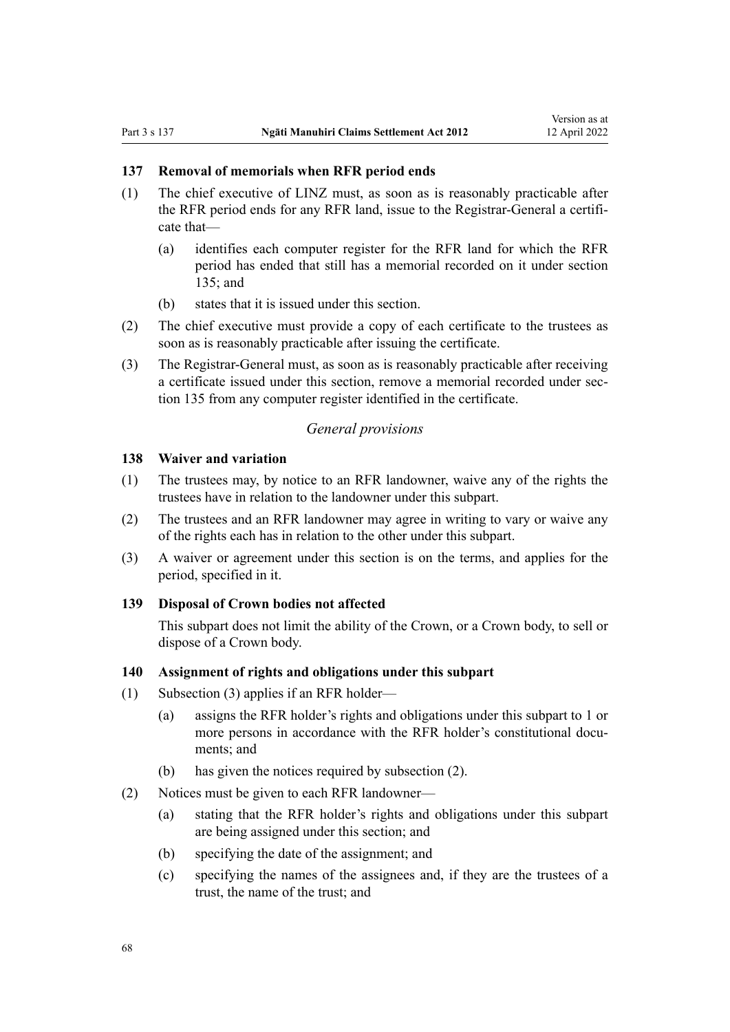### 137 Removal of memorials when RFR period ends

(1) The chief executive of LINZ must, as soon as is reasonably practicable after the RFR period ends for any RFR land, issue to the Registrar-General a certificate that—

- (a) identifies each computer register for the RFR land for which the RFR period has ended that still has a memorial recorded on it under section 135; and
- (b) states that it is issued under this section.

(2) The chief executive must provide a copy of each certificate to the trustees as soon as is reasonably practicable after issuing the certificate.

(3) The Registrar-General must, as soon as is reasonably practicable after receiving a certificate issued under this section, remove a memorial recorded under section 135 from any computer register identified in the certificate.

*General provisions*

### 138 Waiver and variation

(1) The trustees may, by notice to an RFR landowner, waive any of the rights the trustees have in relation to the landowner under this subpart.

(2) The trustees and an RFR landowner may agree in writing to vary or waive any of the rights each has in relation to the other under this subpart.

(3) A waiver or agreement under this section is on the terms, and applies for the period, specified in it.

### 139 Disposal of Crown bodies not affected

This subpart does not limit the ability of the Crown, or a Crown body, to sell or dispose of a Crown body.

### 140 Assignment of rights and obligations under this subpart

(1) Subsection (3) applies if an RFR holder—

- (a) assigns the RFR holder's rights and obligations under this subpart to 1 or more persons in accordance with the RFR holder's constitutional documents; and
- (b) has given the notices required by subsection (2).

(2) Notices must be given to each RFR landowner—

- (a) stating that the RFR holder's rights and obligations under this subpart are being assigned under this section; and
- (b) specifying the date of the assignment; and
- (c) specifying the names of the assignees and, if they are the trustees of a trust, the name of the trust; and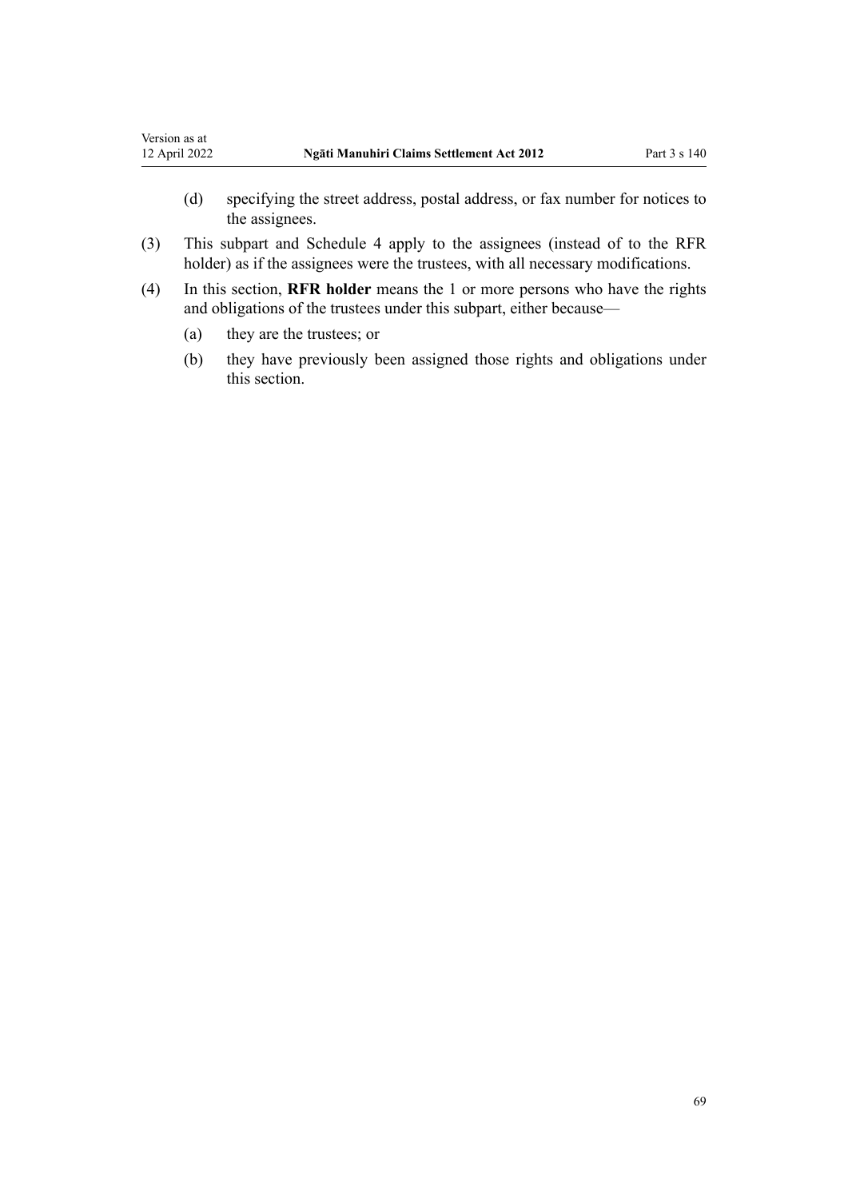(d) specifying the street address, postal address, or fax number for notices to the assignees.

(3) This subpart and Schedule 4 apply to the assignees (instead of to the RFR holder) as if the assignees were the trustees, with all necessary modifications.

(4) In this section, **RFR holder** means the 1 or more persons who have the rights and obligations of the trustees under this subpart, either because—

(a) they are the trustees; or

(b) they have previously been assigned those rights and obligations under this section.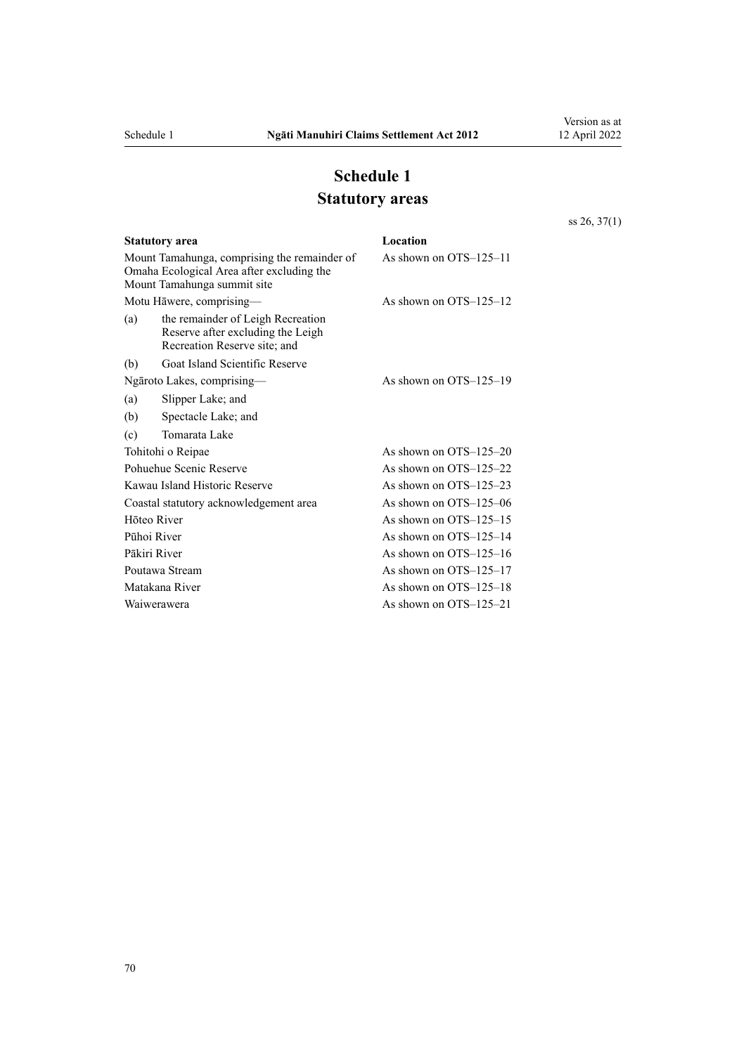# Schedule 1
## Statutory areas

ss 26, 37(1)

| Statutory area | Location |
|---|---|
| Mount Tamahunga, comprising the remainder of Omaha Ecological Area after excluding the Mount Tamahunga summit site | As shown on OTS–125–11 |
| Motu Hāwere, comprising— | As shown on OTS–125–12 |
| (a) the remainder of Leigh Recreation Reserve after excluding the Leigh Recreation Reserve site; and | |
| (b) Goat Island Scientific Reserve | |
| Ngāroto Lakes, comprising— | As shown on OTS–125–19 |
| (a) Slipper Lake; and | |
| (b) Spectacle Lake; and | |
| (c) Tomarata Lake | |
| Tohitohi o Reipae | As shown on OTS–125–20 |
| Pohuehue Scenic Reserve | As shown on OTS–125–22 |
| Kawau Island Historic Reserve | As shown on OTS–125–23 |
| Coastal statutory acknowledgement area | As shown on OTS–125–06 |
| Hōteo River | As shown on OTS–125–15 |
| Pūhoi River | As shown on OTS–125–14 |
| Pākiri River | As shown on OTS–125–16 |
| Poutawa Stream | As shown on OTS–125–17 |
| Matakana River | As shown on OTS–125–18 |
| Waiwerawera | As shown on OTS–125–21 |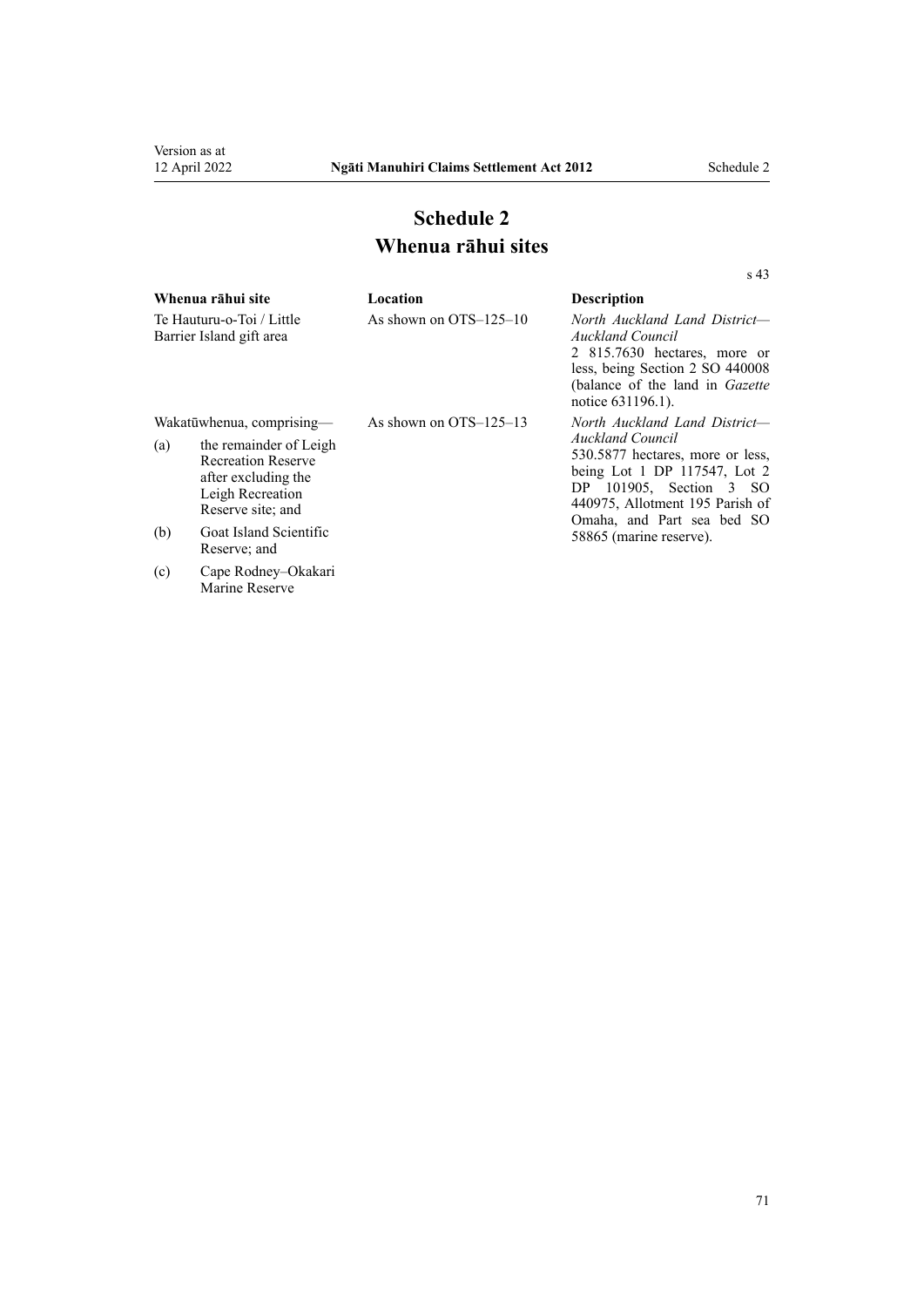# Schedule 2
## Whenua rāhui sites

s 43

| Whenua rāhui site | Location | Description |
|---|---|---|
| Te Hauturu-o-Toi / Little Barrier Island gift area | As shown on OTS–125–10 | *North Auckland Land District—Auckland Council* 2 815.7630 hectares, more or less, being Section 2 SO 440008 (balance of the land in *Gazette* notice 631196.1). |
| Wakatūwhenua, comprising— (a) the remainder of Leigh Recreation Reserve after excluding the Leigh Recreation Reserve site; and (b) Goat Island Scientific Reserve; and (c) Cape Rodney–Okakari Marine Reserve | As shown on OTS–125–13 | *North Auckland Land District—Auckland Council* 530.5877 hectares, more or less, being Lot 1 DP 117547, Lot 2 DP 101905, Section 3 SO 440975, Allotment 195 Parish of Omaha, and Part sea bed SO 58865 (marine reserve). |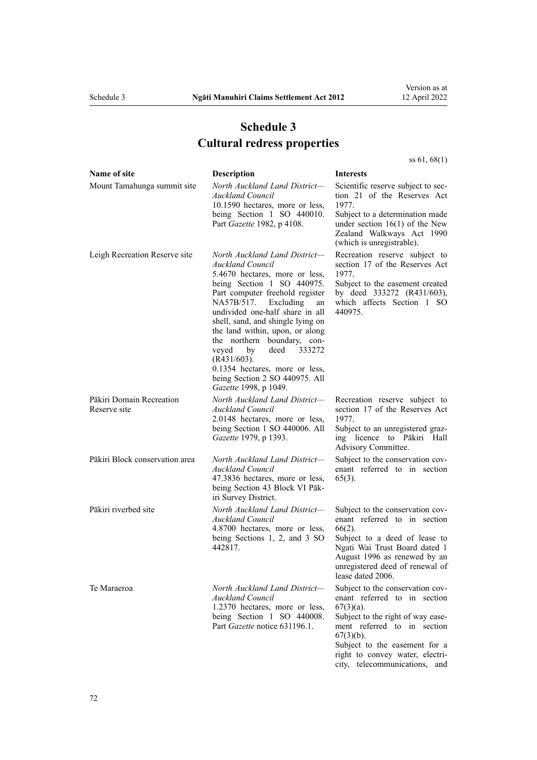# Schedule 3
## Cultural redress properties

ss 61, 68(1)

| Name of site | Description | Interests |
|---|---|---|
| Mount Tamahunga summit site | *North Auckland Land District—Auckland Council* 10.1590 hectares, more or less, being Section 1 SO 440010. Part *Gazette* 1982, p 4108. | Scientific reserve subject to section 21 of the Reserves Act 1977. Subject to a determination made under section 16(1) of the New Zealand Walkways Act 1990 (which is unregistrable). |
| Leigh Recreation Reserve site | *North Auckland Land District—Auckland Council* 5.4670 hectares, more or less, being Section 1 SO 440975. Part computer freehold register NA57B/517. Excluding an undivided one-half share in all shell, sand, and shingle lying on the land within, upon, or along the northern boundary, conveyed by deed 333272 (R431/603). 0.1354 hectares, more or less, being Section 2 SO 440975. All *Gazette* 1998, p 1049. | Recreation reserve subject to section 17 of the Reserves Act 1977. Subject to the easement created by deed 333272 (R431/603), which affects Section 1 SO 440975. |
| Pākiri Domain Recreation Reserve site | *North Auckland Land District—Auckland Council* 2.0148 hectares, more or less, being Section 1 SO 440006. All *Gazette* 1979, p 1393. | Recreation reserve subject to section 17 of the Reserves Act 1977. Subject to an unregistered grazing licence to Pākiri Hall Advisory Committee. |
| Pākiri Block conservation area | *North Auckland Land District—Auckland Council* 47.3836 hectares, more or less, being Section 43 Block VI Pākiri Survey District. | Subject to the conservation covenant referred to in section 65(3). |
| Pākiri riverbed site | *North Auckland Land District—Auckland Council* 4.8700 hectares, more or less, being Sections 1, 2, and 3 SO 442817. | Subject to the conservation covenant referred to in section 66(2). Subject to a deed of lease to Ngati Wai Trust Board dated 1 August 1996 as renewed by an unregistered deed of renewal of lease dated 2006. |
| Te Maraeroa | *North Auckland Land District—Auckland Council* 1.2370 hectares, more or less, being Section 1 SO 440008. Part *Gazette* notice 631196.1. | Subject to the conservation covenant referred to in section 67(3)(a). Subject to the right of way easement referred to in section 67(3)(b). Subject to the easement for a right to convey water, electricity, telecommunications, and |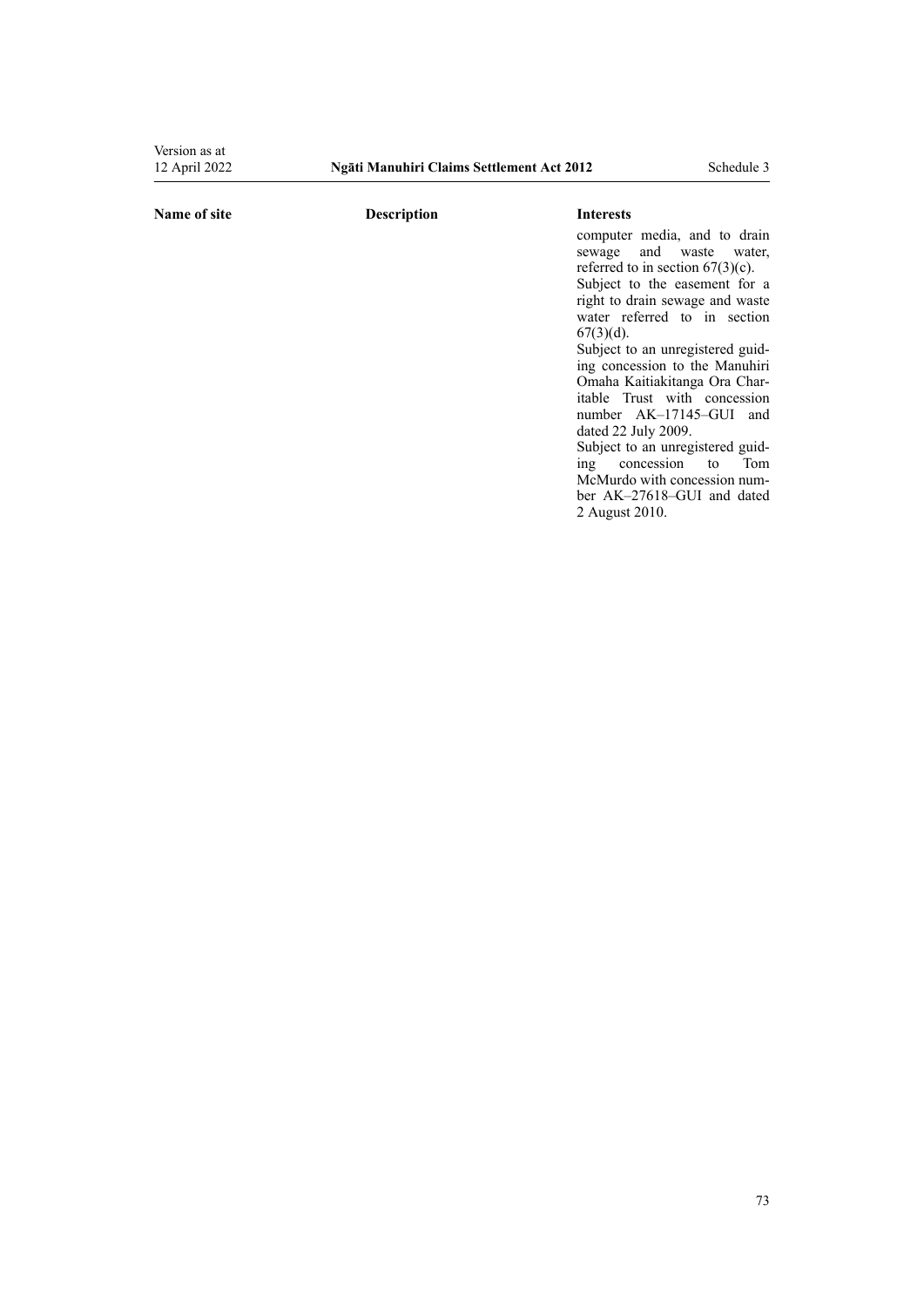| Name of site | Description | Interests |
|---|---|---|
| | | computer media, and to drain sewage and waste water, referred to in section 67(3)(c). Subject to the easement for a right to drain sewage and waste water referred to in section 67(3)(d). Subject to an unregistered guiding concession to the Manuhiri Omaha Kaitiakitanga Ora Charitable Trust with concession number AK–17145–GUI and dated 22 July 2009. Subject to an unregistered guiding concession to Tom McMurdo with concession number AK–27618–GUI and dated 2 August 2010. |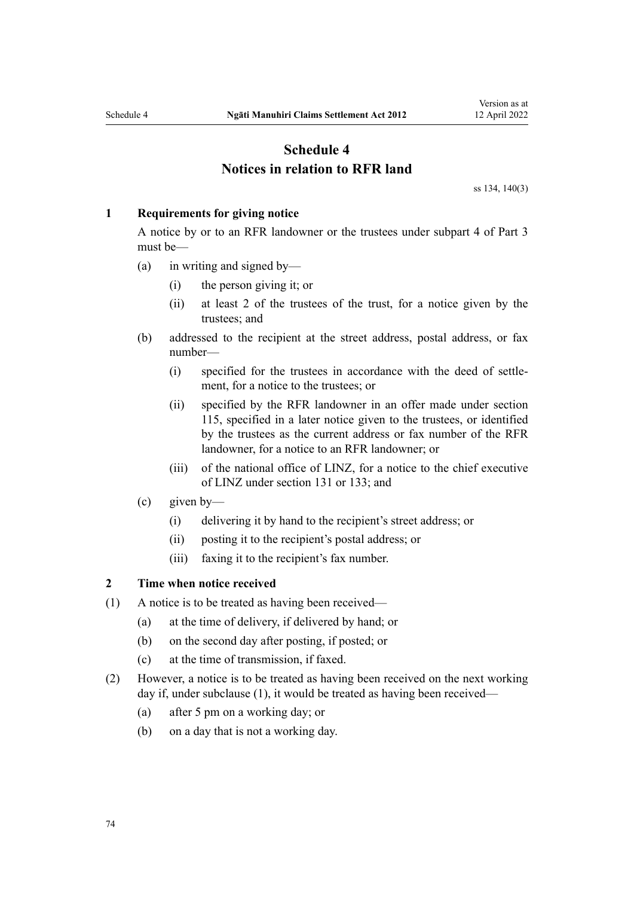# Schedule 4
## Notices in relation to RFR land

ss 134, 140(3)

### 1 Requirements for giving notice

A notice by or to an RFR landowner or the trustees under subpart 4 of Part 3 must be—

(a) in writing and signed by—

  (i) the person giving it; or

  (ii) at least 2 of the trustees of the trust, for a notice given by the trustees; and

(b) addressed to the recipient at the street address, postal address, or fax number—

  (i) specified for the trustees in accordance with the deed of settlement, for a notice to the trustees; or

  (ii) specified by the RFR landowner in an offer made under section 115, specified in a later notice given to the trustees, or identified by the trustees as the current address or fax number of the RFR landowner, for a notice to an RFR landowner; or

  (iii) of the national office of LINZ, for a notice to the chief executive of LINZ under section 131 or 133; and

(c) given by—

  (i) delivering it by hand to the recipient's street address; or

  (ii) posting it to the recipient's postal address; or

  (iii) faxing it to the recipient's fax number.

### 2 Time when notice received

(1) A notice is to be treated as having been received—

  (a) at the time of delivery, if delivered by hand; or

  (b) on the second day after posting, if posted; or

  (c) at the time of transmission, if faxed.

(2) However, a notice is to be treated as having been received on the next working day if, under subclause (1), it would be treated as having been received—

  (a) after 5 pm on a working day; or

  (b) on a day that is not a working day.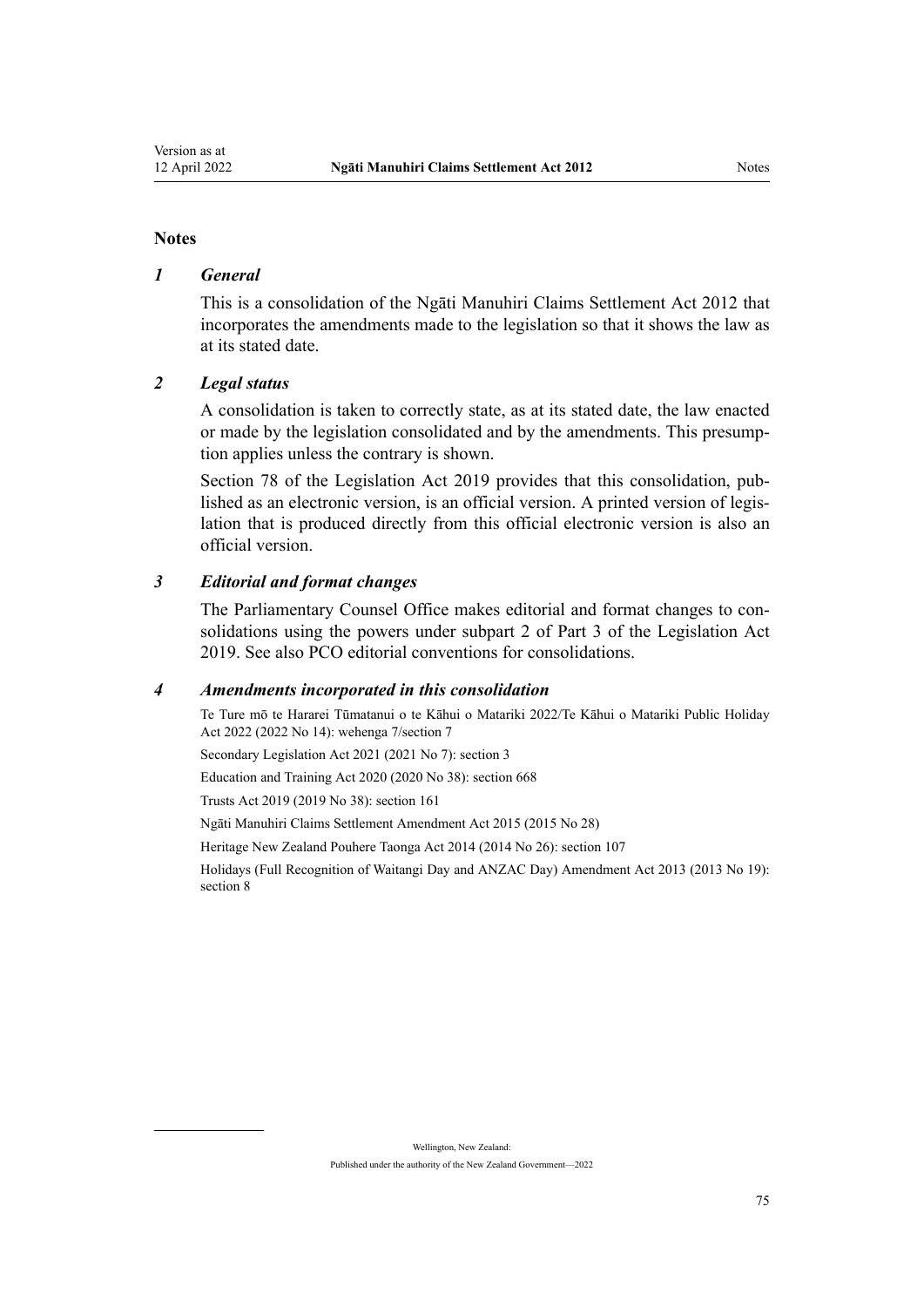## Notes

### *1 General*

This is a consolidation of the Ngāti Manuhiri Claims Settlement Act 2012 that incorporates the amendments made to the legislation so that it shows the law as at its stated date.

### *2 Legal status*

A consolidation is taken to correctly state, as at its stated date, the law enacted or made by the legislation consolidated and by the amendments. This presumption applies unless the contrary is shown.

Section 78 of the Legislation Act 2019 provides that this consolidation, published as an electronic version, is an official version. A printed version of legislation that is produced directly from this official electronic version is also an official version.

### *3 Editorial and format changes*

The Parliamentary Counsel Office makes editorial and format changes to consolidations using the powers under subpart 2 of Part 3 of the Legislation Act 2019. See also PCO editorial conventions for consolidations.

### *4 Amendments incorporated in this consolidation*

Te Ture mō te Hararei Tūmatanui o te Kāhui o Matariki 2022/Te Kāhui o Matariki Public Holiday Act 2022 (2022 No 14): wehenga 7/section 7

Secondary Legislation Act 2021 (2021 No 7): section 3

Education and Training Act 2020 (2020 No 38): section 668

Trusts Act 2019 (2019 No 38): section 161

Ngāti Manuhiri Claims Settlement Amendment Act 2015 (2015 No 28)

Heritage New Zealand Pouhere Taonga Act 2014 (2014 No 26): section 107

Holidays (Full Recognition of Waitangi Day and ANZAC Day) Amendment Act 2013 (2013 No 19): section 8

Wellington, New Zealand:

Published under the authority of the New Zealand Government—2022